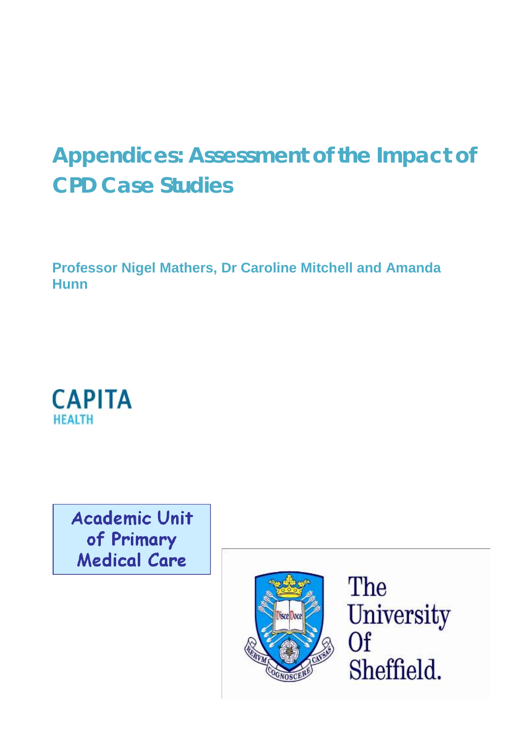# Appendices: Assessment of the Impact of CPD Case Studies

**Professor Nigel Mathers, Dr Caroline Mitchell and Amanda Hunn**

CAPITA
HEALTH

Academic Unit of Primary Medical Care

The University Of Sheffield.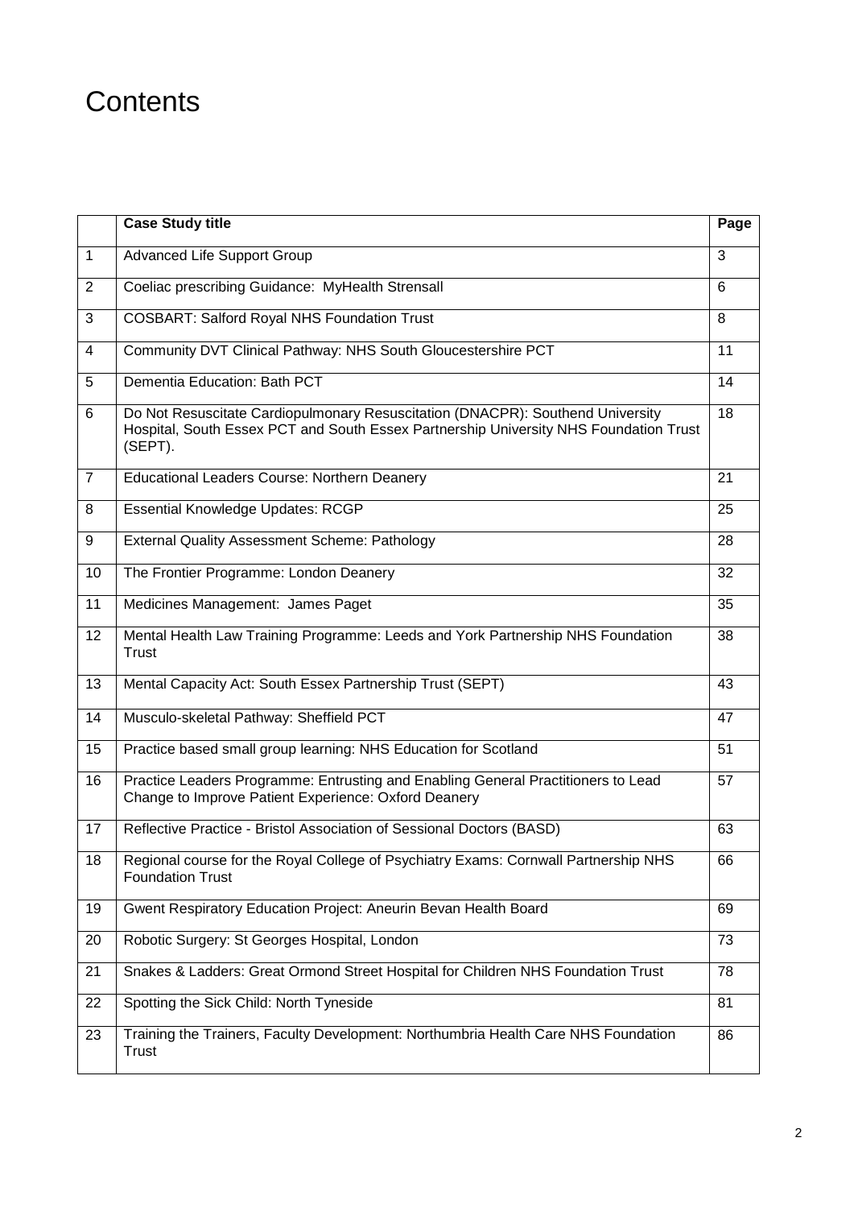# Contents

|  | Case Study title | Page |
|---|---|---|
| 1 | Advanced Life Support Group | 3 |
| 2 | Coeliac prescribing Guidance: MyHealth Strensall | 6 |
| 3 | COSBART: Salford Royal NHS Foundation Trust | 8 |
| 4 | Community DVT Clinical Pathway: NHS South Gloucestershire PCT | 11 |
| 5 | Dementia Education: Bath PCT | 14 |
| 6 | Do Not Resuscitate Cardiopulmonary Resuscitation (DNACPR): Southend University Hospital, South Essex PCT and South Essex Partnership University NHS Foundation Trust (SEPT). | 18 |
| 7 | Educational Leaders Course: Northern Deanery | 21 |
| 8 | Essential Knowledge Updates: RCGP | 25 |
| 9 | External Quality Assessment Scheme: Pathology | 28 |
| 10 | The Frontier Programme: London Deanery | 32 |
| 11 | Medicines Management: James Paget | 35 |
| 12 | Mental Health Law Training Programme: Leeds and York Partnership NHS Foundation Trust | 38 |
| 13 | Mental Capacity Act: South Essex Partnership Trust (SEPT) | 43 |
| 14 | Musculo-skeletal Pathway: Sheffield PCT | 47 |
| 15 | Practice based small group learning: NHS Education for Scotland | 51 |
| 16 | Practice Leaders Programme: Entrusting and Enabling General Practitioners to Lead Change to Improve Patient Experience: Oxford Deanery | 57 |
| 17 | Reflective Practice - Bristol Association of Sessional Doctors (BASD) | 63 |
| 18 | Regional course for the Royal College of Psychiatry Exams: Cornwall Partnership NHS Foundation Trust | 66 |
| 19 | Gwent Respiratory Education Project: Aneurin Bevan Health Board | 69 |
| 20 | Robotic Surgery: St Georges Hospital, London | 73 |
| 21 | Snakes & Ladders: Great Ormond Street Hospital for Children NHS Foundation Trust | 78 |
| 22 | Spotting the Sick Child: North Tyneside | 81 |
| 23 | Training the Trainers, Faculty Development: Northumbria Health Care NHS Foundation Trust | 86 |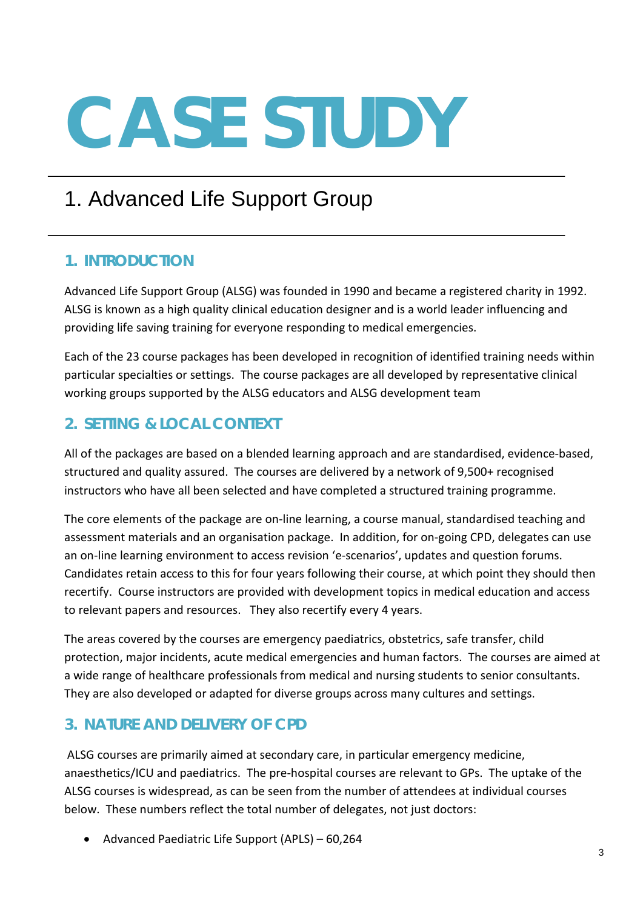# CASE STUDY

## 1. Advanced Life Support Group

### 1. INTRODUCTION

Advanced Life Support Group (ALSG) was founded in 1990 and became a registered charity in 1992. ALSG is known as a high quality clinical education designer and is a world leader influencing and providing life saving training for everyone responding to medical emergencies.

Each of the 23 course packages has been developed in recognition of identified training needs within particular specialties or settings. The course packages are all developed by representative clinical working groups supported by the ALSG educators and ALSG development team

### 2. SETTING & LOCAL CONTEXT

All of the packages are based on a blended learning approach and are standardised, evidence-based, structured and quality assured. The courses are delivered by a network of 9,500+ recognised instructors who have all been selected and have completed a structured training programme.

The core elements of the package are on-line learning, a course manual, standardised teaching and assessment materials and an organisation package. In addition, for on-going CPD, delegates can use an on-line learning environment to access revision 'e-scenarios', updates and question forums. Candidates retain access to this for four years following their course, at which point they should then recertify. Course instructors are provided with development topics in medical education and access to relevant papers and resources. They also recertify every 4 years.

The areas covered by the courses are emergency paediatrics, obstetrics, safe transfer, child protection, major incidents, acute medical emergencies and human factors. The courses are aimed at a wide range of healthcare professionals from medical and nursing students to senior consultants. They are also developed or adapted for diverse groups across many cultures and settings.

### 3. NATURE AND DELIVERY OF CPD

ALSG courses are primarily aimed at secondary care, in particular emergency medicine, anaesthetics/ICU and paediatrics. The pre-hospital courses are relevant to GPs. The uptake of the ALSG courses is widespread, as can be seen from the number of attendees at individual courses below. These numbers reflect the total number of delegates, not just doctors:

- Advanced Paediatric Life Support (APLS) – 60,264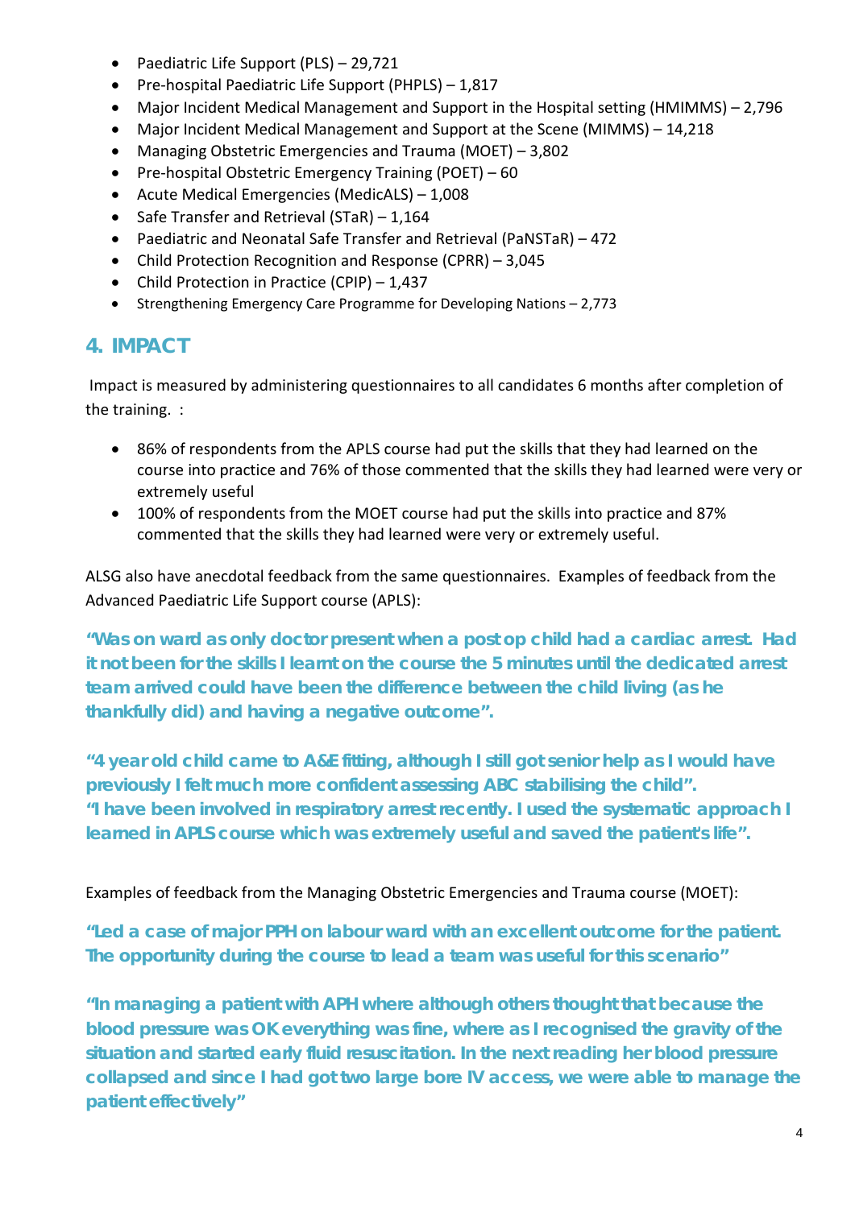- Paediatric Life Support (PLS) – 29,721
- Pre-hospital Paediatric Life Support (PHPLS) – 1,817
- Major Incident Medical Management and Support in the Hospital setting (HMIMMS) – 2,796
- Major Incident Medical Management and Support at the Scene (MIMMS) – 14,218
- Managing Obstetric Emergencies and Trauma (MOET) – 3,802
- Pre-hospital Obstetric Emergency Training (POET) – 60
- Acute Medical Emergencies (MedicALS) – 1,008
- Safe Transfer and Retrieval (STaR) – 1,164
- Paediatric and Neonatal Safe Transfer and Retrieval (PaNSTaR) – 472
- Child Protection Recognition and Response (CPRR) – 3,045
- Child Protection in Practice (CPIP) – 1,437
- Strengthening Emergency Care Programme for Developing Nations – 2,773

## 4. IMPACT

Impact is measured by administering questionnaires to all candidates 6 months after completion of the training. :

- 86% of respondents from the APLS course had put the skills that they had learned on the course into practice and 76% of those commented that the skills they had learned were very or extremely useful
- 100% of respondents from the MOET course had put the skills into practice and 87% commented that the skills they had learned were very or extremely useful.

ALSG also have anecdotal feedback from the same questionnaires. Examples of feedback from the Advanced Paediatric Life Support course (APLS):

**"Was on ward as only doctor present when a post op child had a cardiac arrest. Had it not been for the skills I learnt on the course the 5 minutes until the dedicated arrest team arrived could have been the difference between the child living (as he thankfully did) and having a negative outcome".**

**"4 year old child came to A&E fitting, although I still got senior help as I would have previously I felt much more confident assessing ABC stabilising the child".**
**"I have been involved in respiratory arrest recently. I used the systematic approach I learned in APLS course which was extremely useful and saved the patient's life".**

Examples of feedback from the Managing Obstetric Emergencies and Trauma course (MOET):

**"Led a case of major PPH on labour ward with an excellent outcome for the patient. The opportunity during the course to lead a team was useful for this scenario"**

**"In managing a patient with APH where although others thought that because the blood pressure was OK everything was fine, where as I recognised the gravity of the situation and started early fluid resuscitation. In the next reading her blood pressure collapsed and since I had got two large bore IV access, we were able to manage the patient effectively"**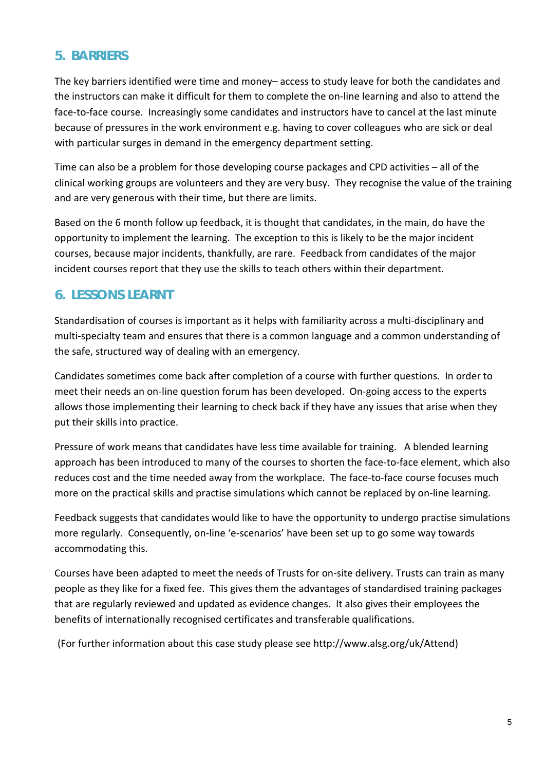## 5. BARRIERS

The key barriers identified were time and money– access to study leave for both the candidates and the instructors can make it difficult for them to complete the on-line learning and also to attend the face-to-face course. Increasingly some candidates and instructors have to cancel at the last minute because of pressures in the work environment e.g. having to cover colleagues who are sick or deal with particular surges in demand in the emergency department setting.

Time can also be a problem for those developing course packages and CPD activities – all of the clinical working groups are volunteers and they are very busy. They recognise the value of the training and are very generous with their time, but there are limits.

Based on the 6 month follow up feedback, it is thought that candidates, in the main, do have the opportunity to implement the learning. The exception to this is likely to be the major incident courses, because major incidents, thankfully, are rare. Feedback from candidates of the major incident courses report that they use the skills to teach others within their department.

## 6. LESSONS LEARNT

Standardisation of courses is important as it helps with familiarity across a multi-disciplinary and multi-specialty team and ensures that there is a common language and a common understanding of the safe, structured way of dealing with an emergency.

Candidates sometimes come back after completion of a course with further questions. In order to meet their needs an on-line question forum has been developed. On-going access to the experts allows those implementing their learning to check back if they have any issues that arise when they put their skills into practice.

Pressure of work means that candidates have less time available for training. A blended learning approach has been introduced to many of the courses to shorten the face-to-face element, which also reduces cost and the time needed away from the workplace. The face-to-face course focuses much more on the practical skills and practise simulations which cannot be replaced by on-line learning.

Feedback suggests that candidates would like to have the opportunity to undergo practise simulations more regularly. Consequently, on-line 'e-scenarios' have been set up to go some way towards accommodating this.

Courses have been adapted to meet the needs of Trusts for on-site delivery. Trusts can train as many people as they like for a fixed fee. This gives them the advantages of standardised training packages that are regularly reviewed and updated as evidence changes. It also gives their employees the benefits of internationally recognised certificates and transferable qualifications.

(For further information about this case study please see http://www.alsg.org/uk/Attend)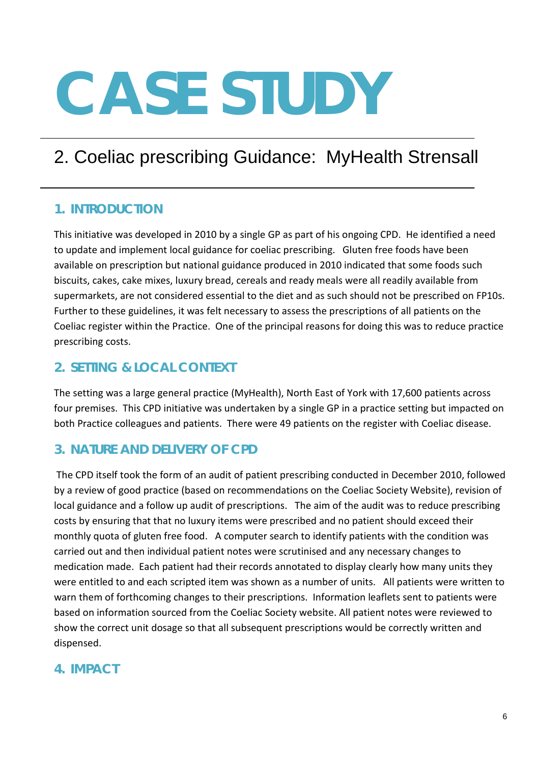# CASE STUDY

## 2. Coeliac prescribing Guidance: MyHealth Strensall

### 1. INTRODUCTION

This initiative was developed in 2010 by a single GP as part of his ongoing CPD. He identified a need to update and implement local guidance for coeliac prescribing. Gluten free foods have been available on prescription but national guidance produced in 2010 indicated that some foods such biscuits, cakes, cake mixes, luxury bread, cereals and ready meals were all readily available from supermarkets, are not considered essential to the diet and as such should not be prescribed on FP10s. Further to these guidelines, it was felt necessary to assess the prescriptions of all patients on the Coeliac register within the Practice. One of the principal reasons for doing this was to reduce practice prescribing costs.

### 2. SETTING & LOCAL CONTEXT

The setting was a large general practice (MyHealth), North East of York with 17,600 patients across four premises. This CPD initiative was undertaken by a single GP in a practice setting but impacted on both Practice colleagues and patients. There were 49 patients on the register with Coeliac disease.

### 3. NATURE AND DELIVERY OF CPD

The CPD itself took the form of an audit of patient prescribing conducted in December 2010, followed by a review of good practice (based on recommendations on the Coeliac Society Website), revision of local guidance and a follow up audit of prescriptions. The aim of the audit was to reduce prescribing costs by ensuring that that no luxury items were prescribed and no patient should exceed their monthly quota of gluten free food. A computer search to identify patients with the condition was carried out and then individual patient notes were scrutinised and any necessary changes to medication made. Each patient had their records annotated to display clearly how many units they were entitled to and each scripted item was shown as a number of units. All patients were written to warn them of forthcoming changes to their prescriptions. Information leaflets sent to patients were based on information sourced from the Coeliac Society website. All patient notes were reviewed to show the correct unit dosage so that all subsequent prescriptions would be correctly written and dispensed.

### 4. IMPACT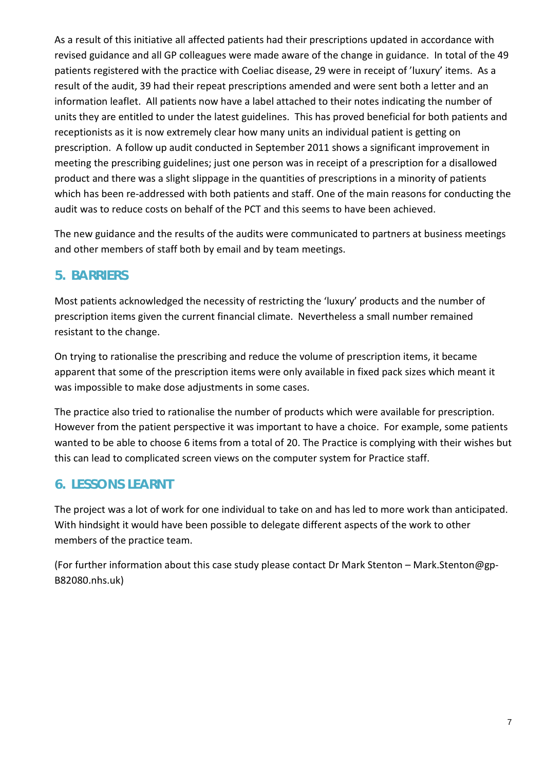As a result of this initiative all affected patients had their prescriptions updated in accordance with revised guidance and all GP colleagues were made aware of the change in guidance. In total of the 49 patients registered with the practice with Coeliac disease, 29 were in receipt of 'luxury' items. As a result of the audit, 39 had their repeat prescriptions amended and were sent both a letter and an information leaflet. All patients now have a label attached to their notes indicating the number of units they are entitled to under the latest guidelines. This has proved beneficial for both patients and receptionists as it is now extremely clear how many units an individual patient is getting on prescription. A follow up audit conducted in September 2011 shows a significant improvement in meeting the prescribing guidelines; just one person was in receipt of a prescription for a disallowed product and there was a slight slippage in the quantities of prescriptions in a minority of patients which has been re-addressed with both patients and staff. One of the main reasons for conducting the audit was to reduce costs on behalf of the PCT and this seems to have been achieved.

The new guidance and the results of the audits were communicated to partners at business meetings and other members of staff both by email and by team meetings.

## 5. BARRIERS

Most patients acknowledged the necessity of restricting the 'luxury' products and the number of prescription items given the current financial climate. Nevertheless a small number remained resistant to the change.

On trying to rationalise the prescribing and reduce the volume of prescription items, it became apparent that some of the prescription items were only available in fixed pack sizes which meant it was impossible to make dose adjustments in some cases.

The practice also tried to rationalise the number of products which were available for prescription. However from the patient perspective it was important to have a choice. For example, some patients wanted to be able to choose 6 items from a total of 20. The Practice is complying with their wishes but this can lead to complicated screen views on the computer system for Practice staff.

## 6. LESSONS LEARNT

The project was a lot of work for one individual to take on and has led to more work than anticipated. With hindsight it would have been possible to delegate different aspects of the work to other members of the practice team.

(For further information about this case study please contact Dr Mark Stenton – Mark.Stenton@gp-B82080.nhs.uk)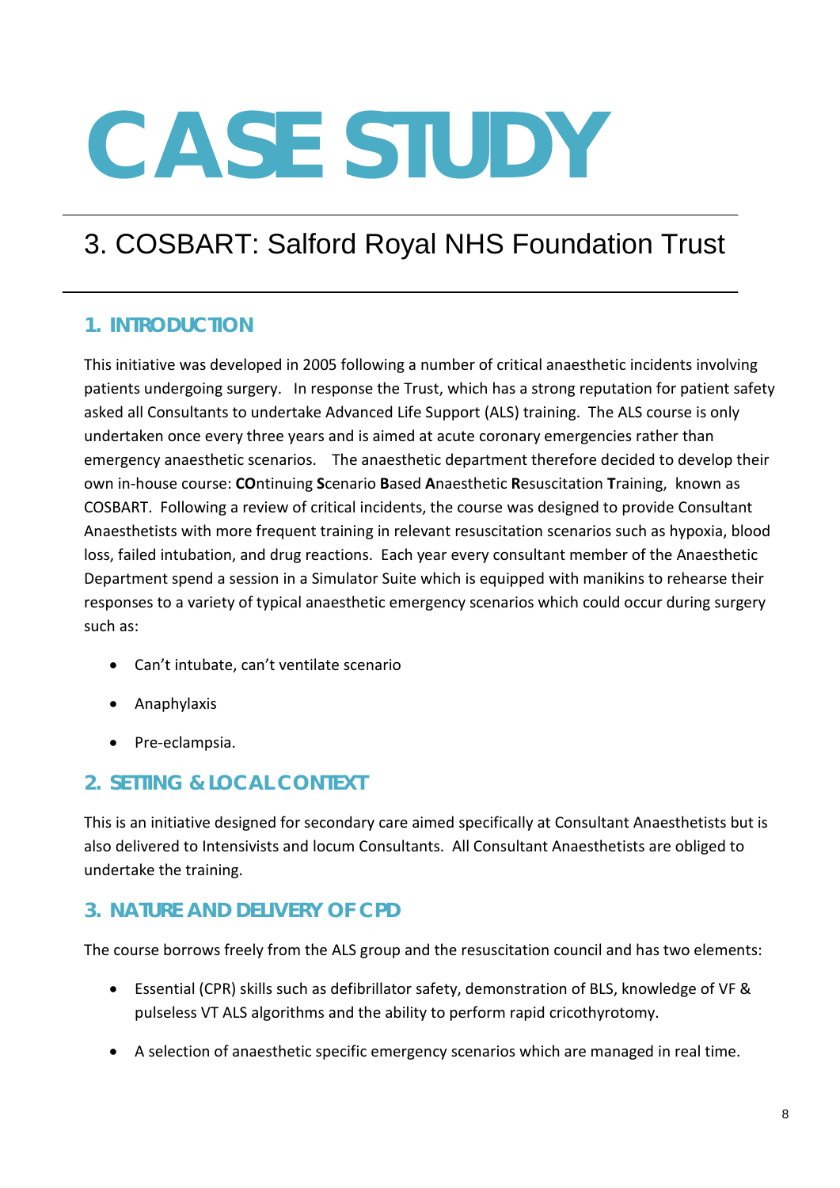# CASE STUDY

## 3. COSBART: Salford Royal NHS Foundation Trust

### 1. INTRODUCTION

This initiative was developed in 2005 following a number of critical anaesthetic incidents involving patients undergoing surgery. In response the Trust, which has a strong reputation for patient safety asked all Consultants to undertake Advanced Life Support (ALS) training. The ALS course is only undertaken once every three years and is aimed at acute coronary emergencies rather than emergency anaesthetic scenarios. The anaesthetic department therefore decided to develop their own in-house course: **CO**ntinuing **S**cenario **B**ased **A**naesthetic **R**esuscitation **T**raining, known as COSBART. Following a review of critical incidents, the course was designed to provide Consultant Anaesthetists with more frequent training in relevant resuscitation scenarios such as hypoxia, blood loss, failed intubation, and drug reactions. Each year every consultant member of the Anaesthetic Department spend a session in a Simulator Suite which is equipped with manikins to rehearse their responses to a variety of typical anaesthetic emergency scenarios which could occur during surgery such as:

- Can't intubate, can't ventilate scenario
- Anaphylaxis
- Pre-eclampsia.

### 2. SETTING & LOCAL CONTEXT

This is an initiative designed for secondary care aimed specifically at Consultant Anaesthetists but is also delivered to Intensivists and locum Consultants. All Consultant Anaesthetists are obliged to undertake the training.

### 3. NATURE AND DELIVERY OF CPD

The course borrows freely from the ALS group and the resuscitation council and has two elements:

- Essential (CPR) skills such as defibrillator safety, demonstration of BLS, knowledge of VF & pulseless VT ALS algorithms and the ability to perform rapid cricothyrotomy.
- A selection of anaesthetic specific emergency scenarios which are managed in real time.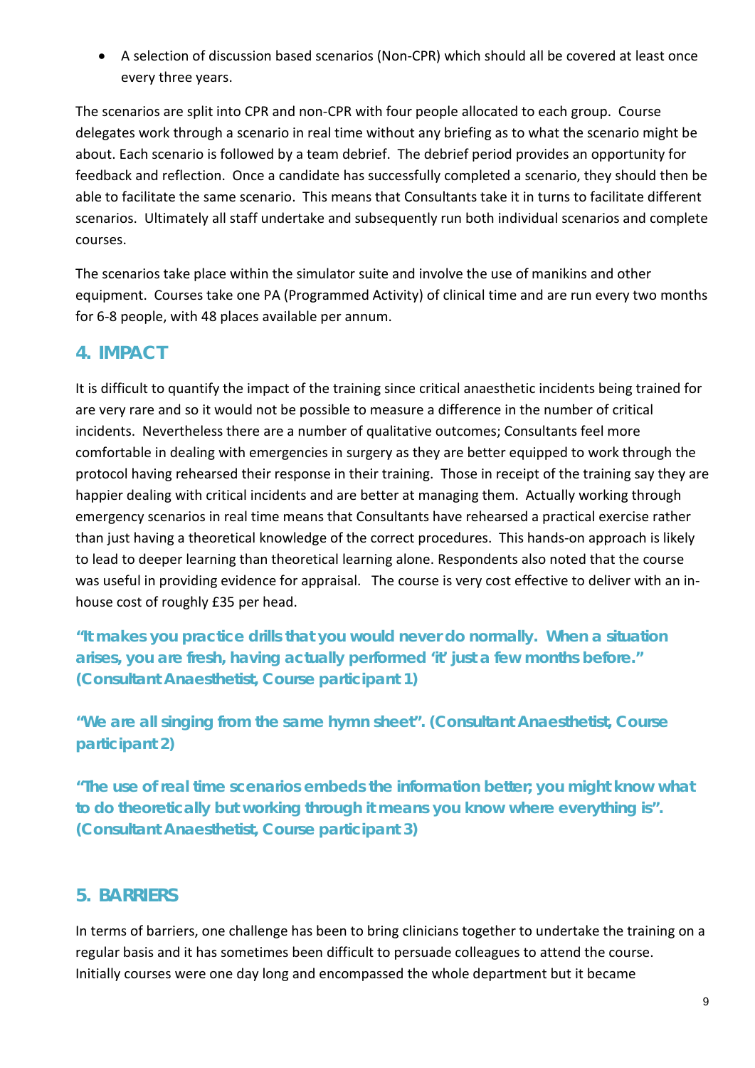- A selection of discussion based scenarios (Non-CPR) which should all be covered at least once every three years.

The scenarios are split into CPR and non-CPR with four people allocated to each group. Course delegates work through a scenario in real time without any briefing as to what the scenario might be about. Each scenario is followed by a team debrief. The debrief period provides an opportunity for feedback and reflection. Once a candidate has successfully completed a scenario, they should then be able to facilitate the same scenario. This means that Consultants take it in turns to facilitate different scenarios. Ultimately all staff undertake and subsequently run both individual scenarios and complete courses.

The scenarios take place within the simulator suite and involve the use of manikins and other equipment. Courses take one PA (Programmed Activity) of clinical time and are run every two months for 6-8 people, with 48 places available per annum.

## 4. IMPACT

It is difficult to quantify the impact of the training since critical anaesthetic incidents being trained for are very rare and so it would not be possible to measure a difference in the number of critical incidents. Nevertheless there are a number of qualitative outcomes; Consultants feel more comfortable in dealing with emergencies in surgery as they are better equipped to work through the protocol having rehearsed their response in their training. Those in receipt of the training say they are happier dealing with critical incidents and are better at managing them. Actually working through emergency scenarios in real time means that Consultants have rehearsed a practical exercise rather than just having a theoretical knowledge of the correct procedures. This hands-on approach is likely to lead to deeper learning than theoretical learning alone. Respondents also noted that the course was useful in providing evidence for appraisal. The course is very cost effective to deliver with an in-house cost of roughly £35 per head.

**"It makes you practice drills that you would never do normally. When a situation arises, you are fresh, having actually performed 'it' just a few months before." (Consultant Anaesthetist, Course participant 1)**

**"We are all singing from the same hymn sheet". (Consultant Anaesthetist, Course participant 2)**

**"The use of real time scenarios embeds the information better; you might know what to do theoretically but working through it means you know where everything is". (Consultant Anaesthetist, Course participant 3)**

## 5. BARRIERS

In terms of barriers, one challenge has been to bring clinicians together to undertake the training on a regular basis and it has sometimes been difficult to persuade colleagues to attend the course. Initially courses were one day long and encompassed the whole department but it became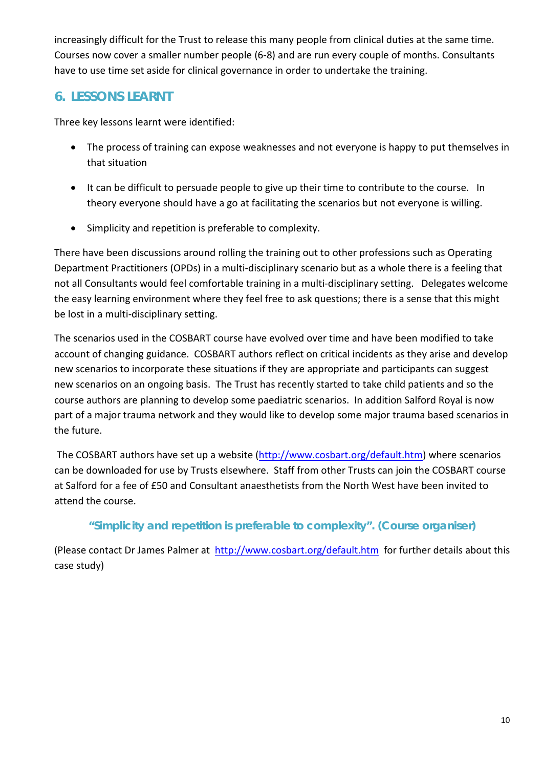increasingly difficult for the Trust to release this many people from clinical duties at the same time. Courses now cover a smaller number people (6-8) and are run every couple of months. Consultants have to use time set aside for clinical governance in order to undertake the training.

## 6. LESSONS LEARNT

Three key lessons learnt were identified:

- The process of training can expose weaknesses and not everyone is happy to put themselves in that situation
- It can be difficult to persuade people to give up their time to contribute to the course. In theory everyone should have a go at facilitating the scenarios but not everyone is willing.
- Simplicity and repetition is preferable to complexity.

There have been discussions around rolling the training out to other professions such as Operating Department Practitioners (OPDs) in a multi-disciplinary scenario but as a whole there is a feeling that not all Consultants would feel comfortable training in a multi-disciplinary setting. Delegates welcome the easy learning environment where they feel free to ask questions; there is a sense that this might be lost in a multi-disciplinary setting.

The scenarios used in the COSBART course have evolved over time and have been modified to take account of changing guidance. COSBART authors reflect on critical incidents as they arise and develop new scenarios to incorporate these situations if they are appropriate and participants can suggest new scenarios on an ongoing basis. The Trust has recently started to take child patients and so the course authors are planning to develop some paediatric scenarios. In addition Salford Royal is now part of a major trauma network and they would like to develop some major trauma based scenarios in the future.

The COSBART authors have set up a website (http://www.cosbart.org/default.htm) where scenarios can be downloaded for use by Trusts elsewhere. Staff from other Trusts can join the COSBART course at Salford for a fee of £50 and Consultant anaesthetists from the North West have been invited to attend the course.

**"Simplicity and repetition is preferable to complexity". (Course organiser)**

(Please contact Dr James Palmer at http://www.cosbart.org/default.htm for further details about this case study)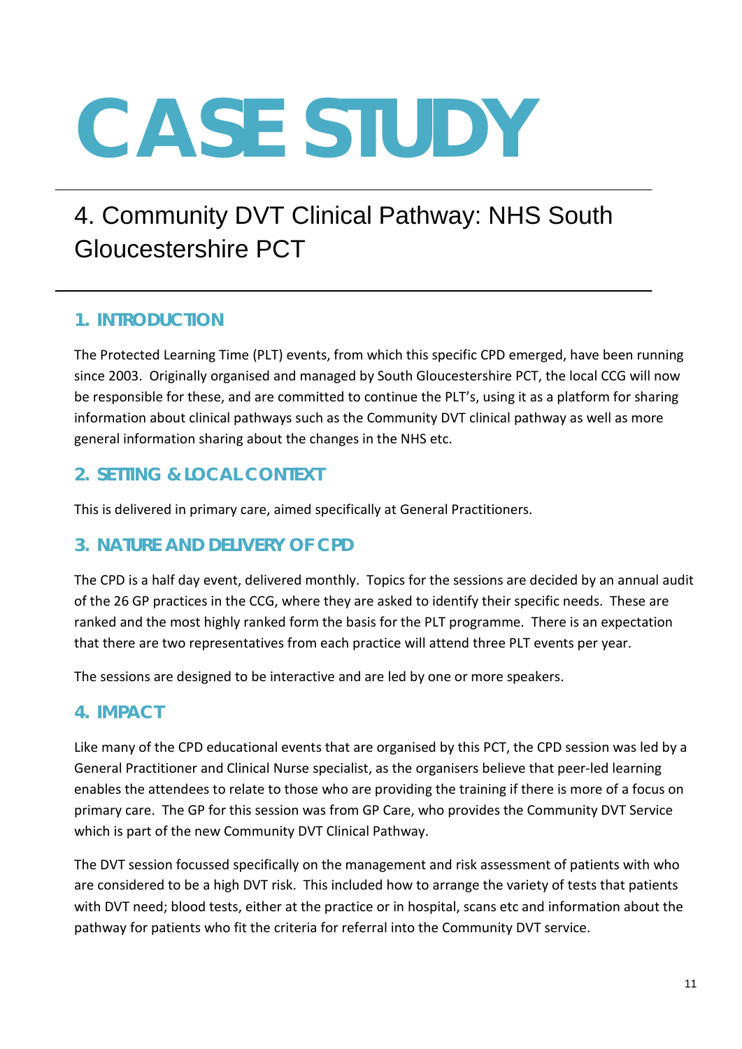# CASE STUDY

## 4. Community DVT Clinical Pathway: NHS South Gloucestershire PCT

### 1. INTRODUCTION

The Protected Learning Time (PLT) events, from which this specific CPD emerged, have been running since 2003. Originally organised and managed by South Gloucestershire PCT, the local CCG will now be responsible for these, and are committed to continue the PLT's, using it as a platform for sharing information about clinical pathways such as the Community DVT clinical pathway as well as more general information sharing about the changes in the NHS etc.

### 2. SETTING & LOCAL CONTEXT

This is delivered in primary care, aimed specifically at General Practitioners.

### 3. NATURE AND DELIVERY OF CPD

The CPD is a half day event, delivered monthly. Topics for the sessions are decided by an annual audit of the 26 GP practices in the CCG, where they are asked to identify their specific needs. These are ranked and the most highly ranked form the basis for the PLT programme. There is an expectation that there are two representatives from each practice will attend three PLT events per year.

The sessions are designed to be interactive and are led by one or more speakers.

### 4. IMPACT

Like many of the CPD educational events that are organised by this PCT, the CPD session was led by a General Practitioner and Clinical Nurse specialist, as the organisers believe that peer-led learning enables the attendees to relate to those who are providing the training if there is more of a focus on primary care. The GP for this session was from GP Care, who provides the Community DVT Service which is part of the new Community DVT Clinical Pathway.

The DVT session focussed specifically on the management and risk assessment of patients with who are considered to be a high DVT risk. This included how to arrange the variety of tests that patients with DVT need; blood tests, either at the practice or in hospital, scans etc and information about the pathway for patients who fit the criteria for referral into the Community DVT service.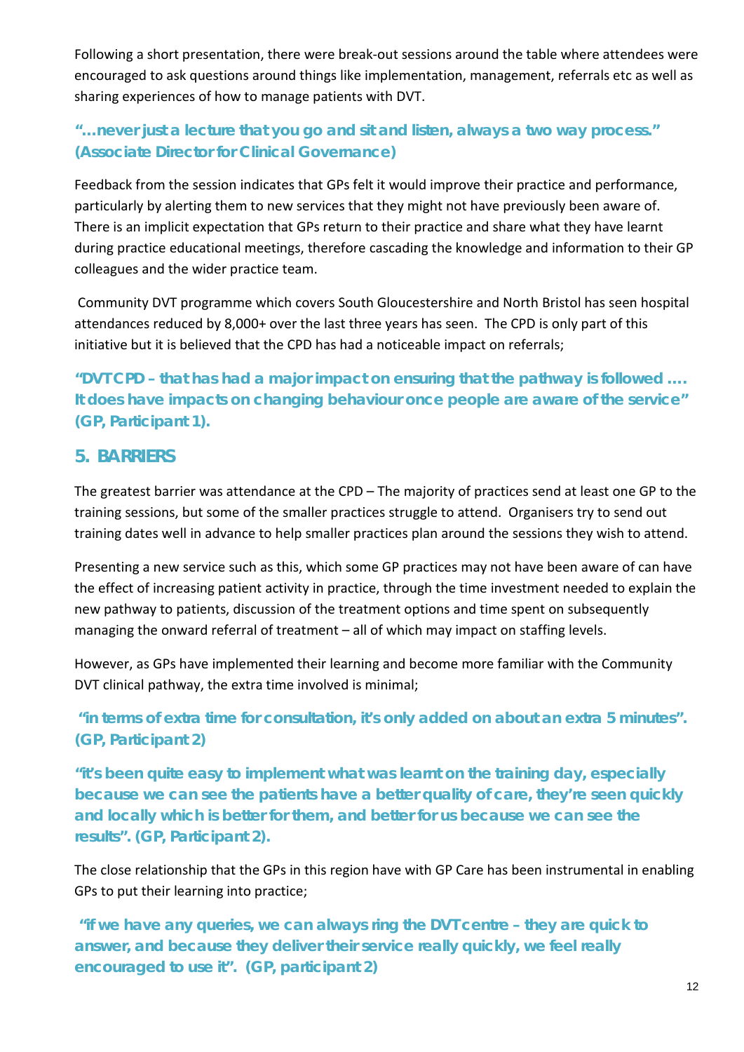Following a short presentation, there were break-out sessions around the table where attendees were encouraged to ask questions around things like implementation, management, referrals etc as well as sharing experiences of how to manage patients with DVT.

**"…never just a lecture that you go and sit and listen, always a two way process." (Associate Director for Clinical Governance)**

Feedback from the session indicates that GPs felt it would improve their practice and performance, particularly by alerting them to new services that they might not have previously been aware of. There is an implicit expectation that GPs return to their practice and share what they have learnt during practice educational meetings, therefore cascading the knowledge and information to their GP colleagues and the wider practice team.

Community DVT programme which covers South Gloucestershire and North Bristol has seen hospital attendances reduced by 8,000+ over the last three years has seen. The CPD is only part of this initiative but it is believed that the CPD has had a noticeable impact on referrals;

**"DVT CPD – that has had a major impact on ensuring that the pathway is followed …. It does have impacts on changing behaviour once people are aware of the service" (GP, Participant 1).**

## 5. BARRIERS

The greatest barrier was attendance at the CPD – The majority of practices send at least one GP to the training sessions, but some of the smaller practices struggle to attend. Organisers try to send out training dates well in advance to help smaller practices plan around the sessions they wish to attend.

Presenting a new service such as this, which some GP practices may not have been aware of can have the effect of increasing patient activity in practice, through the time investment needed to explain the new pathway to patients, discussion of the treatment options and time spent on subsequently managing the onward referral of treatment – all of which may impact on staffing levels.

However, as GPs have implemented their learning and become more familiar with the Community DVT clinical pathway, the extra time involved is minimal;

**"in terms of extra time for consultation, it's only added on about an extra 5 minutes". (GP, Participant 2)**

**"it's been quite easy to implement what was learnt on the training day, especially because we can see the patients have a better quality of care, they're seen quickly and locally which is better for them, and better for us because we can see the results". (GP, Participant 2).**

The close relationship that the GPs in this region have with GP Care has been instrumental in enabling GPs to put their learning into practice;

**"if we have any queries, we can always ring the DVT centre – they are quick to answer, and because they deliver their service really quickly, we feel really encouraged to use it". (GP, participant 2)**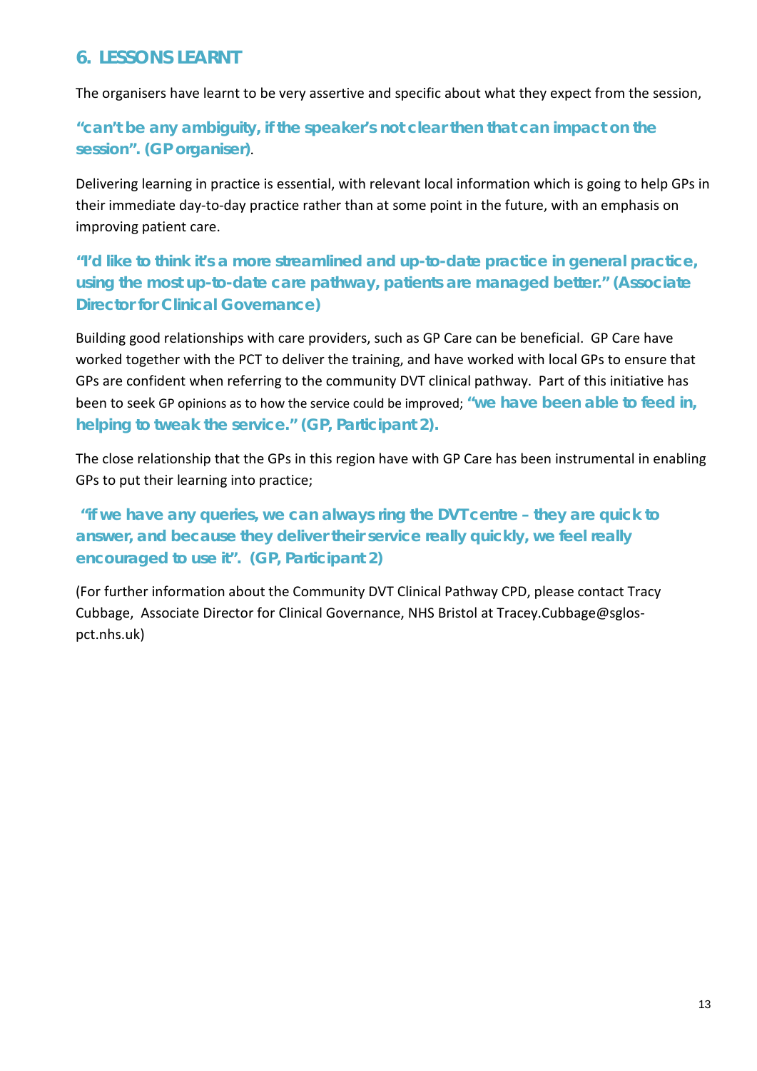## 6. LESSONS LEARNT

The organisers have learnt to be very assertive and specific about what they expect from the session,

**"can't be any ambiguity, if the speaker's not clear then that can impact on the session". (GP organiser)**.

Delivering learning in practice is essential, with relevant local information which is going to help GPs in their immediate day-to-day practice rather than at some point in the future, with an emphasis on improving patient care.

**"I'd like to think it's a more streamlined and up-to-date practice in general practice, using the most up-to-date care pathway, patients are managed better." (Associate Director for Clinical Governance)**

Building good relationships with care providers, such as GP Care can be beneficial. GP Care have worked together with the PCT to deliver the training, and have worked with local GPs to ensure that GPs are confident when referring to the community DVT clinical pathway. Part of this initiative has been to seek GP opinions as to how the service could be improved; **"we have been able to feed in, helping to tweak the service." (GP, Participant 2).**

The close relationship that the GPs in this region have with GP Care has been instrumental in enabling GPs to put their learning into practice;

**"if we have any queries, we can always ring the DVT centre – they are quick to answer, and because they deliver their service really quickly, we feel really encouraged to use it". (GP, Participant 2)**

(For further information about the Community DVT Clinical Pathway CPD, please contact Tracy Cubbage, Associate Director for Clinical Governance, NHS Bristol at Tracey.Cubbage@sglos-pct.nhs.uk)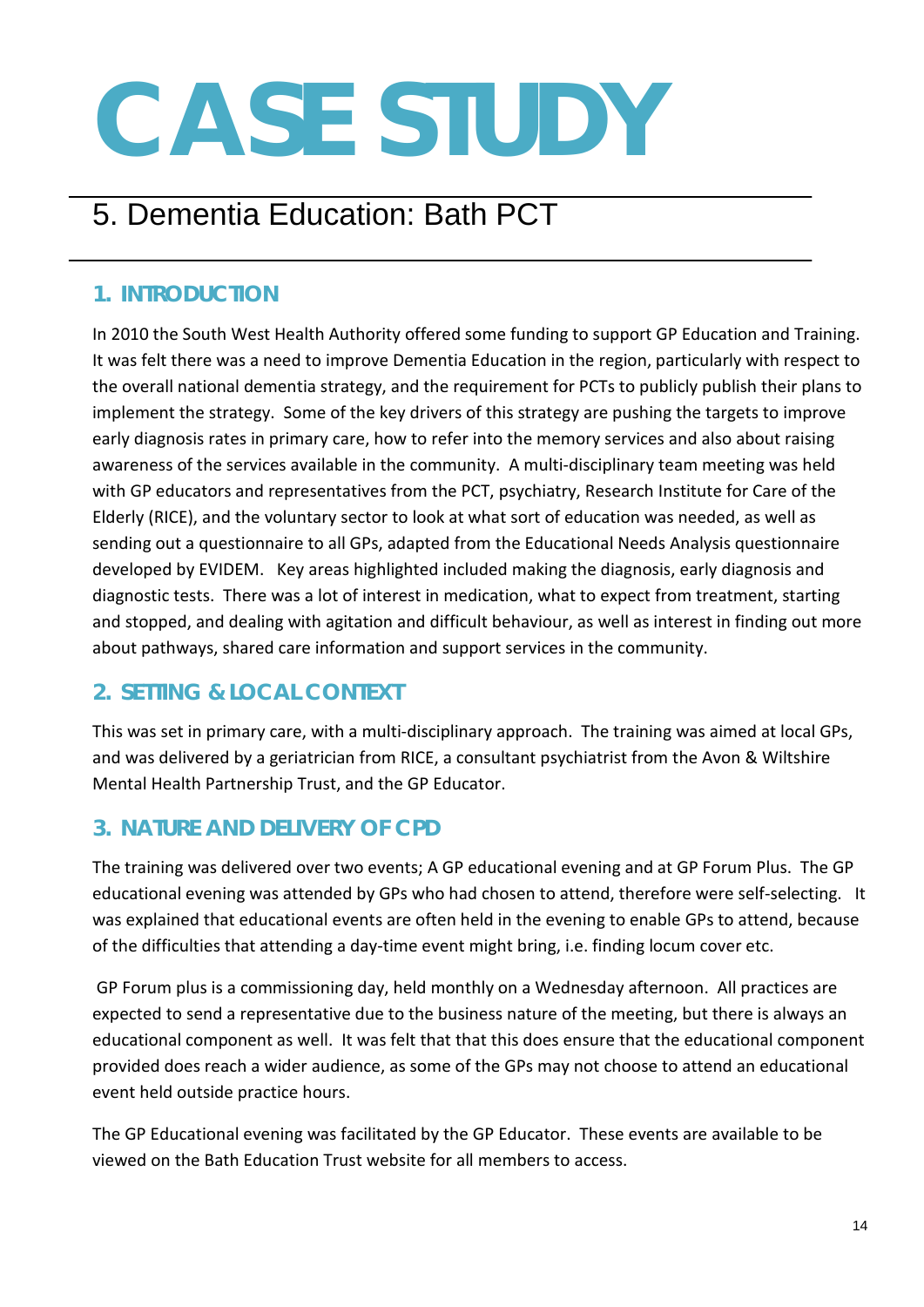# CASE STUDY

## 5. Dementia Education: Bath PCT

### 1. INTRODUCTION

In 2010 the South West Health Authority offered some funding to support GP Education and Training. It was felt there was a need to improve Dementia Education in the region, particularly with respect to the overall national dementia strategy, and the requirement for PCTs to publicly publish their plans to implement the strategy. Some of the key drivers of this strategy are pushing the targets to improve early diagnosis rates in primary care, how to refer into the memory services and also about raising awareness of the services available in the community. A multi-disciplinary team meeting was held with GP educators and representatives from the PCT, psychiatry, Research Institute for Care of the Elderly (RICE), and the voluntary sector to look at what sort of education was needed, as well as sending out a questionnaire to all GPs, adapted from the Educational Needs Analysis questionnaire developed by EVIDEM. Key areas highlighted included making the diagnosis, early diagnosis and diagnostic tests. There was a lot of interest in medication, what to expect from treatment, starting and stopped, and dealing with agitation and difficult behaviour, as well as interest in finding out more about pathways, shared care information and support services in the community.

### 2. SETTING & LOCAL CONTEXT

This was set in primary care, with a multi-disciplinary approach. The training was aimed at local GPs, and was delivered by a geriatrician from RICE, a consultant psychiatrist from the Avon & Wiltshire Mental Health Partnership Trust, and the GP Educator.

### 3. NATURE AND DELIVERY OF CPD

The training was delivered over two events; A GP educational evening and at GP Forum Plus. The GP educational evening was attended by GPs who had chosen to attend, therefore were self-selecting. It was explained that educational events are often held in the evening to enable GPs to attend, because of the difficulties that attending a day-time event might bring, i.e. finding locum cover etc.

GP Forum plus is a commissioning day, held monthly on a Wednesday afternoon. All practices are expected to send a representative due to the business nature of the meeting, but there is always an educational component as well. It was felt that that this does ensure that the educational component provided does reach a wider audience, as some of the GPs may not choose to attend an educational event held outside practice hours.

The GP Educational evening was facilitated by the GP Educator. These events are available to be viewed on the Bath Education Trust website for all members to access.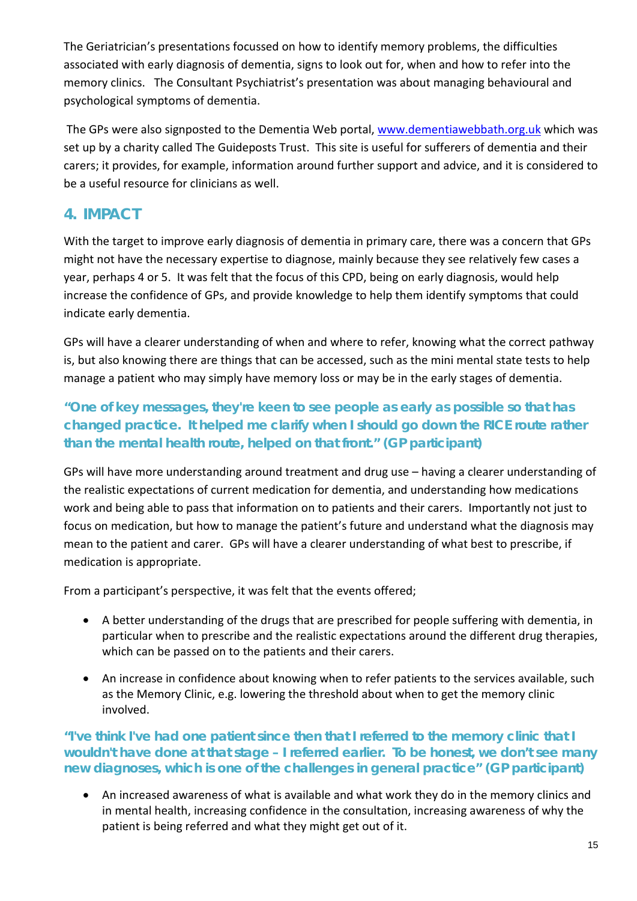The Geriatrician's presentations focussed on how to identify memory problems, the difficulties associated with early diagnosis of dementia, signs to look out for, when and how to refer into the memory clinics. The Consultant Psychiatrist's presentation was about managing behavioural and psychological symptoms of dementia.

The GPs were also signposted to the Dementia Web portal, [www.dementiawebbath.org.uk](http://www.dementiawebbath.org.uk) which was set up by a charity called The Guideposts Trust. This site is useful for sufferers of dementia and their carers; it provides, for example, information around further support and advice, and it is considered to be a useful resource for clinicians as well.

## 4. IMPACT

With the target to improve early diagnosis of dementia in primary care, there was a concern that GPs might not have the necessary expertise to diagnose, mainly because they see relatively few cases a year, perhaps 4 or 5. It was felt that the focus of this CPD, being on early diagnosis, would help increase the confidence of GPs, and provide knowledge to help them identify symptoms that could indicate early dementia.

GPs will have a clearer understanding of when and where to refer, knowing what the correct pathway is, but also knowing there are things that can be accessed, such as the mini mental state tests to help manage a patient who may simply have memory loss or may be in the early stages of dementia.

**"One of key messages, they're keen to see people as early as possible so that has changed practice. It helped me clarify when I should go down the RICE route rather than the mental health route, helped on that front." (GP participant)**

GPs will have more understanding around treatment and drug use – having a clearer understanding of the realistic expectations of current medication for dementia, and understanding how medications work and being able to pass that information on to patients and their carers. Importantly not just to focus on medication, but how to manage the patient's future and understand what the diagnosis may mean to the patient and carer. GPs will have a clearer understanding of what best to prescribe, if medication is appropriate.

From a participant's perspective, it was felt that the events offered;

- A better understanding of the drugs that are prescribed for people suffering with dementia, in particular when to prescribe and the realistic expectations around the different drug therapies, which can be passed on to the patients and their carers.
- An increase in confidence about knowing when to refer patients to the services available, such as the Memory Clinic, e.g. lowering the threshold about when to get the memory clinic involved.

**"I've think I've had one patient since then that I referred to the memory clinic that I wouldn't have done at that stage – I referred earlier. To be honest, we don't see many new diagnoses, which is one of the challenges in general practice" (GP participant)**

- An increased awareness of what is available and what work they do in the memory clinics and in mental health, increasing confidence in the consultation, increasing awareness of why the patient is being referred and what they might get out of it.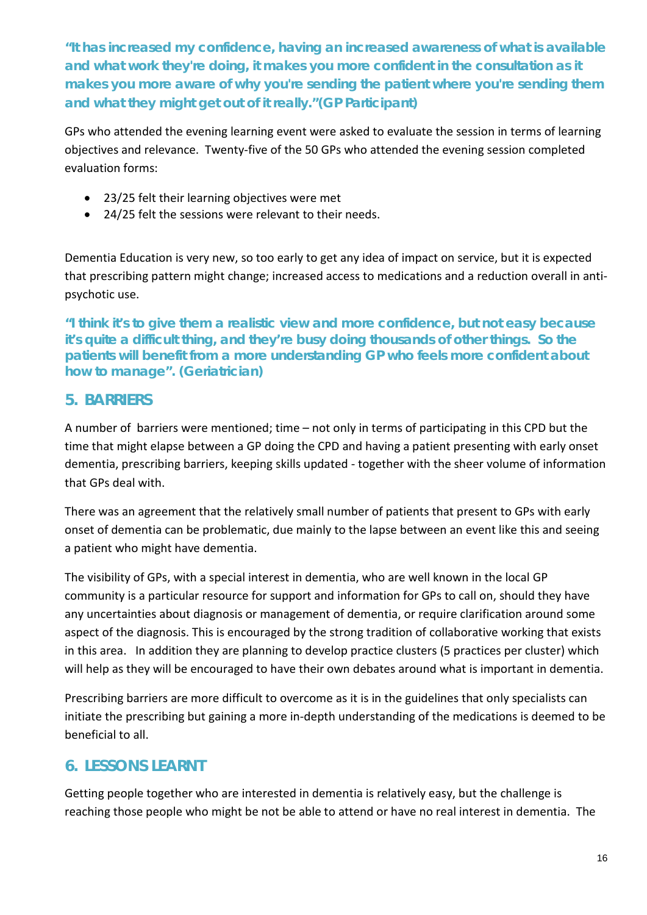**"It has increased my confidence, having an increased awareness of what is available and what work they're doing, it makes you more confident in the consultation as it makes you more aware of why you're sending the patient where you're sending them and what they might get out of it really."(GP Participant)**

GPs who attended the evening learning event were asked to evaluate the session in terms of learning objectives and relevance. Twenty-five of the 50 GPs who attended the evening session completed evaluation forms:

- 23/25 felt their learning objectives were met
- 24/25 felt the sessions were relevant to their needs.

Dementia Education is very new, so too early to get any idea of impact on service, but it is expected that prescribing pattern might change; increased access to medications and a reduction overall in anti-psychotic use.

**"I think it's to give them a realistic view and more confidence, but not easy because it's quite a difficult thing, and they're busy doing thousands of other things. So the patients will benefit from a more understanding GP who feels more confident about how to manage". (Geriatrician)**

## 5. BARRIERS

A number of barriers were mentioned; time – not only in terms of participating in this CPD but the time that might elapse between a GP doing the CPD and having a patient presenting with early onset dementia, prescribing barriers, keeping skills updated - together with the sheer volume of information that GPs deal with.

There was an agreement that the relatively small number of patients that present to GPs with early onset of dementia can be problematic, due mainly to the lapse between an event like this and seeing a patient who might have dementia.

The visibility of GPs, with a special interest in dementia, who are well known in the local GP community is a particular resource for support and information for GPs to call on, should they have any uncertainties about diagnosis or management of dementia, or require clarification around some aspect of the diagnosis. This is encouraged by the strong tradition of collaborative working that exists in this area. In addition they are planning to develop practice clusters (5 practices per cluster) which will help as they will be encouraged to have their own debates around what is important in dementia.

Prescribing barriers are more difficult to overcome as it is in the guidelines that only specialists can initiate the prescribing but gaining a more in-depth understanding of the medications is deemed to be beneficial to all.

## 6. LESSONS LEARNT

Getting people together who are interested in dementia is relatively easy, but the challenge is reaching those people who might be not be able to attend or have no real interest in dementia. The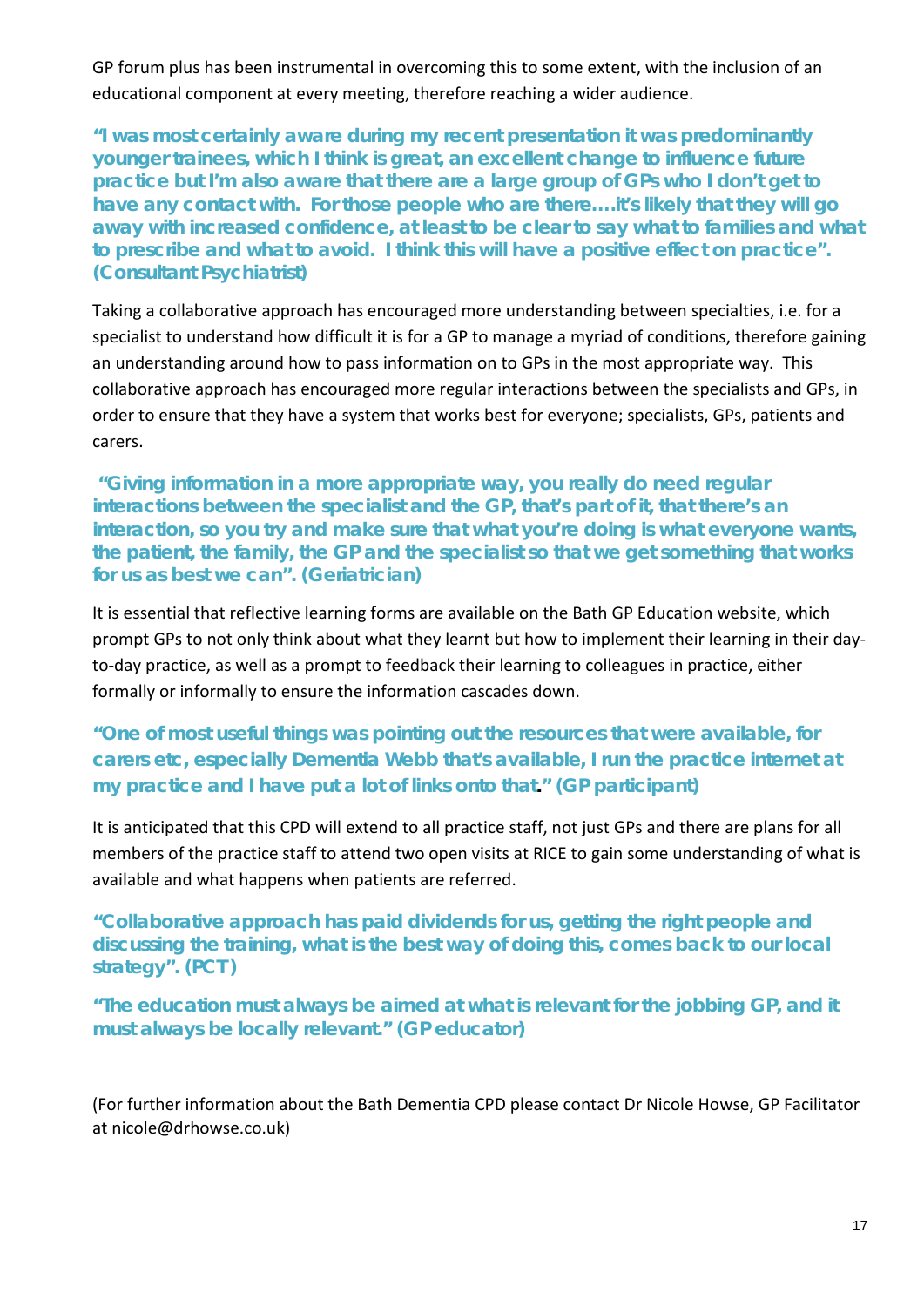GP forum plus has been instrumental in overcoming this to some extent, with the inclusion of an educational component at every meeting, therefore reaching a wider audience.

**"I was most certainly aware during my recent presentation it was predominantly younger trainees, which I think is great, an excellent change to influence future practice but I'm also aware that there are a large group of GPs who I don't get to have any contact with. For those people who are there….it's likely that they will go away with increased confidence, at least to be clear to say what to families and what to prescribe and what to avoid. I think this will have a positive effect on practice". (Consultant Psychiatrist)**

Taking a collaborative approach has encouraged more understanding between specialties, i.e. for a specialist to understand how difficult it is for a GP to manage a myriad of conditions, therefore gaining an understanding around how to pass information on to GPs in the most appropriate way. This collaborative approach has encouraged more regular interactions between the specialists and GPs, in order to ensure that they have a system that works best for everyone; specialists, GPs, patients and carers.

**"Giving information in a more appropriate way, you really do need regular interactions between the specialist and the GP, that's part of it, that there's an interaction, so you try and make sure that what you're doing is what everyone wants, the patient, the family, the GP and the specialist so that we get something that works for us as best we can". (Geriatrician)**

It is essential that reflective learning forms are available on the Bath GP Education website, which prompt GPs to not only think about what they learnt but how to implement their learning in their day-to-day practice, as well as a prompt to feedback their learning to colleagues in practice, either formally or informally to ensure the information cascades down.

**"One of most useful things was pointing out the resources that were available, for carers etc, especially Dementia Webb that's available, I run the practice internet at my practice and I have put a lot of links onto that." (GP participant)**

It is anticipated that this CPD will extend to all practice staff, not just GPs and there are plans for all members of the practice staff to attend two open visits at RICE to gain some understanding of what is available and what happens when patients are referred.

**"Collaborative approach has paid dividends for us, getting the right people and discussing the training, what is the best way of doing this, comes back to our local strategy". (PCT)**

**"The education must always be aimed at what is relevant for the jobbing GP, and it must always be locally relevant." (GP educator)**

(For further information about the Bath Dementia CPD please contact Dr Nicole Howse, GP Facilitator at nicole@drhowse.co.uk)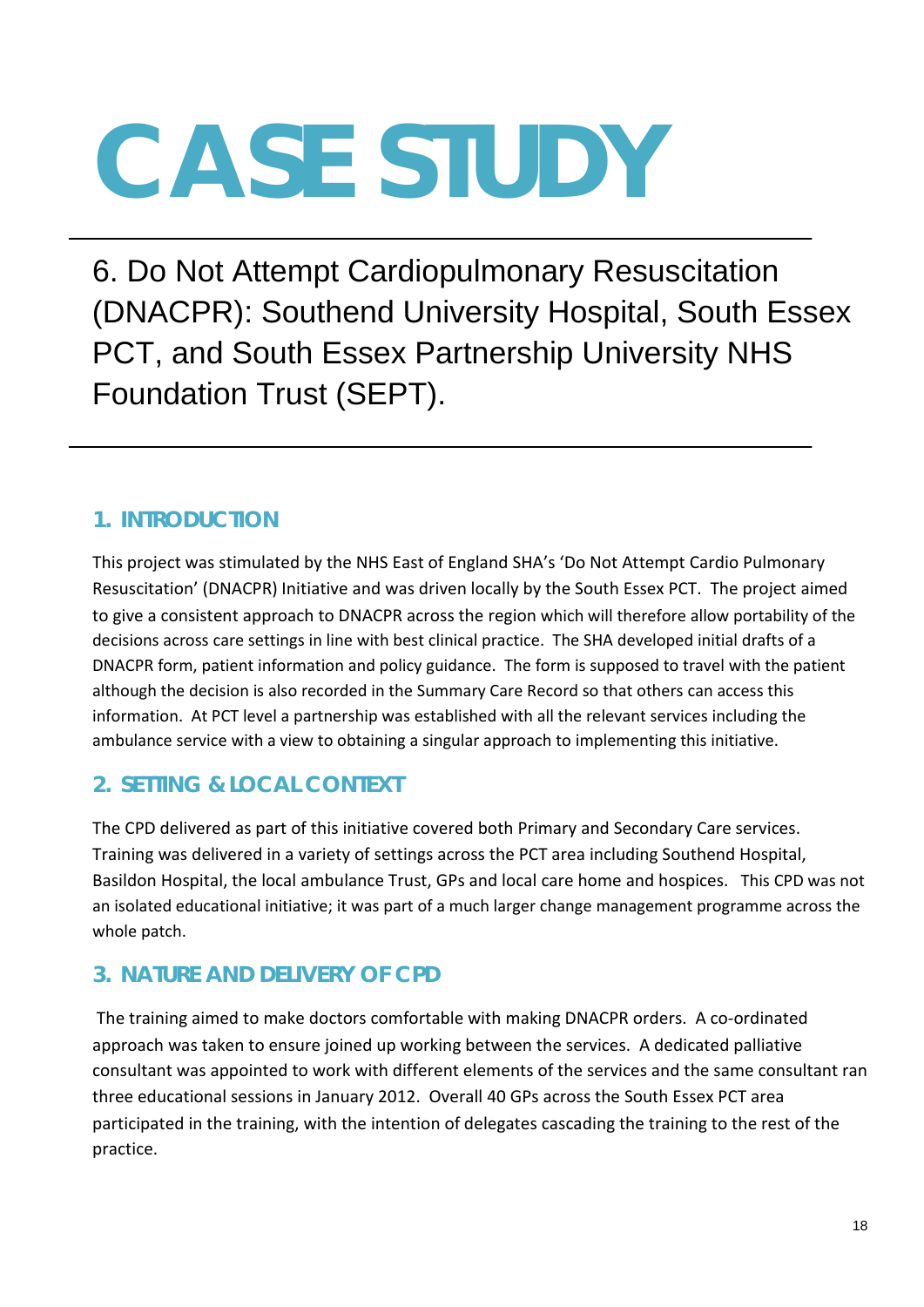# CASE STUDY

6. Do Not Attempt Cardiopulmonary Resuscitation (DNACPR): Southend University Hospital, South Essex PCT, and South Essex Partnership University NHS Foundation Trust (SEPT).

---

## 1. INTRODUCTION

This project was stimulated by the NHS East of England SHA's 'Do Not Attempt Cardio Pulmonary Resuscitation' (DNACPR) Initiative and was driven locally by the South Essex PCT. The project aimed to give a consistent approach to DNACPR across the region which will therefore allow portability of the decisions across care settings in line with best clinical practice. The SHA developed initial drafts of a DNACPR form, patient information and policy guidance. The form is supposed to travel with the patient although the decision is also recorded in the Summary Care Record so that others can access this information. At PCT level a partnership was established with all the relevant services including the ambulance service with a view to obtaining a singular approach to implementing this initiative.

## 2. SETTING & LOCAL CONTEXT

The CPD delivered as part of this initiative covered both Primary and Secondary Care services. Training was delivered in a variety of settings across the PCT area including Southend Hospital, Basildon Hospital, the local ambulance Trust, GPs and local care home and hospices. This CPD was not an isolated educational initiative; it was part of a much larger change management programme across the whole patch.

## 3. NATURE AND DELIVERY OF CPD

The training aimed to make doctors comfortable with making DNACPR orders. A co-ordinated approach was taken to ensure joined up working between the services. A dedicated palliative consultant was appointed to work with different elements of the services and the same consultant ran three educational sessions in January 2012. Overall 40 GPs across the South Essex PCT area participated in the training, with the intention of delegates cascading the training to the rest of the practice.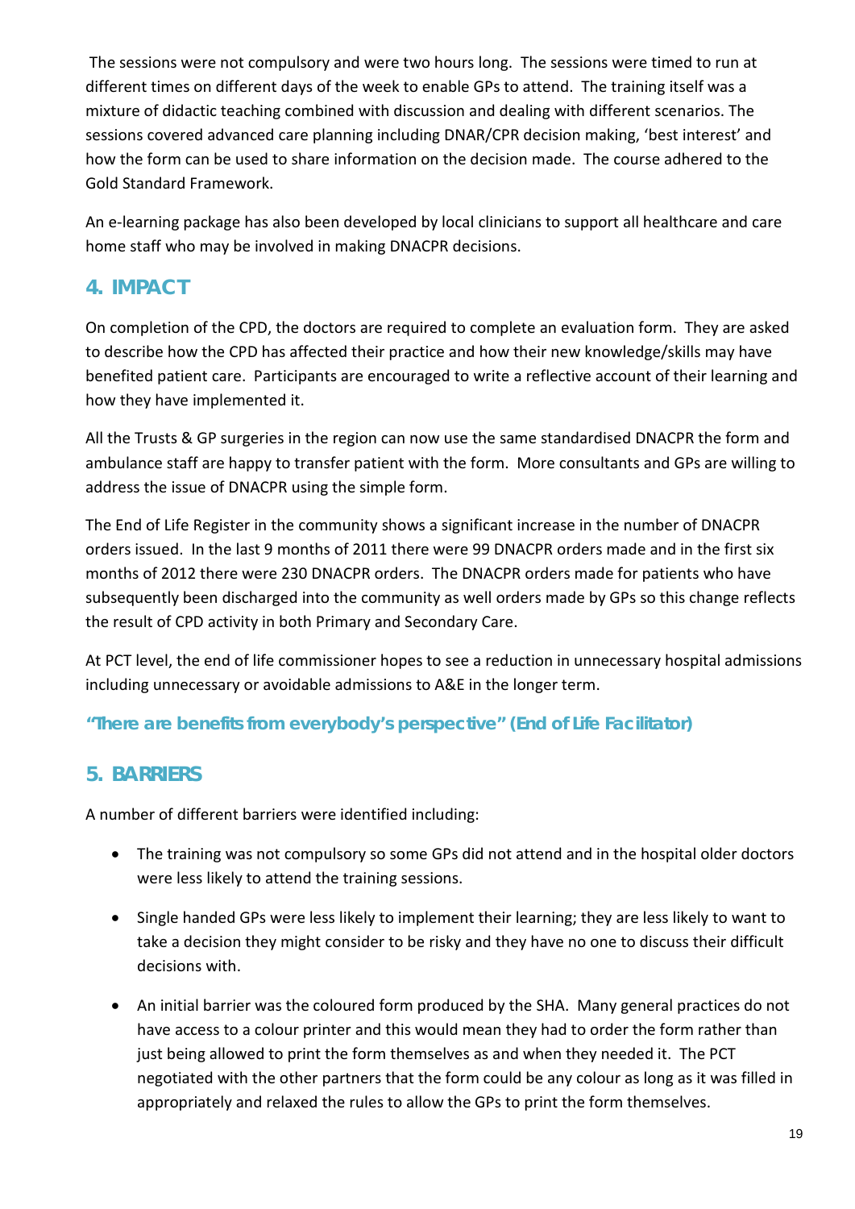The sessions were not compulsory and were two hours long. The sessions were timed to run at different times on different days of the week to enable GPs to attend. The training itself was a mixture of didactic teaching combined with discussion and dealing with different scenarios. The sessions covered advanced care planning including DNAR/CPR decision making, 'best interest' and how the form can be used to share information on the decision made. The course adhered to the Gold Standard Framework.

An e-learning package has also been developed by local clinicians to support all healthcare and care home staff who may be involved in making DNACPR decisions.

## 4. IMPACT

On completion of the CPD, the doctors are required to complete an evaluation form. They are asked to describe how the CPD has affected their practice and how their new knowledge/skills may have benefited patient care. Participants are encouraged to write a reflective account of their learning and how they have implemented it.

All the Trusts & GP surgeries in the region can now use the same standardised DNACPR the form and ambulance staff are happy to transfer patient with the form. More consultants and GPs are willing to address the issue of DNACPR using the simple form.

The End of Life Register in the community shows a significant increase in the number of DNACPR orders issued. In the last 9 months of 2011 there were 99 DNACPR orders made and in the first six months of 2012 there were 230 DNACPR orders. The DNACPR orders made for patients who have subsequently been discharged into the community as well orders made by GPs so this change reflects the result of CPD activity in both Primary and Secondary Care.

At PCT level, the end of life commissioner hopes to see a reduction in unnecessary hospital admissions including unnecessary or avoidable admissions to A&E in the longer term.

**"There are benefits from everybody's perspective" (End of Life Facilitator)**

## 5. BARRIERS

A number of different barriers were identified including:

- The training was not compulsory so some GPs did not attend and in the hospital older doctors were less likely to attend the training sessions.
- Single handed GPs were less likely to implement their learning; they are less likely to want to take a decision they might consider to be risky and they have no one to discuss their difficult decisions with.
- An initial barrier was the coloured form produced by the SHA. Many general practices do not have access to a colour printer and this would mean they had to order the form rather than just being allowed to print the form themselves as and when they needed it. The PCT negotiated with the other partners that the form could be any colour as long as it was filled in appropriately and relaxed the rules to allow the GPs to print the form themselves.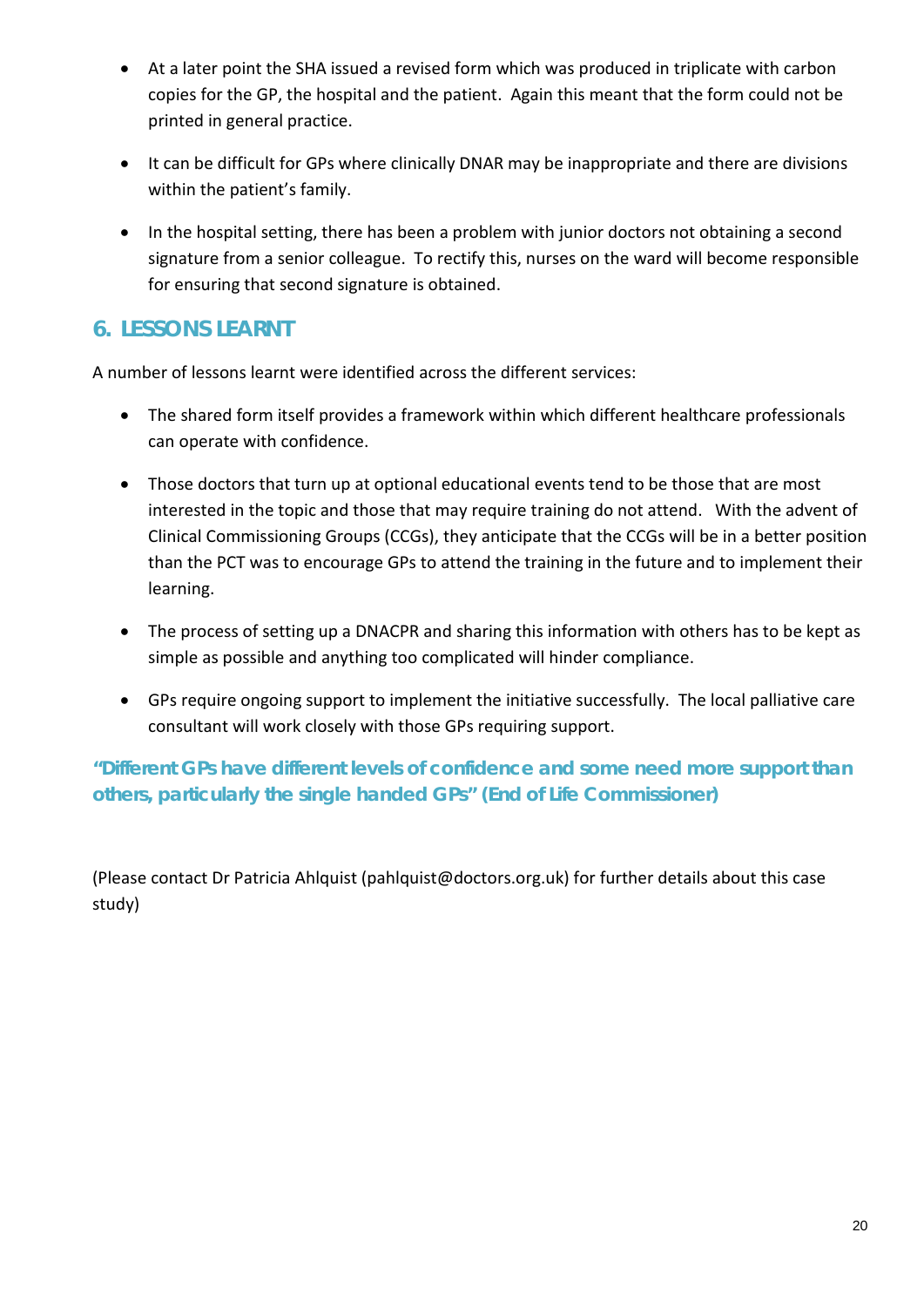- At a later point the SHA issued a revised form which was produced in triplicate with carbon copies for the GP, the hospital and the patient. Again this meant that the form could not be printed in general practice.

- It can be difficult for GPs where clinically DNAR may be inappropriate and there are divisions within the patient's family.

- In the hospital setting, there has been a problem with junior doctors not obtaining a second signature from a senior colleague. To rectify this, nurses on the ward will become responsible for ensuring that second signature is obtained.

## 6. LESSONS LEARNT

A number of lessons learnt were identified across the different services:

- The shared form itself provides a framework within which different healthcare professionals can operate with confidence.

- Those doctors that turn up at optional educational events tend to be those that are most interested in the topic and those that may require training do not attend. With the advent of Clinical Commissioning Groups (CCGs), they anticipate that the CCGs will be in a better position than the PCT was to encourage GPs to attend the training in the future and to implement their learning.

- The process of setting up a DNACPR and sharing this information with others has to be kept as simple as possible and anything too complicated will hinder compliance.

- GPs require ongoing support to implement the initiative successfully. The local palliative care consultant will work closely with those GPs requiring support.

**"Different GPs have different levels of confidence and some need more support than others, particularly the single handed GPs" (End of Life Commissioner)**

(Please contact Dr Patricia Ahlquist (pahlquist@doctors.org.uk) for further details about this case study)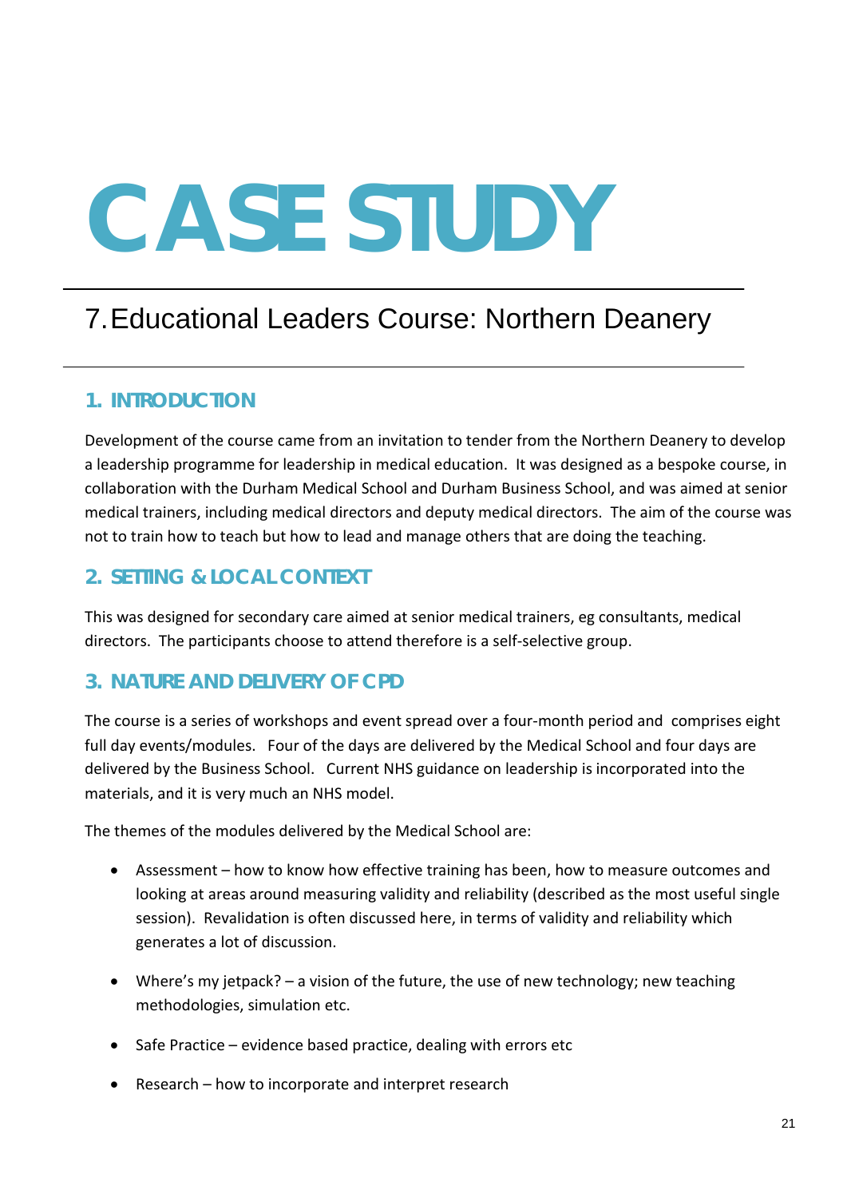# CASE STUDY

## 7. Educational Leaders Course: Northern Deanery

### 1. INTRODUCTION

Development of the course came from an invitation to tender from the Northern Deanery to develop a leadership programme for leadership in medical education. It was designed as a bespoke course, in collaboration with the Durham Medical School and Durham Business School, and was aimed at senior medical trainers, including medical directors and deputy medical directors. The aim of the course was not to train how to teach but how to lead and manage others that are doing the teaching.

### 2. SETTING & LOCAL CONTEXT

This was designed for secondary care aimed at senior medical trainers, eg consultants, medical directors. The participants choose to attend therefore is a self-selective group.

### 3. NATURE AND DELIVERY OF CPD

The course is a series of workshops and event spread over a four-month period and comprises eight full day events/modules. Four of the days are delivered by the Medical School and four days are delivered by the Business School. Current NHS guidance on leadership is incorporated into the materials, and it is very much an NHS model.

The themes of the modules delivered by the Medical School are:

- Assessment – how to know how effective training has been, how to measure outcomes and looking at areas around measuring validity and reliability (described as the most useful single session). Revalidation is often discussed here, in terms of validity and reliability which generates a lot of discussion.
- Where's my jetpack? – a vision of the future, the use of new technology; new teaching methodologies, simulation etc.
- Safe Practice – evidence based practice, dealing with errors etc
- Research – how to incorporate and interpret research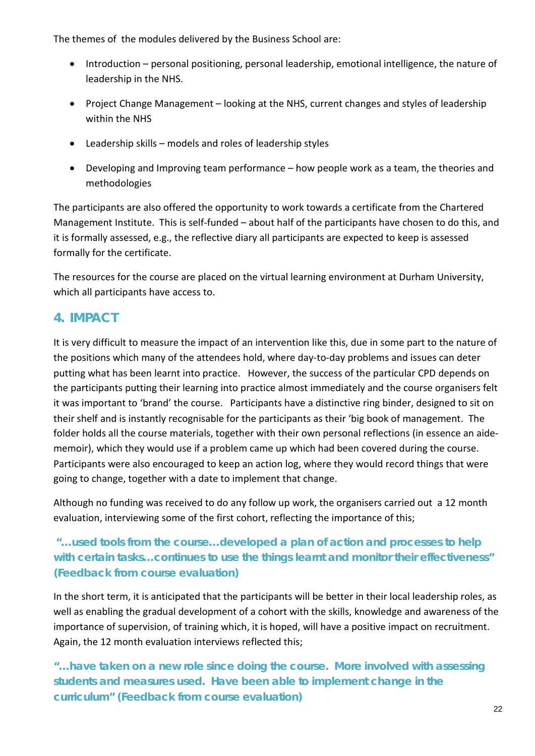The themes of the modules delivered by the Business School are:

- Introduction – personal positioning, personal leadership, emotional intelligence, the nature of leadership in the NHS.
- Project Change Management – looking at the NHS, current changes and styles of leadership within the NHS
- Leadership skills – models and roles of leadership styles
- Developing and Improving team performance – how people work as a team, the theories and methodologies

The participants are also offered the opportunity to work towards a certificate from the Chartered Management Institute. This is self-funded – about half of the participants have chosen to do this, and it is formally assessed, e.g., the reflective diary all participants are expected to keep is assessed formally for the certificate.

The resources for the course are placed on the virtual learning environment at Durham University, which all participants have access to.

## 4. IMPACT

It is very difficult to measure the impact of an intervention like this, due in some part to the nature of the positions which many of the attendees hold, where day-to-day problems and issues can deter putting what has been learnt into practice. However, the success of the particular CPD depends on the participants putting their learning into practice almost immediately and the course organisers felt it was important to 'brand' the course. Participants have a distinctive ring binder, designed to sit on their shelf and is instantly recognisable for the participants as their 'big book of management. The folder holds all the course materials, together with their own personal reflections (in essence an aide-memoir), which they would use if a problem came up which had been covered during the course. Participants were also encouraged to keep an action log, where they would record things that were going to change, together with a date to implement that change.

Although no funding was received to do any follow up work, the organisers carried out a 12 month evaluation, interviewing some of the first cohort, reflecting the importance of this;

**"…used tools from the course…developed a plan of action and processes to help with certain tasks…continues to use the things learnt and monitor their effectiveness" (Feedback from course evaluation)**

In the short term, it is anticipated that the participants will be better in their local leadership roles, as well as enabling the gradual development of a cohort with the skills, knowledge and awareness of the importance of supervision, of training which, it is hoped, will have a positive impact on recruitment. Again, the 12 month evaluation interviews reflected this;

**"…have taken on a new role since doing the course. More involved with assessing students and measures used. Have been able to implement change in the curriculum" (Feedback from course evaluation)**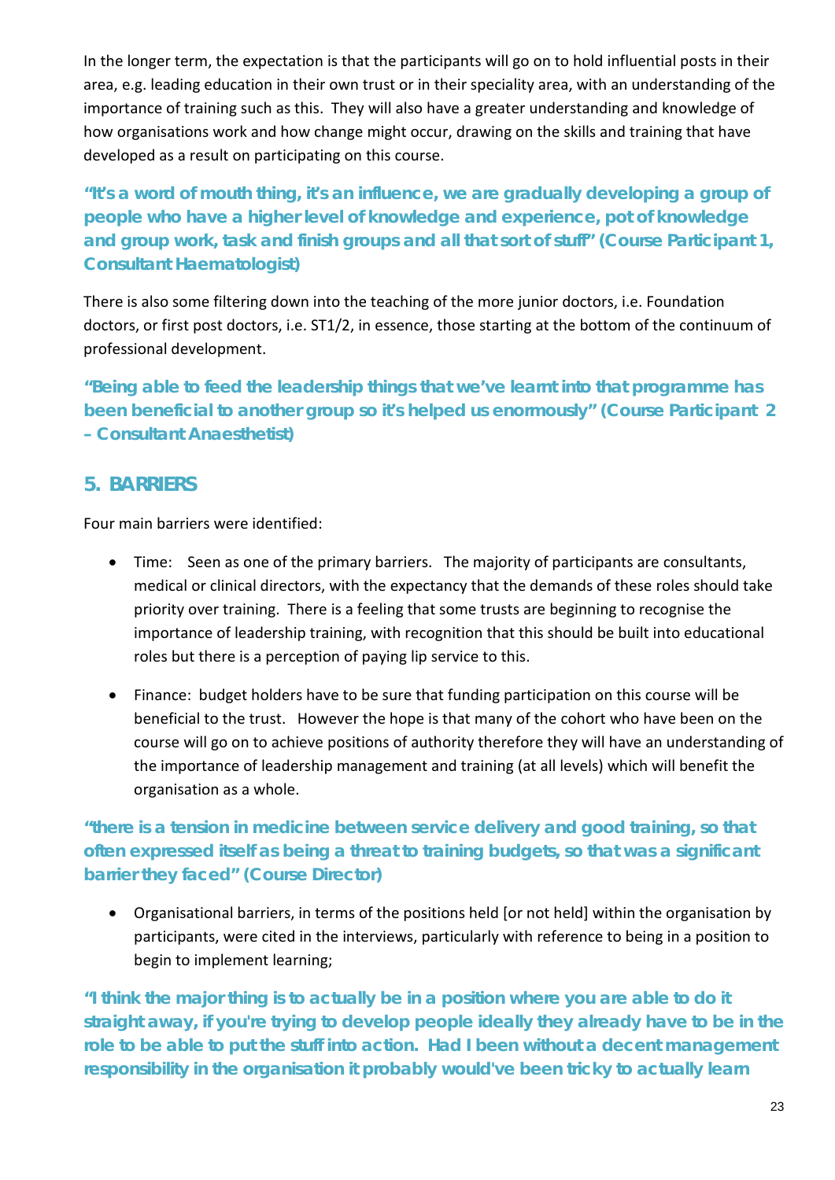In the longer term, the expectation is that the participants will go on to hold influential posts in their area, e.g. leading education in their own trust or in their speciality area, with an understanding of the importance of training such as this. They will also have a greater understanding and knowledge of how organisations work and how change might occur, drawing on the skills and training that have developed as a result on participating on this course.

**"It's a word of mouth thing, it's an influence, we are gradually developing a group of people who have a higher level of knowledge and experience, pot of knowledge and group work, task and finish groups and all that sort of stuff" (Course Participant 1, Consultant Haematologist)**

There is also some filtering down into the teaching of the more junior doctors, i.e. Foundation doctors, or first post doctors, i.e. ST1/2, in essence, those starting at the bottom of the continuum of professional development.

**"Being able to feed the leadership things that we've learnt into that programme has been beneficial to another group so it's helped us enormously" (Course Participant 2 – Consultant Anaesthetist)**

## 5. BARRIERS

Four main barriers were identified:

- Time: Seen as one of the primary barriers. The majority of participants are consultants, medical or clinical directors, with the expectancy that the demands of these roles should take priority over training. There is a feeling that some trusts are beginning to recognise the importance of leadership training, with recognition that this should be built into educational roles but there is a perception of paying lip service to this.

- Finance: budget holders have to be sure that funding participation on this course will be beneficial to the trust. However the hope is that many of the cohort who have been on the course will go on to achieve positions of authority therefore they will have an understanding of the importance of leadership management and training (at all levels) which will benefit the organisation as a whole.

**"there is a tension in medicine between service delivery and good training, so that often expressed itself as being a threat to training budgets, so that was a significant barrier they faced" (Course Director)**

- Organisational barriers, in terms of the positions held [or not held] within the organisation by participants, were cited in the interviews, particularly with reference to being in a position to begin to implement learning;

**"I think the major thing is to actually be in a position where you are able to do it straight away, if you're trying to develop people ideally they already have to be in the role to be able to put the stuff into action. Had I been without a decent management responsibility in the organisation it probably would've been tricky to actually learn**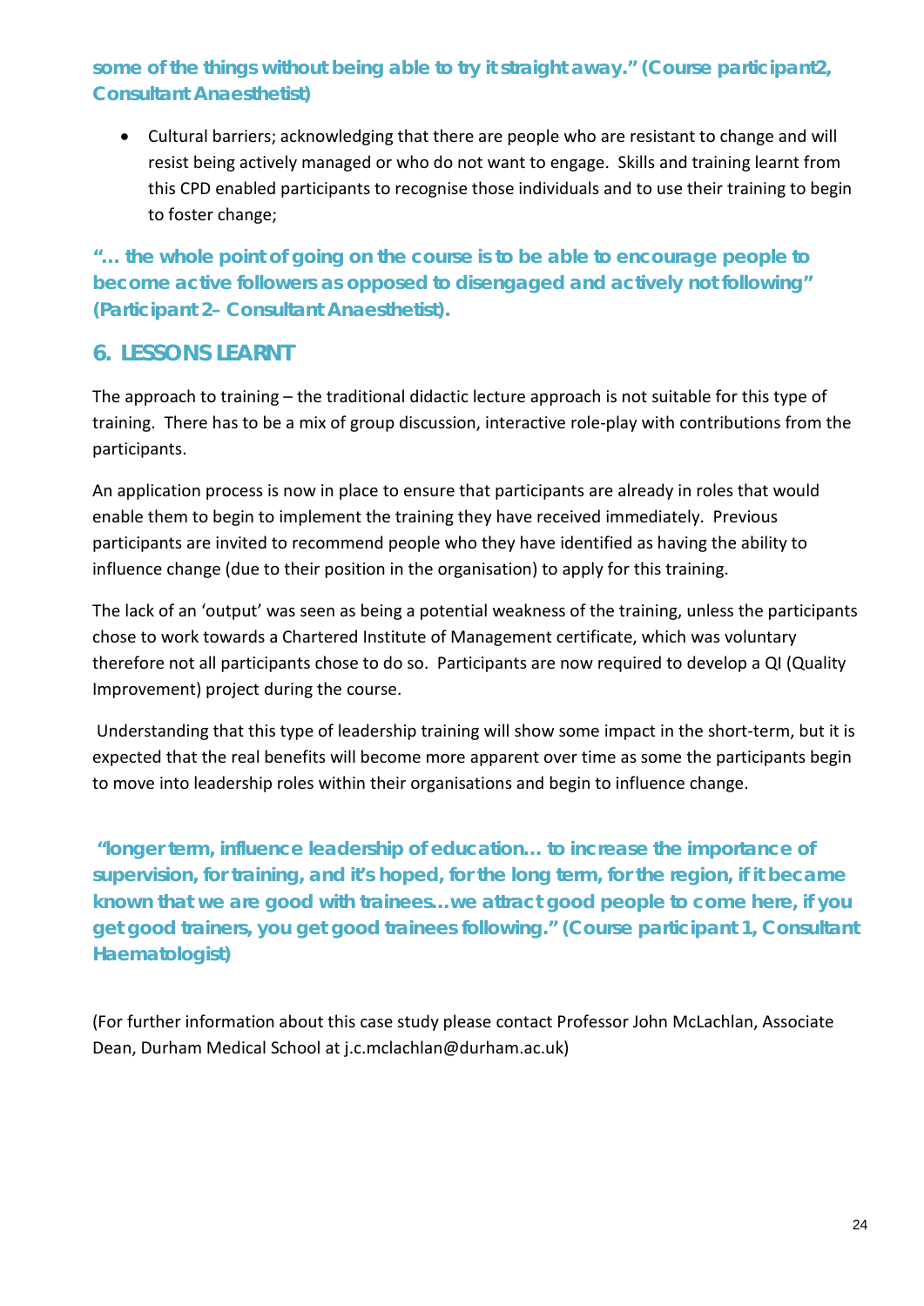**some of the things without being able to try it straight away." (Course participant2, Consultant Anaesthetist)**

- Cultural barriers; acknowledging that there are people who are resistant to change and will resist being actively managed or who do not want to engage. Skills and training learnt from this CPD enabled participants to recognise those individuals and to use their training to begin to foster change;

**"… the whole point of going on the course is to be able to encourage people to become active followers as opposed to disengaged and actively not following" (Participant 2– Consultant Anaesthetist).**

## 6. LESSONS LEARNT

The approach to training – the traditional didactic lecture approach is not suitable for this type of training. There has to be a mix of group discussion, interactive role-play with contributions from the participants.

An application process is now in place to ensure that participants are already in roles that would enable them to begin to implement the training they have received immediately. Previous participants are invited to recommend people who they have identified as having the ability to influence change (due to their position in the organisation) to apply for this training.

The lack of an 'output' was seen as being a potential weakness of the training, unless the participants chose to work towards a Chartered Institute of Management certificate, which was voluntary therefore not all participants chose to do so. Participants are now required to develop a QI (Quality Improvement) project during the course.

Understanding that this type of leadership training will show some impact in the short-term, but it is expected that the real benefits will become more apparent over time as some the participants begin to move into leadership roles within their organisations and begin to influence change.

**"longer term, influence leadership of education… to increase the importance of supervision, for training, and it's hoped, for the long term, for the region, if it became known that we are good with trainees…we attract good people to come here, if you get good trainers, you get good trainees following." (Course participant 1, Consultant Haematologist)**

(For further information about this case study please contact Professor John McLachlan, Associate Dean, Durham Medical School at j.c.mclachlan@durham.ac.uk)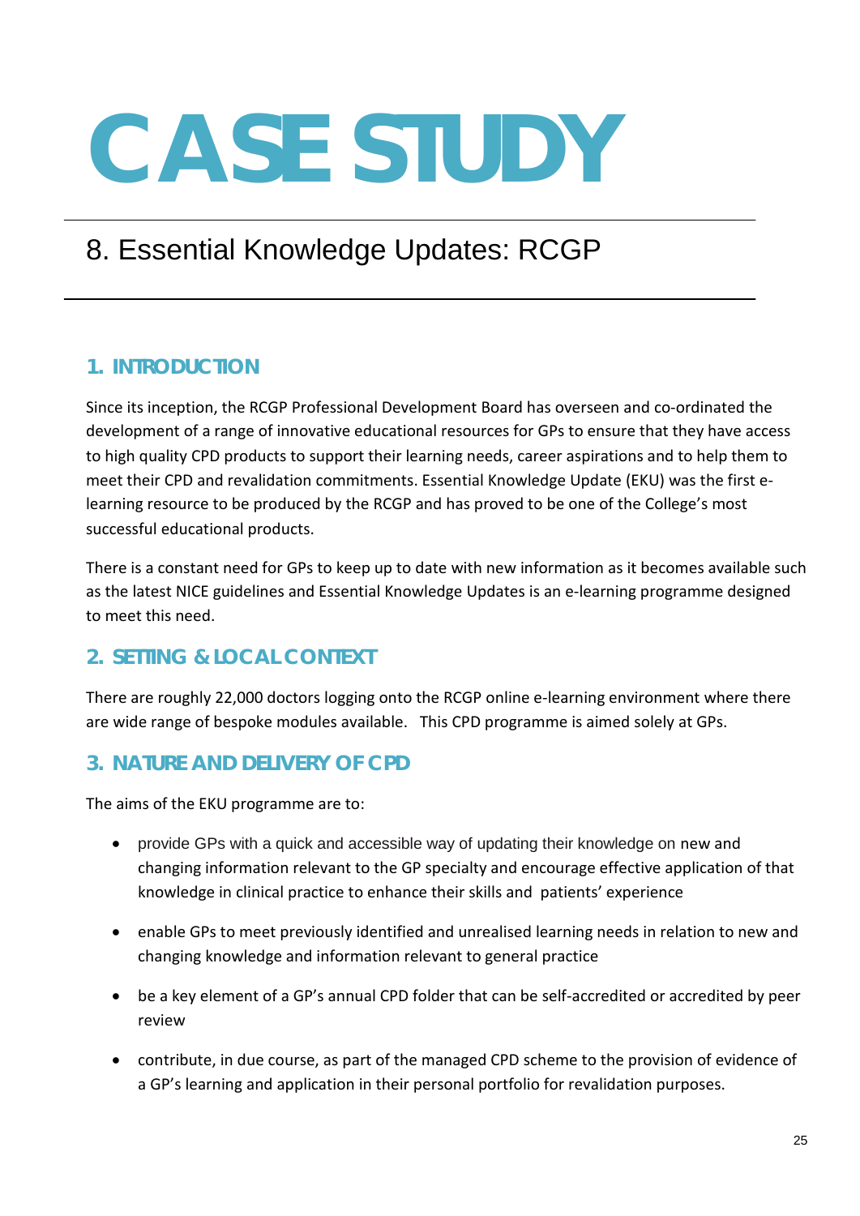# CASE STUDY

## 8. Essential Knowledge Updates: RCGP

### 1. INTRODUCTION

Since its inception, the RCGP Professional Development Board has overseen and co-ordinated the development of a range of innovative educational resources for GPs to ensure that they have access to high quality CPD products to support their learning needs, career aspirations and to help them to meet their CPD and revalidation commitments. Essential Knowledge Update (EKU) was the first e-learning resource to be produced by the RCGP and has proved to be one of the College's most successful educational products.

There is a constant need for GPs to keep up to date with new information as it becomes available such as the latest NICE guidelines and Essential Knowledge Updates is an e-learning programme designed to meet this need.

### 2. SETTING & LOCAL CONTEXT

There are roughly 22,000 doctors logging onto the RCGP online e-learning environment where there are wide range of bespoke modules available. This CPD programme is aimed solely at GPs.

### 3. NATURE AND DELIVERY OF CPD

The aims of the EKU programme are to:

- provide GPs with a quick and accessible way of updating their knowledge on new and changing information relevant to the GP specialty and encourage effective application of that knowledge in clinical practice to enhance their skills and patients' experience
- enable GPs to meet previously identified and unrealised learning needs in relation to new and changing knowledge and information relevant to general practice
- be a key element of a GP's annual CPD folder that can be self-accredited or accredited by peer review
- contribute, in due course, as part of the managed CPD scheme to the provision of evidence of a GP's learning and application in their personal portfolio for revalidation purposes.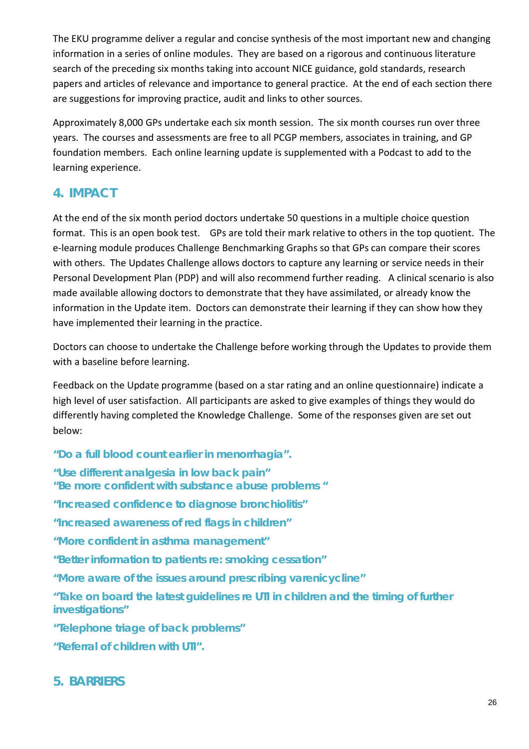The EKU programme deliver a regular and concise synthesis of the most important new and changing information in a series of online modules. They are based on a rigorous and continuous literature search of the preceding six months taking into account NICE guidance, gold standards, research papers and articles of relevance and importance to general practice. At the end of each section there are suggestions for improving practice, audit and links to other sources.

Approximately 8,000 GPs undertake each six month session. The six month courses run over three years. The courses and assessments are free to all PCGP members, associates in training, and GP foundation members. Each online learning update is supplemented with a Podcast to add to the learning experience.

## 4. IMPACT

At the end of the six month period doctors undertake 50 questions in a multiple choice question format. This is an open book test. GPs are told their mark relative to others in the top quotient. The e-learning module produces Challenge Benchmarking Graphs so that GPs can compare their scores with others. The Updates Challenge allows doctors to capture any learning or service needs in their Personal Development Plan (PDP) and will also recommend further reading. A clinical scenario is also made available allowing doctors to demonstrate that they have assimilated, or already know the information in the Update item. Doctors can demonstrate their learning if they can show how they have implemented their learning in the practice.

Doctors can choose to undertake the Challenge before working through the Updates to provide them with a baseline before learning.

Feedback on the Update programme (based on a star rating and an online questionnaire) indicate a high level of user satisfaction. All participants are asked to give examples of things they would do differently having completed the Knowledge Challenge. Some of the responses given are set out below:

**"Do a full blood count earlier in menorrhagia".**

**"Use different analgesia in low back pain"**
**"Be more confident with substance abuse problems "**

**"Increased confidence to diagnose bronchiolitis"**

**"Increased awareness of red flags in children"**

**"More confident in asthma management"**

**"Better information to patients re: smoking cessation"**

**"More aware of the issues around prescribing varenicycline"**

**"Take on board the latest guidelines re UTI in children and the timing of further investigations"**

**"Telephone triage of back problems"**

**"Referral of children with UTI".**

## 5. BARRIERS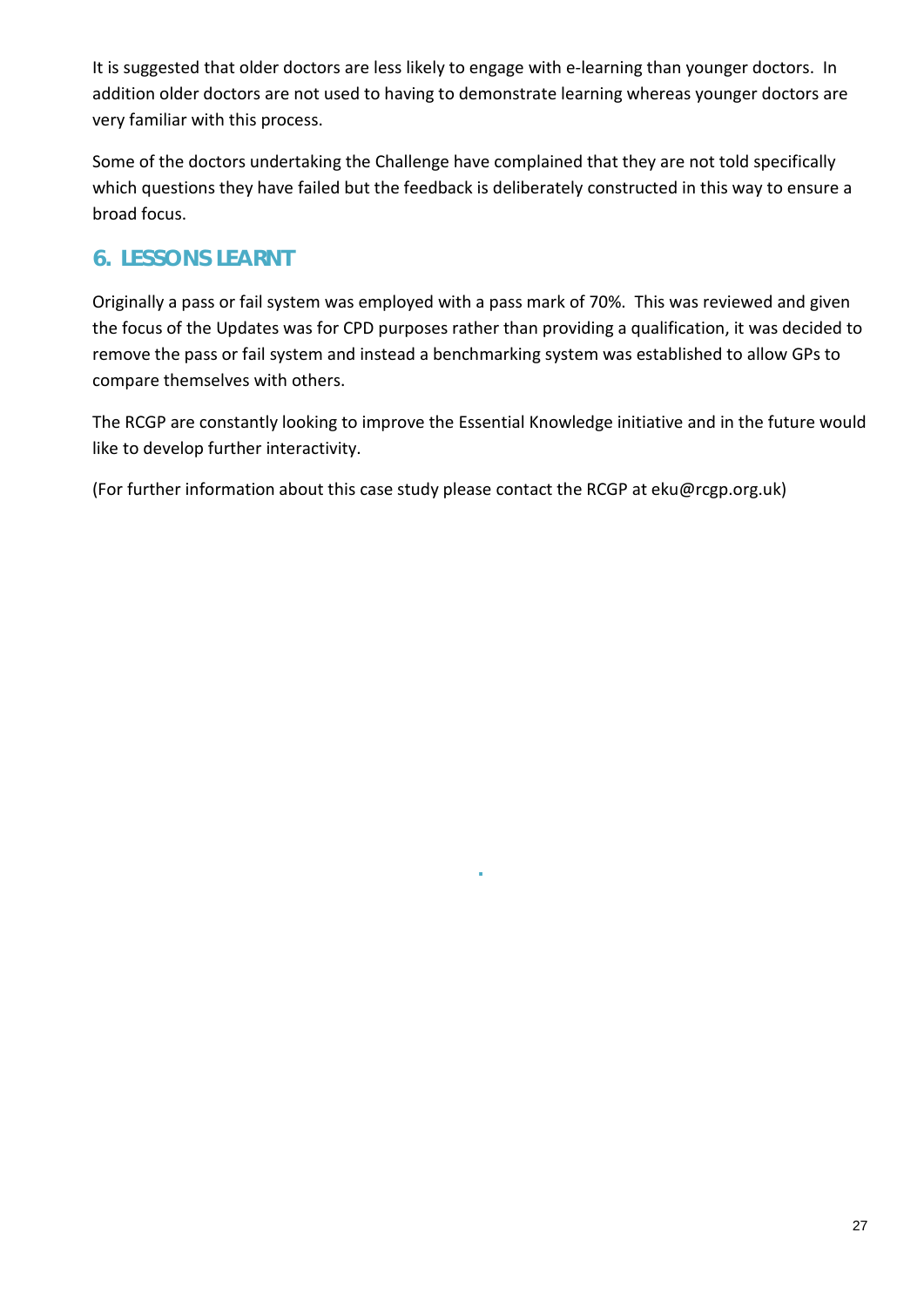It is suggested that older doctors are less likely to engage with e-learning than younger doctors. In addition older doctors are not used to having to demonstrate learning whereas younger doctors are very familiar with this process.

Some of the doctors undertaking the Challenge have complained that they are not told specifically which questions they have failed but the feedback is deliberately constructed in this way to ensure a broad focus.

## 6. LESSONS LEARNT

Originally a pass or fail system was employed with a pass mark of 70%. This was reviewed and given the focus of the Updates was for CPD purposes rather than providing a qualification, it was decided to remove the pass or fail system and instead a benchmarking system was established to allow GPs to compare themselves with others.

The RCGP are constantly looking to improve the Essential Knowledge initiative and in the future would like to develop further interactivity.

(For further information about this case study please contact the RCGP at eku@rcgp.org.uk)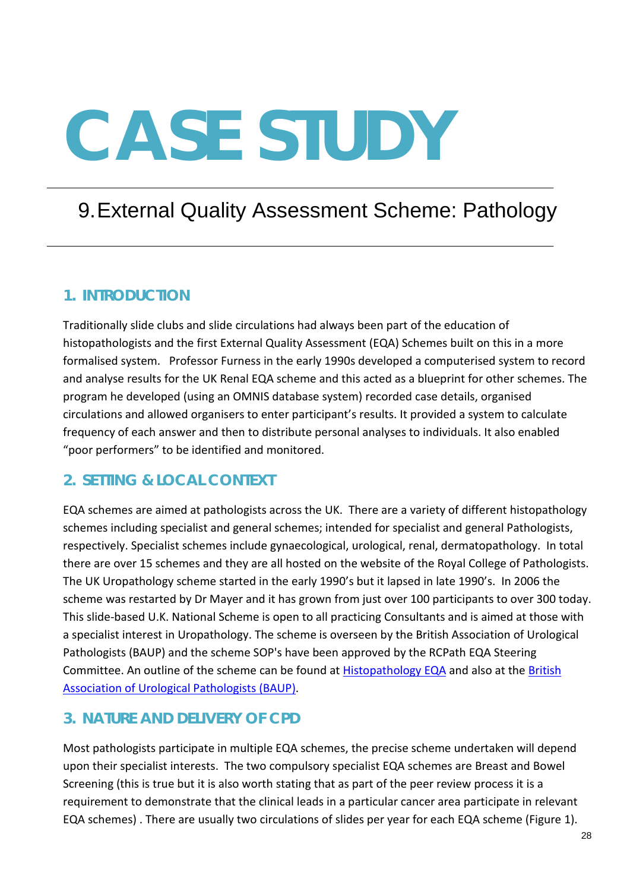# CASE STUDY

## 9. External Quality Assessment Scheme: Pathology

### 1. INTRODUCTION

Traditionally slide clubs and slide circulations had always been part of the education of histopathologists and the first External Quality Assessment (EQA) Schemes built on this in a more formalised system. Professor Furness in the early 1990s developed a computerised system to record and analyse results for the UK Renal EQA scheme and this acted as a blueprint for other schemes. The program he developed (using an OMNIS database system) recorded case details, organised circulations and allowed organisers to enter participant's results. It provided a system to calculate frequency of each answer and then to distribute personal analyses to individuals. It also enabled "poor performers" to be identified and monitored.

### 2. SETTING & LOCAL CONTEXT

EQA schemes are aimed at pathologists across the UK. There are a variety of different histopathology schemes including specialist and general schemes; intended for specialist and general Pathologists, respectively. Specialist schemes include gynaecological, urological, renal, dermatopathology. In total there are over 15 schemes and they are all hosted on the website of the Royal College of Pathologists. The UK Uropathology scheme started in the early 1990's but it lapsed in late 1990's. In 2006 the scheme was restarted by Dr Mayer and it has grown from just over 100 participants to over 300 today. This slide-based U.K. National Scheme is open to all practicing Consultants and is aimed at those with a specialist interest in Uropathology. The scheme is overseen by the British Association of Urological Pathologists (BAUP) and the scheme SOP's have been approved by the RCPath EQA Steering Committee. An outline of the scheme can be found at Histopathology EQA and also at the British Association of Urological Pathologists (BAUP).

### 3. NATURE AND DELIVERY OF CPD

Most pathologists participate in multiple EQA schemes, the precise scheme undertaken will depend upon their specialist interests. The two compulsory specialist EQA schemes are Breast and Bowel Screening (this is true but it is also worth stating that as part of the peer review process it is a requirement to demonstrate that the clinical leads in a particular cancer area participate in relevant EQA schemes) . There are usually two circulations of slides per year for each EQA scheme (Figure 1).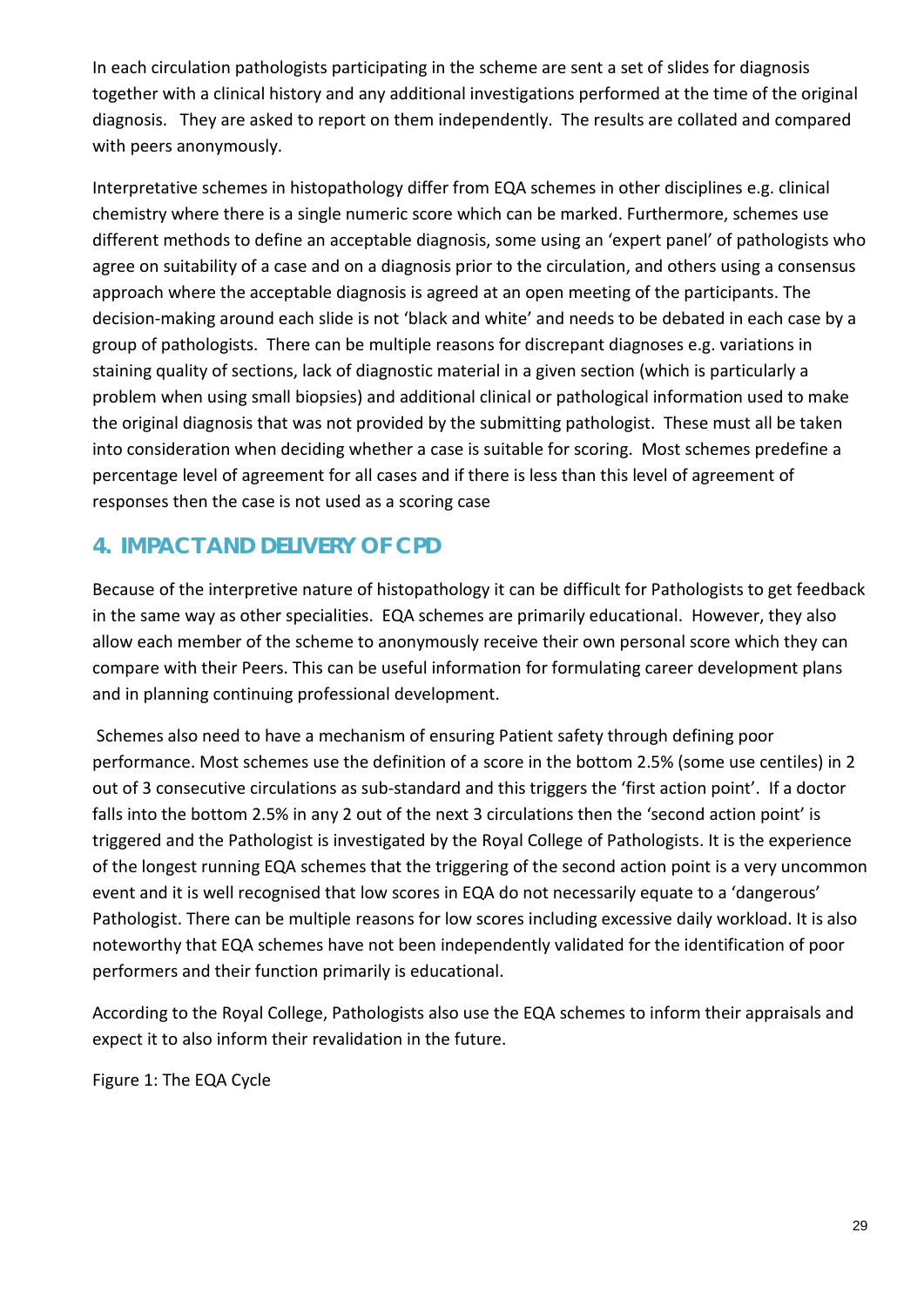In each circulation pathologists participating in the scheme are sent a set of slides for diagnosis together with a clinical history and any additional investigations performed at the time of the original diagnosis. They are asked to report on them independently. The results are collated and compared with peers anonymously.

Interpretative schemes in histopathology differ from EQA schemes in other disciplines e.g. clinical chemistry where there is a single numeric score which can be marked. Furthermore, schemes use different methods to define an acceptable diagnosis, some using an 'expert panel' of pathologists who agree on suitability of a case and on a diagnosis prior to the circulation, and others using a consensus approach where the acceptable diagnosis is agreed at an open meeting of the participants. The decision-making around each slide is not 'black and white' and needs to be debated in each case by a group of pathologists. There can be multiple reasons for discrepant diagnoses e.g. variations in staining quality of sections, lack of diagnostic material in a given section (which is particularly a problem when using small biopsies) and additional clinical or pathological information used to make the original diagnosis that was not provided by the submitting pathologist. These must all be taken into consideration when deciding whether a case is suitable for scoring. Most schemes predefine a percentage level of agreement for all cases and if there is less than this level of agreement of responses then the case is not used as a scoring case

## 4. IMPACT AND DELIVERY OF CPD

Because of the interpretive nature of histopathology it can be difficult for Pathologists to get feedback in the same way as other specialities. EQA schemes are primarily educational. However, they also allow each member of the scheme to anonymously receive their own personal score which they can compare with their Peers. This can be useful information for formulating career development plans and in planning continuing professional development.

Schemes also need to have a mechanism of ensuring Patient safety through defining poor performance. Most schemes use the definition of a score in the bottom 2.5% (some use centiles) in 2 out of 3 consecutive circulations as sub-standard and this triggers the 'first action point'. If a doctor falls into the bottom 2.5% in any 2 out of the next 3 circulations then the 'second action point' is triggered and the Pathologist is investigated by the Royal College of Pathologists. It is the experience of the longest running EQA schemes that the triggering of the second action point is a very uncommon event and it is well recognised that low scores in EQA do not necessarily equate to a 'dangerous' Pathologist. There can be multiple reasons for low scores including excessive daily workload. It is also noteworthy that EQA schemes have not been independently validated for the identification of poor performers and their function primarily is educational.

According to the Royal College, Pathologists also use the EQA schemes to inform their appraisals and expect it to also inform their revalidation in the future.

Figure 1: The EQA Cycle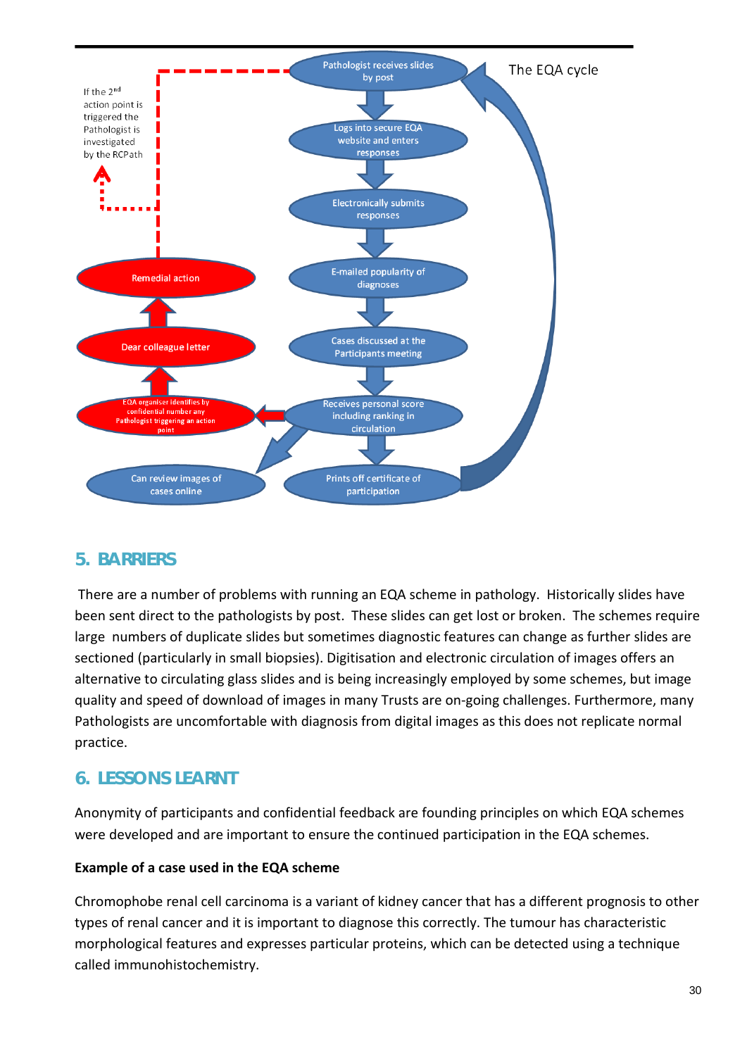The EQA cycle

- Pathologist receives slides by post
- Logs into secure EQA website and enters responses
- Electronically submits responses
- E-mailed popularity of diagnoses
- Cases discussed at the Participants meeting
- Receives personal score including ranking in circulation
- Prints off certificate of participation
- Can review images of cases online

- EQA organiser identifies by confidential number any Pathologist triggering an action point
- Dear colleague letter
- Remedial action

If the 2nd action point is triggered the Pathologist is investigated by the RCPath

## 5. BARRIERS

There are a number of problems with running an EQA scheme in pathology. Historically slides have been sent direct to the pathologists by post. These slides can get lost or broken. The schemes require large numbers of duplicate slides but sometimes diagnostic features can change as further slides are sectioned (particularly in small biopsies). Digitisation and electronic circulation of images offers an alternative to circulating glass slides and is being increasingly employed by some schemes, but image quality and speed of download of images in many Trusts are on-going challenges. Furthermore, many Pathologists are uncomfortable with diagnosis from digital images as this does not replicate normal practice.

## 6. LESSONS LEARNT

Anonymity of participants and confidential feedback are founding principles on which EQA schemes were developed and are important to ensure the continued participation in the EQA schemes.

**Example of a case used in the EQA scheme**

Chromophobe renal cell carcinoma is a variant of kidney cancer that has a different prognosis to other types of renal cancer and it is important to diagnose this correctly. The tumour has characteristic morphological features and expresses particular proteins, which can be detected using a technique called immunohistochemistry.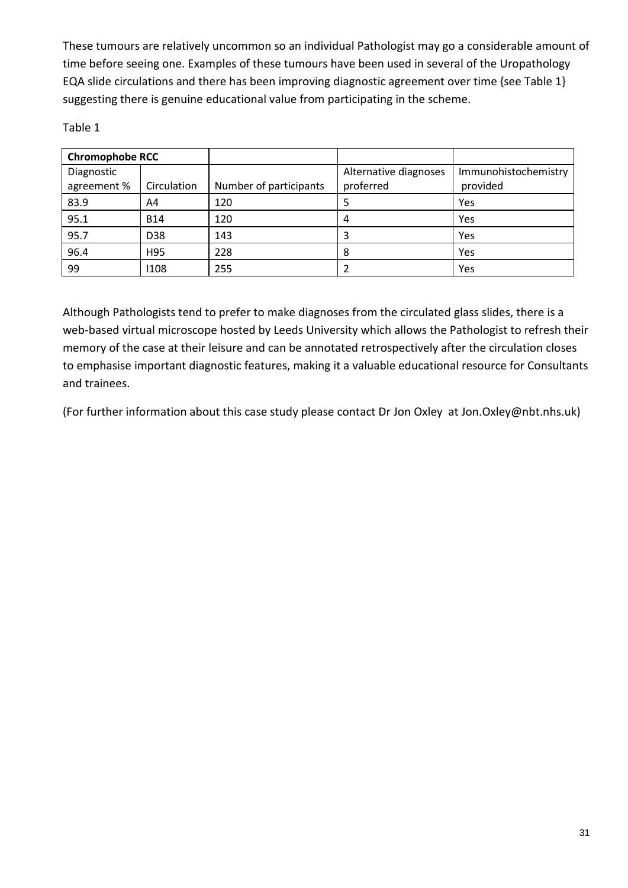These tumours are relatively uncommon so an individual Pathologist may go a considerable amount of time before seeing one. Examples of these tumours have been used in several of the Uropathology EQA slide circulations and there has been improving diagnostic agreement over time {see Table 1} suggesting there is genuine educational value from participating in the scheme.

Table 1

| **Chromophobe RCC** | | | | |
|---|---|---|---|---|
| Diagnostic agreement % | Circulation | Number of participants | Alternative diagnoses proferred | Immunohistochemistry provided |
| 83.9 | A4 | 120 | 5 | Yes |
| 95.1 | B14 | 120 | 4 | Yes |
| 95.7 | D38 | 143 | 3 | Yes |
| 96.4 | H95 | 228 | 8 | Yes |
| 99 | I108 | 255 | 2 | Yes |

Although Pathologists tend to prefer to make diagnoses from the circulated glass slides, there is a web-based virtual microscope hosted by Leeds University which allows the Pathologist to refresh their memory of the case at their leisure and can be annotated retrospectively after the circulation closes to emphasise important diagnostic features, making it a valuable educational resource for Consultants and trainees.

(For further information about this case study please contact Dr Jon Oxley at Jon.Oxley@nbt.nhs.uk)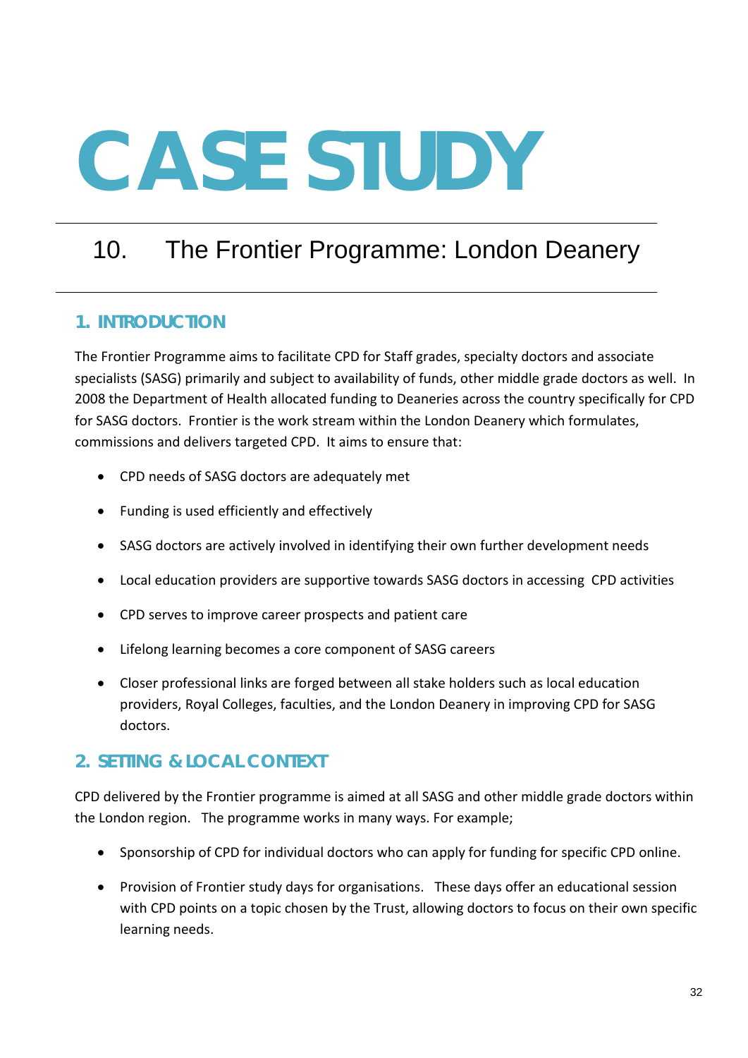# CASE STUDY

## 10. The Frontier Programme: London Deanery

### 1. INTRODUCTION

The Frontier Programme aims to facilitate CPD for Staff grades, specialty doctors and associate specialists (SASG) primarily and subject to availability of funds, other middle grade doctors as well. In 2008 the Department of Health allocated funding to Deaneries across the country specifically for CPD for SASG doctors. Frontier is the work stream within the London Deanery which formulates, commissions and delivers targeted CPD. It aims to ensure that:

- CPD needs of SASG doctors are adequately met
- Funding is used efficiently and effectively
- SASG doctors are actively involved in identifying their own further development needs
- Local education providers are supportive towards SASG doctors in accessing CPD activities
- CPD serves to improve career prospects and patient care
- Lifelong learning becomes a core component of SASG careers
- Closer professional links are forged between all stake holders such as local education providers, Royal Colleges, faculties, and the London Deanery in improving CPD for SASG doctors.

### 2. SETTING & LOCAL CONTEXT

CPD delivered by the Frontier programme is aimed at all SASG and other middle grade doctors within the London region. The programme works in many ways. For example;

- Sponsorship of CPD for individual doctors who can apply for funding for specific CPD online.
- Provision of Frontier study days for organisations. These days offer an educational session with CPD points on a topic chosen by the Trust, allowing doctors to focus on their own specific learning needs.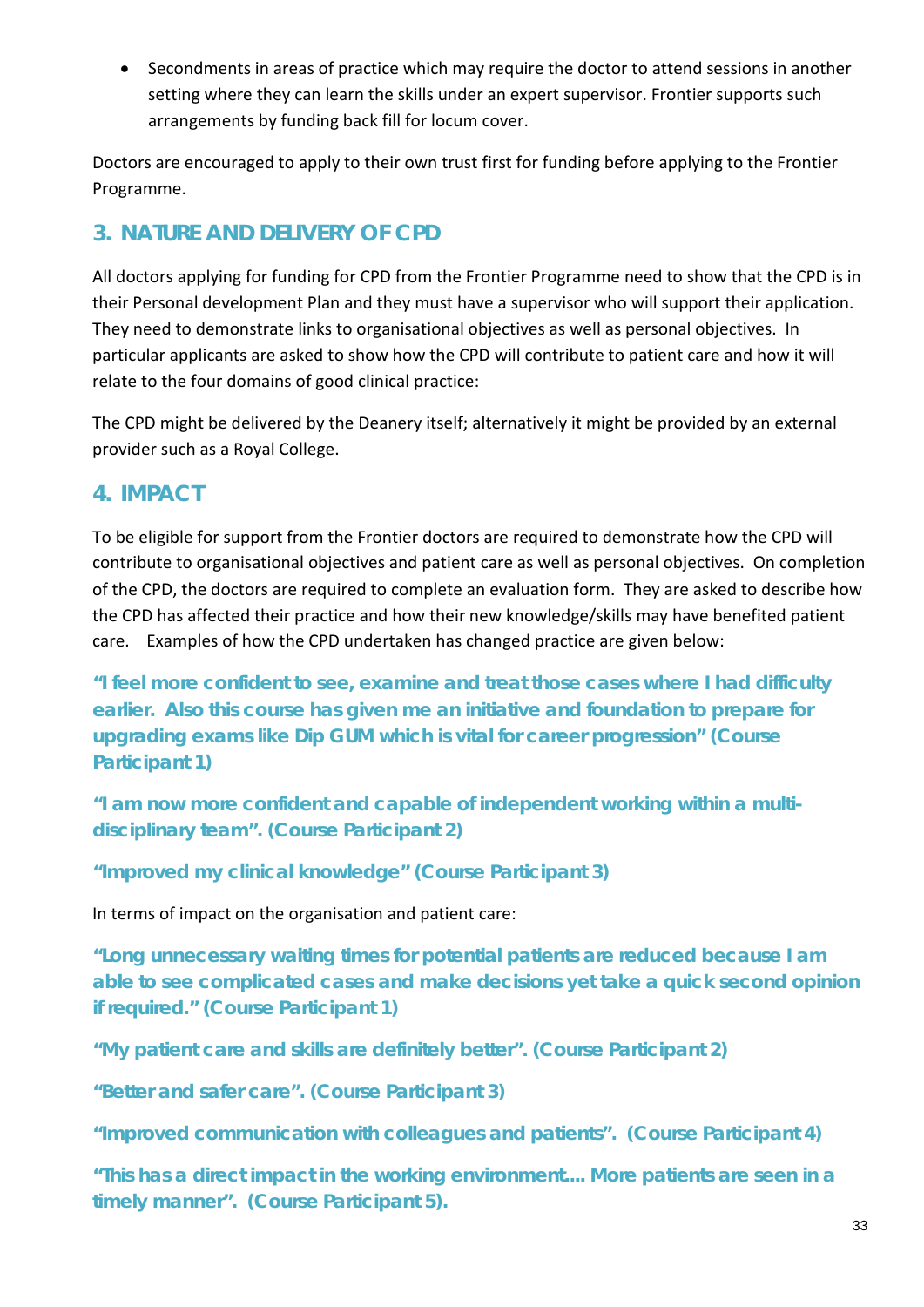- Secondments in areas of practice which may require the doctor to attend sessions in another setting where they can learn the skills under an expert supervisor. Frontier supports such arrangements by funding back fill for locum cover.

Doctors are encouraged to apply to their own trust first for funding before applying to the Frontier Programme.

## 3. NATURE AND DELIVERY OF CPD

All doctors applying for funding for CPD from the Frontier Programme need to show that the CPD is in their Personal development Plan and they must have a supervisor who will support their application. They need to demonstrate links to organisational objectives as well as personal objectives. In particular applicants are asked to show how the CPD will contribute to patient care and how it will relate to the four domains of good clinical practice:

The CPD might be delivered by the Deanery itself; alternatively it might be provided by an external provider such as a Royal College.

## 4. IMPACT

To be eligible for support from the Frontier doctors are required to demonstrate how the CPD will contribute to organisational objectives and patient care as well as personal objectives. On completion of the CPD, the doctors are required to complete an evaluation form. They are asked to describe how the CPD has affected their practice and how their new knowledge/skills may have benefited patient care. Examples of how the CPD undertaken has changed practice are given below:

**"I feel more confident to see, examine and treat those cases where I had difficulty earlier. Also this course has given me an initiative and foundation to prepare for upgrading exams like Dip GUM which is vital for career progression" (Course Participant 1)**

**"I am now more confident and capable of independent working within a multi-disciplinary team". (Course Participant 2)**

**"Improved my clinical knowledge" (Course Participant 3)**

In terms of impact on the organisation and patient care:

**"Long unnecessary waiting times for potential patients are reduced because I am able to see complicated cases and make decisions yet take a quick second opinion if required." (Course Participant 1)**

**"My patient care and skills are definitely better". (Course Participant 2)**

**"Better and safer care". (Course Participant 3)**

**"Improved communication with colleagues and patients". (Course Participant 4)**

**"This has a direct impact in the working environment…. More patients are seen in a timely manner". (Course Participant 5).**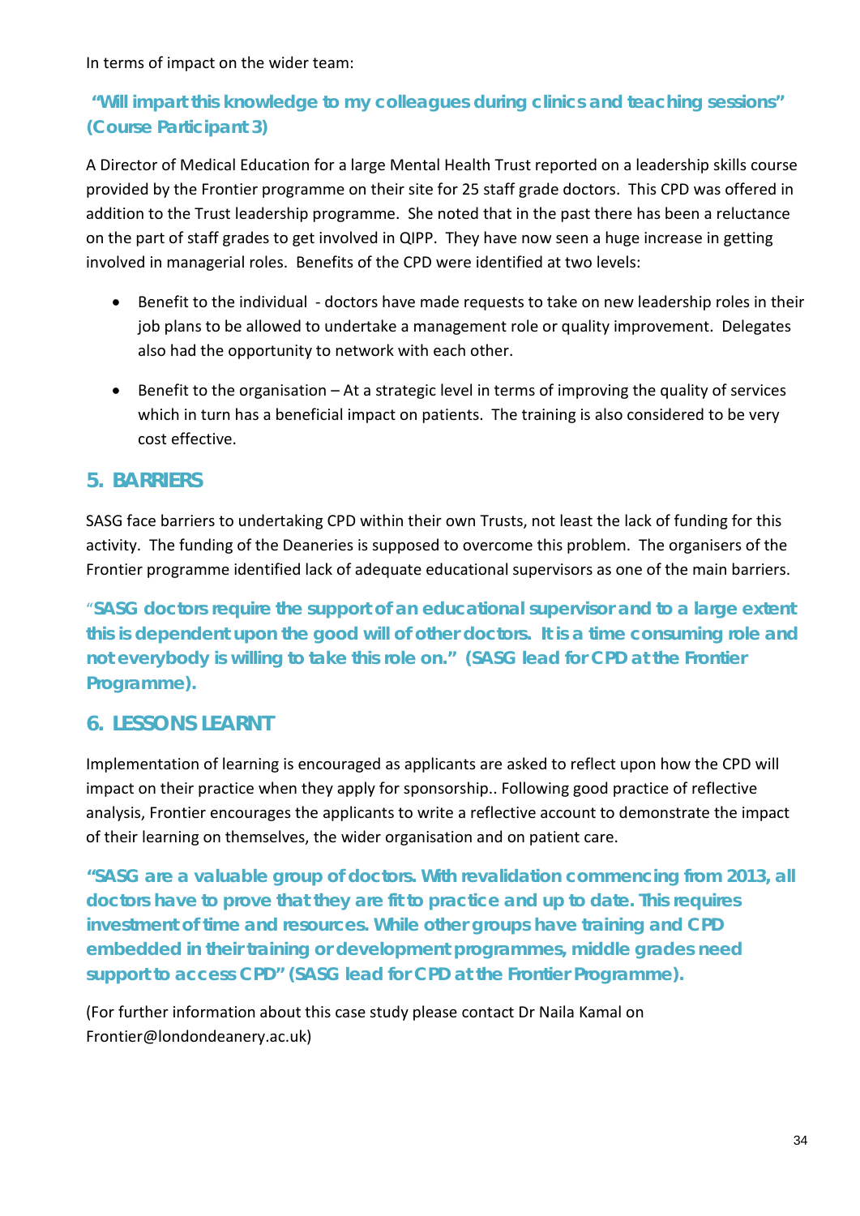In terms of impact on the wider team:

**"Will impart this knowledge to my colleagues during clinics and teaching sessions" (Course Participant 3)**

A Director of Medical Education for a large Mental Health Trust reported on a leadership skills course provided by the Frontier programme on their site for 25 staff grade doctors. This CPD was offered in addition to the Trust leadership programme. She noted that in the past there has been a reluctance on the part of staff grades to get involved in QIPP. They have now seen a huge increase in getting involved in managerial roles. Benefits of the CPD were identified at two levels:

- Benefit to the individual - doctors have made requests to take on new leadership roles in their job plans to be allowed to undertake a management role or quality improvement. Delegates also had the opportunity to network with each other.
- Benefit to the organisation – At a strategic level in terms of improving the quality of services which in turn has a beneficial impact on patients. The training is also considered to be very cost effective.

## 5. BARRIERS

SASG face barriers to undertaking CPD within their own Trusts, not least the lack of funding for this activity. The funding of the Deaneries is supposed to overcome this problem. The organisers of the Frontier programme identified lack of adequate educational supervisors as one of the main barriers.

**"SASG doctors require the support of an educational supervisor and to a large extent this is dependent upon the good will of other doctors. It is a time consuming role and not everybody is willing to take this role on." (SASG lead for CPD at the Frontier Programme).**

## 6. LESSONS LEARNT

Implementation of learning is encouraged as applicants are asked to reflect upon how the CPD will impact on their practice when they apply for sponsorship.. Following good practice of reflective analysis, Frontier encourages the applicants to write a reflective account to demonstrate the impact of their learning on themselves, the wider organisation and on patient care.

**"SASG are a valuable group of doctors. With revalidation commencing from 2013, all doctors have to prove that they are fit to practice and up to date. This requires investment of time and resources. While other groups have training and CPD embedded in their training or development programmes, middle grades need support to access CPD" (SASG lead for CPD at the Frontier Programme).**

(For further information about this case study please contact Dr Naila Kamal on Frontier@londondeanery.ac.uk)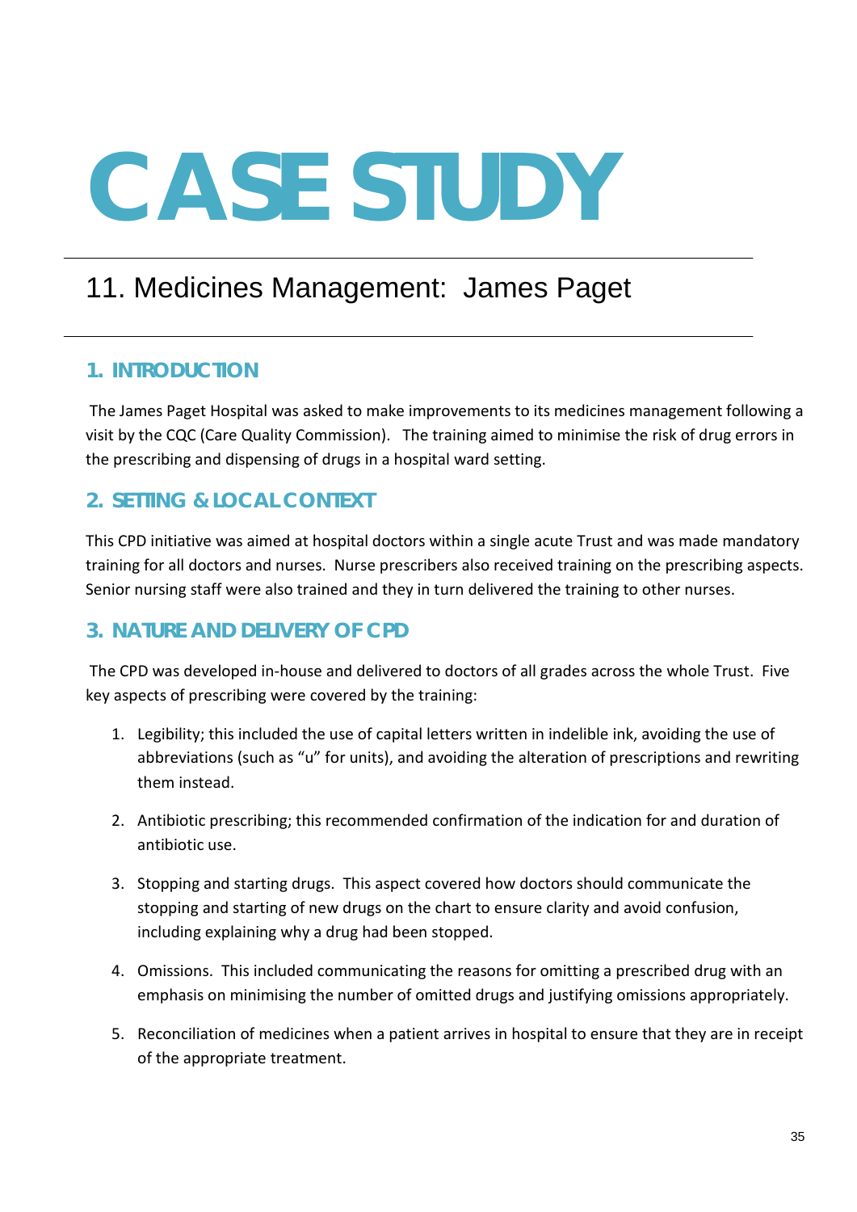# CASE STUDY

## 11. Medicines Management: James Paget

### 1. INTRODUCTION

The James Paget Hospital was asked to make improvements to its medicines management following a visit by the CQC (Care Quality Commission). The training aimed to minimise the risk of drug errors in the prescribing and dispensing of drugs in a hospital ward setting.

### 2. SETTING & LOCAL CONTEXT

This CPD initiative was aimed at hospital doctors within a single acute Trust and was made mandatory training for all doctors and nurses. Nurse prescribers also received training on the prescribing aspects. Senior nursing staff were also trained and they in turn delivered the training to other nurses.

### 3. NATURE AND DELIVERY OF CPD

The CPD was developed in-house and delivered to doctors of all grades across the whole Trust. Five key aspects of prescribing were covered by the training:

1. Legibility; this included the use of capital letters written in indelible ink, avoiding the use of abbreviations (such as "u" for units), and avoiding the alteration of prescriptions and rewriting them instead.
2. Antibiotic prescribing; this recommended confirmation of the indication for and duration of antibiotic use.
3. Stopping and starting drugs. This aspect covered how doctors should communicate the stopping and starting of new drugs on the chart to ensure clarity and avoid confusion, including explaining why a drug had been stopped.
4. Omissions. This included communicating the reasons for omitting a prescribed drug with an emphasis on minimising the number of omitted drugs and justifying omissions appropriately.
5. Reconciliation of medicines when a patient arrives in hospital to ensure that they are in receipt of the appropriate treatment.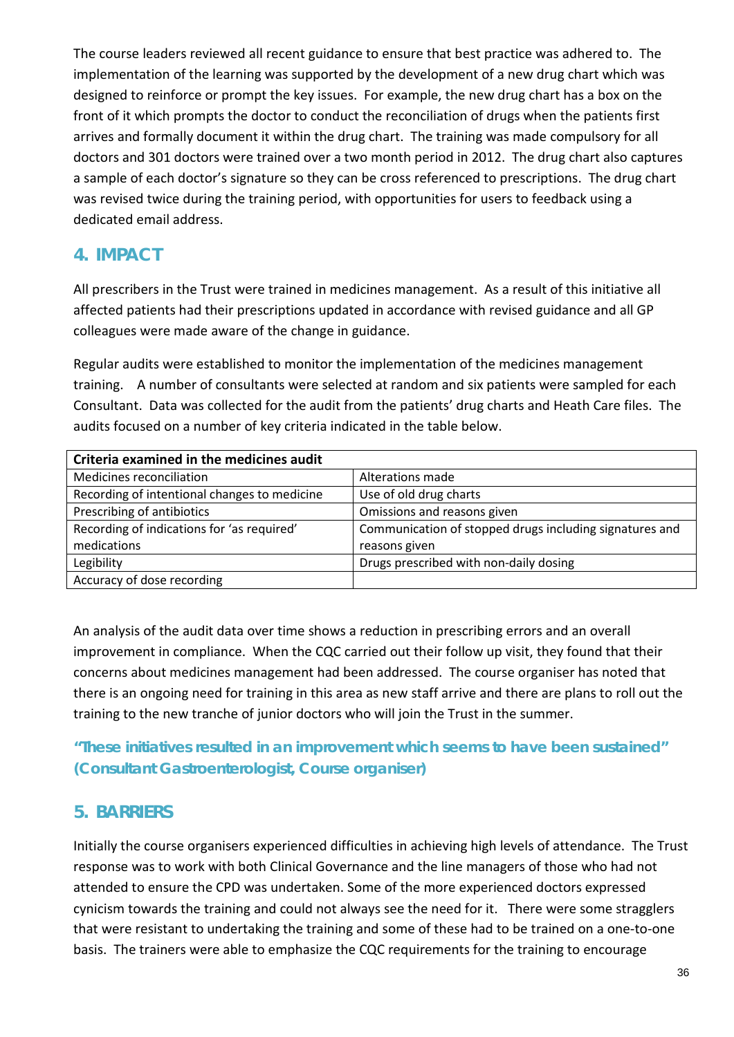The course leaders reviewed all recent guidance to ensure that best practice was adhered to. The implementation of the learning was supported by the development of a new drug chart which was designed to reinforce or prompt the key issues. For example, the new drug chart has a box on the front of it which prompts the doctor to conduct the reconciliation of drugs when the patients first arrives and formally document it within the drug chart. The training was made compulsory for all doctors and 301 doctors were trained over a two month period in 2012. The drug chart also captures a sample of each doctor's signature so they can be cross referenced to prescriptions. The drug chart was revised twice during the training period, with opportunities for users to feedback using a dedicated email address.

## 4. IMPACT

All prescribers in the Trust were trained in medicines management. As a result of this initiative all affected patients had their prescriptions updated in accordance with revised guidance and all GP colleagues were made aware of the change in guidance.

Regular audits were established to monitor the implementation of the medicines management training. A number of consultants were selected at random and six patients were sampled for each Consultant. Data was collected for the audit from the patients' drug charts and Heath Care files. The audits focused on a number of key criteria indicated in the table below.

| **Criteria examined in the medicines audit** | |
|---|---|
| Medicines reconciliation | Alterations made |
| Recording of intentional changes to medicine | Use of old drug charts |
| Prescribing of antibiotics | Omissions and reasons given |
| Recording of indications for 'as required' medications | Communication of stopped drugs including signatures and reasons given |
| Legibility | Drugs prescribed with non-daily dosing |
| Accuracy of dose recording | |

An analysis of the audit data over time shows a reduction in prescribing errors and an overall improvement in compliance. When the CQC carried out their follow up visit, they found that their concerns about medicines management had been addressed. The course organiser has noted that there is an ongoing need for training in this area as new staff arrive and there are plans to roll out the training to the new tranche of junior doctors who will join the Trust in the summer.

***"These initiatives resulted in an improvement which seems to have been sustained" (Consultant Gastroenterologist, Course organiser)***

## 5. BARRIERS

Initially the course organisers experienced difficulties in achieving high levels of attendance. The Trust response was to work with both Clinical Governance and the line managers of those who had not attended to ensure the CPD was undertaken. Some of the more experienced doctors expressed cynicism towards the training and could not always see the need for it. There were some stragglers that were resistant to undertaking the training and some of these had to be trained on a one-to-one basis. The trainers were able to emphasize the CQC requirements for the training to encourage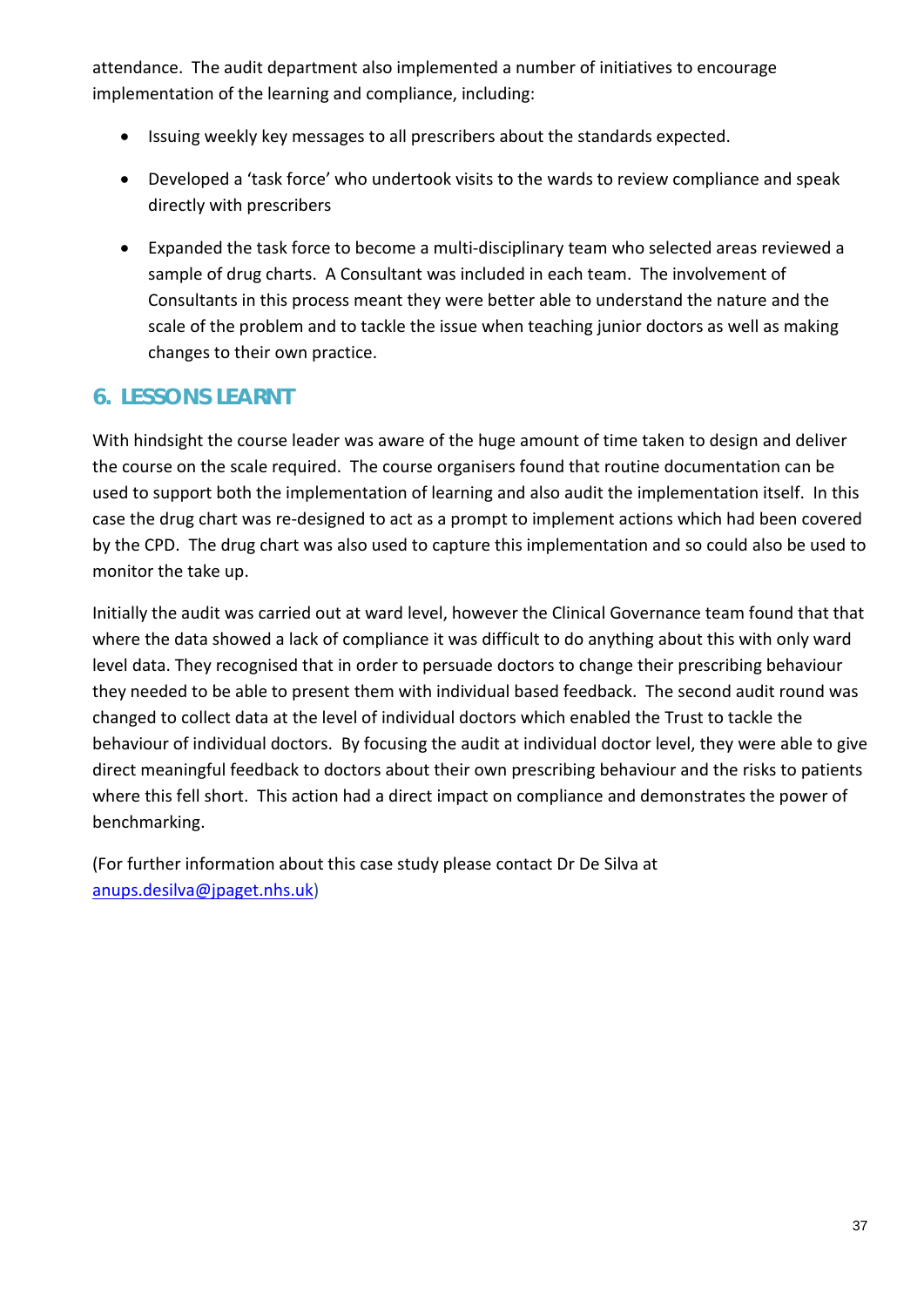attendance. The audit department also implemented a number of initiatives to encourage implementation of the learning and compliance, including:

- Issuing weekly key messages to all prescribers about the standards expected.
- Developed a 'task force' who undertook visits to the wards to review compliance and speak directly with prescribers
- Expanded the task force to become a multi-disciplinary team who selected areas reviewed a sample of drug charts. A Consultant was included in each team. The involvement of Consultants in this process meant they were better able to understand the nature and the scale of the problem and to tackle the issue when teaching junior doctors as well as making changes to their own practice.

## 6. LESSONS LEARNT

With hindsight the course leader was aware of the huge amount of time taken to design and deliver the course on the scale required. The course organisers found that routine documentation can be used to support both the implementation of learning and also audit the implementation itself. In this case the drug chart was re-designed to act as a prompt to implement actions which had been covered by the CPD. The drug chart was also used to capture this implementation and so could also be used to monitor the take up.

Initially the audit was carried out at ward level, however the Clinical Governance team found that that where the data showed a lack of compliance it was difficult to do anything about this with only ward level data. They recognised that in order to persuade doctors to change their prescribing behaviour they needed to be able to present them with individual based feedback. The second audit round was changed to collect data at the level of individual doctors which enabled the Trust to tackle the behaviour of individual doctors. By focusing the audit at individual doctor level, they were able to give direct meaningful feedback to doctors about their own prescribing behaviour and the risks to patients where this fell short. This action had a direct impact on compliance and demonstrates the power of benchmarking.

(For further information about this case study please contact Dr De Silva at anups.desilva@jpaget.nhs.uk)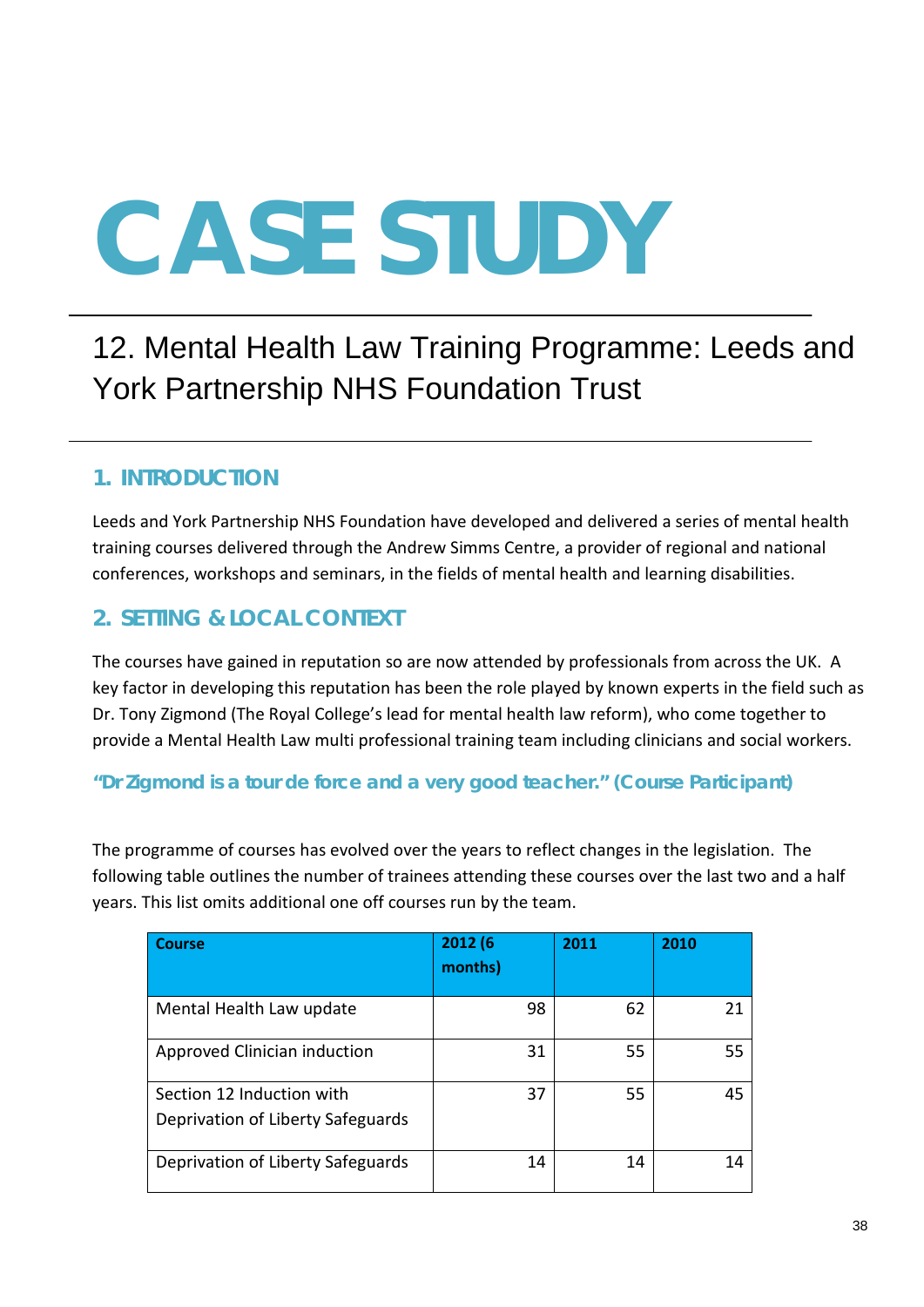# CASE STUDY

## 12. Mental Health Law Training Programme: Leeds and York Partnership NHS Foundation Trust

### 1. INTRODUCTION

Leeds and York Partnership NHS Foundation have developed and delivered a series of mental health training courses delivered through the Andrew Simms Centre, a provider of regional and national conferences, workshops and seminars, in the fields of mental health and learning disabilities.

### 2. SETTING & LOCAL CONTEXT

The courses have gained in reputation so are now attended by professionals from across the UK. A key factor in developing this reputation has been the role played by known experts in the field such as Dr. Tony Zigmond (The Royal College's lead for mental health law reform), who come together to provide a Mental Health Law multi professional training team including clinicians and social workers.

**"Dr Zigmond is a tour de force and a very good teacher." (Course Participant)**

The programme of courses has evolved over the years to reflect changes in the legislation. The following table outlines the number of trainees attending these courses over the last two and a half years. This list omits additional one off courses run by the team.

| Course | 2012 (6 months) | 2011 | 2010 |
|---|---|---|---|
| Mental Health Law update | 98 | 62 | 21 |
| Approved Clinician induction | 31 | 55 | 55 |
| Section 12 Induction with Deprivation of Liberty Safeguards | 37 | 55 | 45 |
| Deprivation of Liberty Safeguards | 14 | 14 | 14 |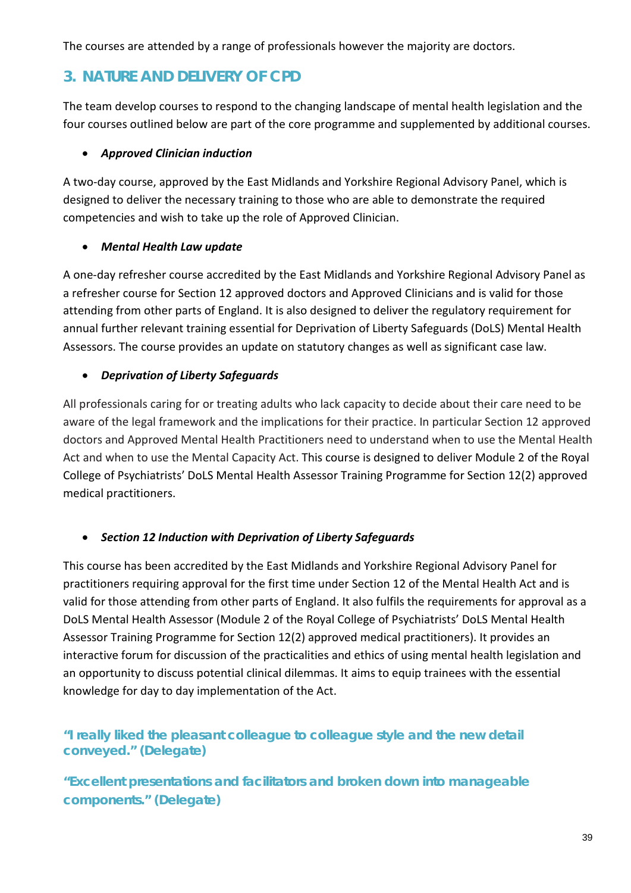The courses are attended by a range of professionals however the majority are doctors.

## 3. NATURE AND DELIVERY OF CPD

The team develop courses to respond to the changing landscape of mental health legislation and the four courses outlined below are part of the core programme and supplemented by additional courses.

- ***Approved Clinician induction***

A two-day course, approved by the East Midlands and Yorkshire Regional Advisory Panel, which is designed to deliver the necessary training to those who are able to demonstrate the required competencies and wish to take up the role of Approved Clinician.

- ***Mental Health Law update***

A one-day refresher course accredited by the East Midlands and Yorkshire Regional Advisory Panel as a refresher course for Section 12 approved doctors and Approved Clinicians and is valid for those attending from other parts of England. It is also designed to deliver the regulatory requirement for annual further relevant training essential for Deprivation of Liberty Safeguards (DoLS) Mental Health Assessors. The course provides an update on statutory changes as well as significant case law.

- ***Deprivation of Liberty Safeguards***

All professionals caring for or treating adults who lack capacity to decide about their care need to be aware of the legal framework and the implications for their practice. In particular Section 12 approved doctors and Approved Mental Health Practitioners need to understand when to use the Mental Health Act and when to use the Mental Capacity Act. This course is designed to deliver Module 2 of the Royal College of Psychiatrists' DoLS Mental Health Assessor Training Programme for Section 12(2) approved medical practitioners.

- ***Section 12 Induction with Deprivation of Liberty Safeguards***

This course has been accredited by the East Midlands and Yorkshire Regional Advisory Panel for practitioners requiring approval for the first time under Section 12 of the Mental Health Act and is valid for those attending from other parts of England. It also fulfils the requirements for approval as a DoLS Mental Health Assessor (Module 2 of the Royal College of Psychiatrists' DoLS Mental Health Assessor Training Programme for Section 12(2) approved medical practitioners). It provides an interactive forum for discussion of the practicalities and ethics of using mental health legislation and an opportunity to discuss potential clinical dilemmas. It aims to equip trainees with the essential knowledge for day to day implementation of the Act.

**"I really liked the pleasant colleague to colleague style and the new detail conveyed." (Delegate)**

**"Excellent presentations and facilitators and broken down into manageable components." (Delegate)**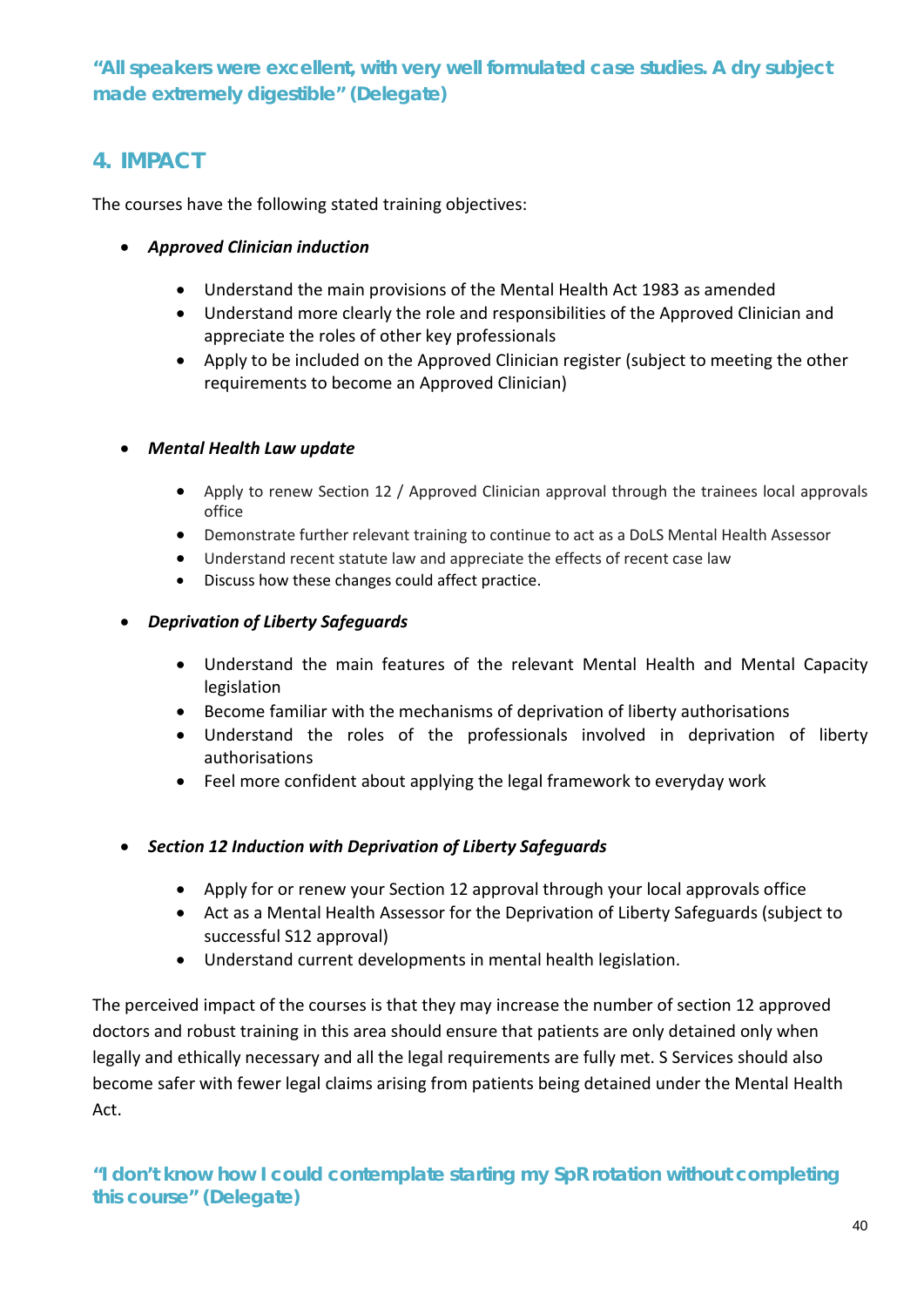**"All speakers were excellent, with very well formulated case studies. A dry subject made extremely digestible" (Delegate)**

## 4. IMPACT

The courses have the following stated training objectives:

- ***Approved Clinician induction***
  - Understand the main provisions of the Mental Health Act 1983 as amended
  - Understand more clearly the role and responsibilities of the Approved Clinician and appreciate the roles of other key professionals
  - Apply to be included on the Approved Clinician register (subject to meeting the other requirements to become an Approved Clinician)

- ***Mental Health Law update***
  - Apply to renew Section 12 / Approved Clinician approval through the trainees local approvals office
  - Demonstrate further relevant training to continue to act as a DoLS Mental Health Assessor
  - Understand recent statute law and appreciate the effects of recent case law
  - Discuss how these changes could affect practice.

- ***Deprivation of Liberty Safeguards***
  - Understand the main features of the relevant Mental Health and Mental Capacity legislation
  - Become familiar with the mechanisms of deprivation of liberty authorisations
  - Understand the roles of the professionals involved in deprivation of liberty authorisations
  - Feel more confident about applying the legal framework to everyday work

- ***Section 12 Induction with Deprivation of Liberty Safeguards***
  - Apply for or renew your Section 12 approval through your local approvals office
  - Act as a Mental Health Assessor for the Deprivation of Liberty Safeguards (subject to successful S12 approval)
  - Understand current developments in mental health legislation.

The perceived impact of the courses is that they may increase the number of section 12 approved doctors and robust training in this area should ensure that patients are only detained only when legally and ethically necessary and all the legal requirements are fully met. S Services should also become safer with fewer legal claims arising from patients being detained under the Mental Health Act.

**"I don't know how I could contemplate starting my SpR rotation without completing this course" (Delegate)**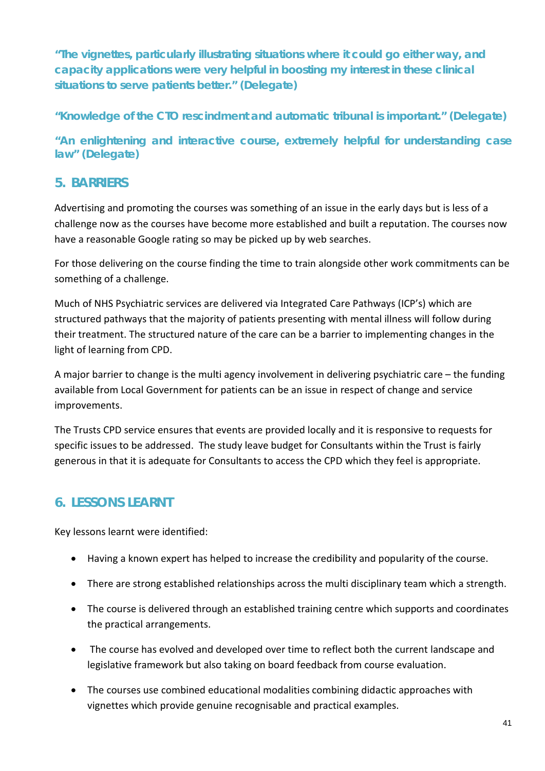**"The vignettes, particularly illustrating situations where it could go either way, and capacity applications were very helpful in boosting my interest in these clinical situations to serve patients better." (Delegate)**

**"Knowledge of the CTO rescindment and automatic tribunal is important." (Delegate)**

**"An enlightening and interactive course, extremely helpful for understanding case law" (Delegate)**

## 5. BARRIERS

Advertising and promoting the courses was something of an issue in the early days but is less of a challenge now as the courses have become more established and built a reputation. The courses now have a reasonable Google rating so may be picked up by web searches.

For those delivering on the course finding the time to train alongside other work commitments can be something of a challenge.

Much of NHS Psychiatric services are delivered via Integrated Care Pathways (ICP's) which are structured pathways that the majority of patients presenting with mental illness will follow during their treatment. The structured nature of the care can be a barrier to implementing changes in the light of learning from CPD.

A major barrier to change is the multi agency involvement in delivering psychiatric care – the funding available from Local Government for patients can be an issue in respect of change and service improvements.

The Trusts CPD service ensures that events are provided locally and it is responsive to requests for specific issues to be addressed. The study leave budget for Consultants within the Trust is fairly generous in that it is adequate for Consultants to access the CPD which they feel is appropriate.

## 6. LESSONS LEARNT

Key lessons learnt were identified:

- Having a known expert has helped to increase the credibility and popularity of the course.
- There are strong established relationships across the multi disciplinary team which a strength.
- The course is delivered through an established training centre which supports and coordinates the practical arrangements.
- The course has evolved and developed over time to reflect both the current landscape and legislative framework but also taking on board feedback from course evaluation.
- The courses use combined educational modalities combining didactic approaches with vignettes which provide genuine recognisable and practical examples.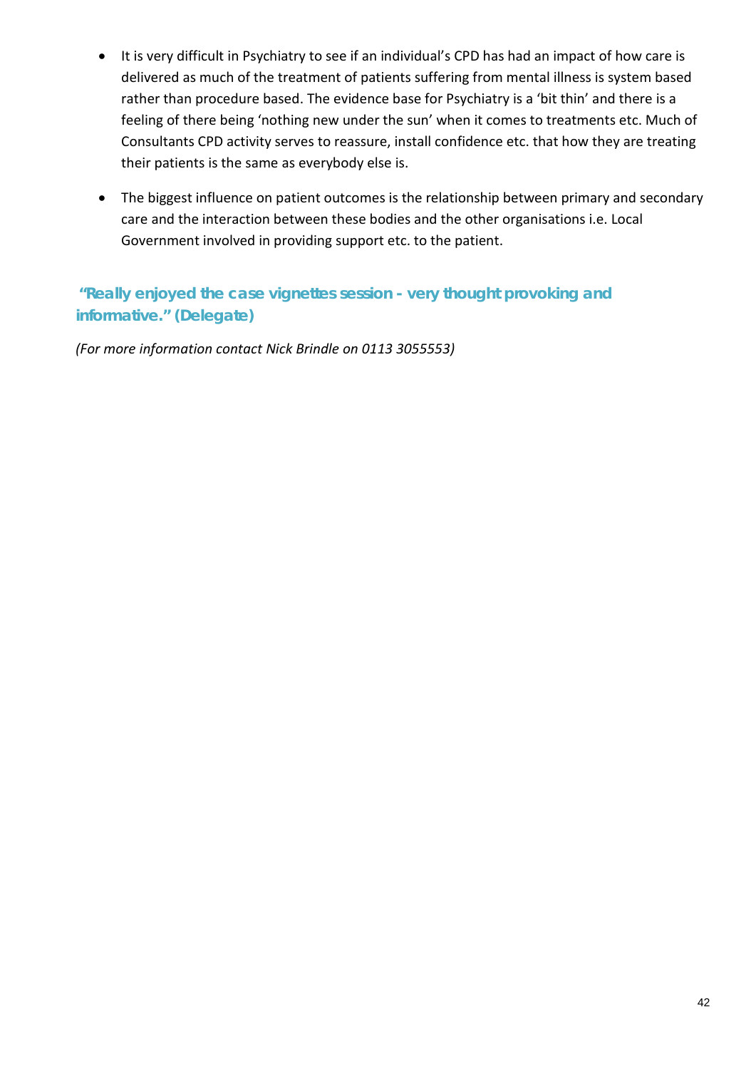- It is very difficult in Psychiatry to see if an individual's CPD has had an impact of how care is delivered as much of the treatment of patients suffering from mental illness is system based rather than procedure based. The evidence base for Psychiatry is a 'bit thin' and there is a feeling of there being 'nothing new under the sun' when it comes to treatments etc. Much of Consultants CPD activity serves to reassure, install confidence etc. that how they are treating their patients is the same as everybody else is.
- The biggest influence on patient outcomes is the relationship between primary and secondary care and the interaction between these bodies and the other organisations i.e. Local Government involved in providing support etc. to the patient.

**"Really enjoyed the case vignettes session - very thought provoking and informative." (Delegate)**

*(For more information contact Nick Brindle on 0113 3055553)*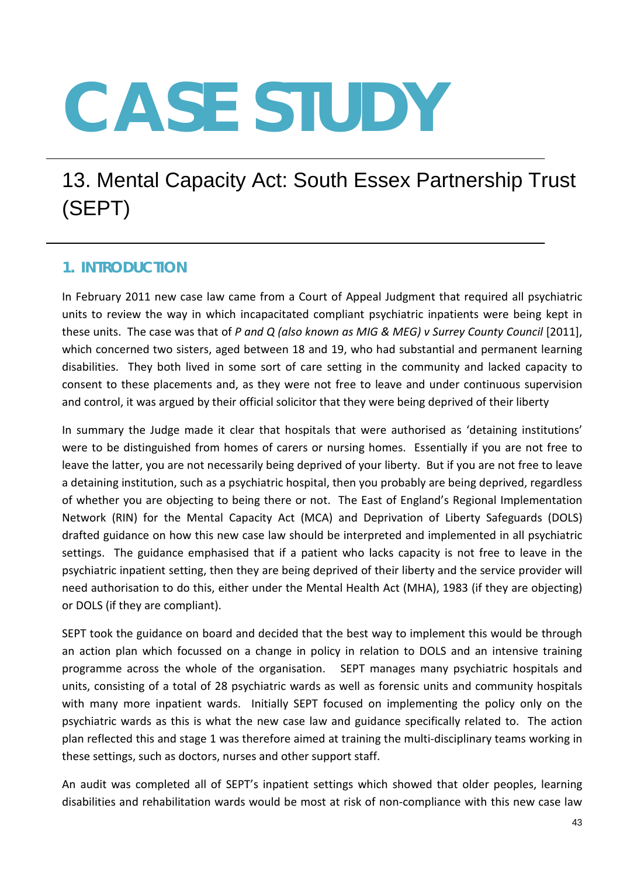# CASE STUDY

## 13. Mental Capacity Act: South Essex Partnership Trust (SEPT)

### 1. INTRODUCTION

In February 2011 new case law came from a Court of Appeal Judgment that required all psychiatric units to review the way in which incapacitated compliant psychiatric inpatients were being kept in these units. The case was that of *P and Q (also known as MIG & MEG) v Surrey County Council* [2011], which concerned two sisters, aged between 18 and 19, who had substantial and permanent learning disabilities. They both lived in some sort of care setting in the community and lacked capacity to consent to these placements and, as they were not free to leave and under continuous supervision and control, it was argued by their official solicitor that they were being deprived of their liberty

In summary the Judge made it clear that hospitals that were authorised as 'detaining institutions' were to be distinguished from homes of carers or nursing homes. Essentially if you are not free to leave the latter, you are not necessarily being deprived of your liberty. But if you are not free to leave a detaining institution, such as a psychiatric hospital, then you probably are being deprived, regardless of whether you are objecting to being there or not. The East of England's Regional Implementation Network (RIN) for the Mental Capacity Act (MCA) and Deprivation of Liberty Safeguards (DOLS) drafted guidance on how this new case law should be interpreted and implemented in all psychiatric settings. The guidance emphasised that if a patient who lacks capacity is not free to leave in the psychiatric inpatient setting, then they are being deprived of their liberty and the service provider will need authorisation to do this, either under the Mental Health Act (MHA), 1983 (if they are objecting) or DOLS (if they are compliant).

SEPT took the guidance on board and decided that the best way to implement this would be through an action plan which focussed on a change in policy in relation to DOLS and an intensive training programme across the whole of the organisation. SEPT manages many psychiatric hospitals and units, consisting of a total of 28 psychiatric wards as well as forensic units and community hospitals with many more inpatient wards. Initially SEPT focused on implementing the policy only on the psychiatric wards as this is what the new case law and guidance specifically related to. The action plan reflected this and stage 1 was therefore aimed at training the multi-disciplinary teams working in these settings, such as doctors, nurses and other support staff.

An audit was completed all of SEPT's inpatient settings which showed that older peoples, learning disabilities and rehabilitation wards would be most at risk of non-compliance with this new case law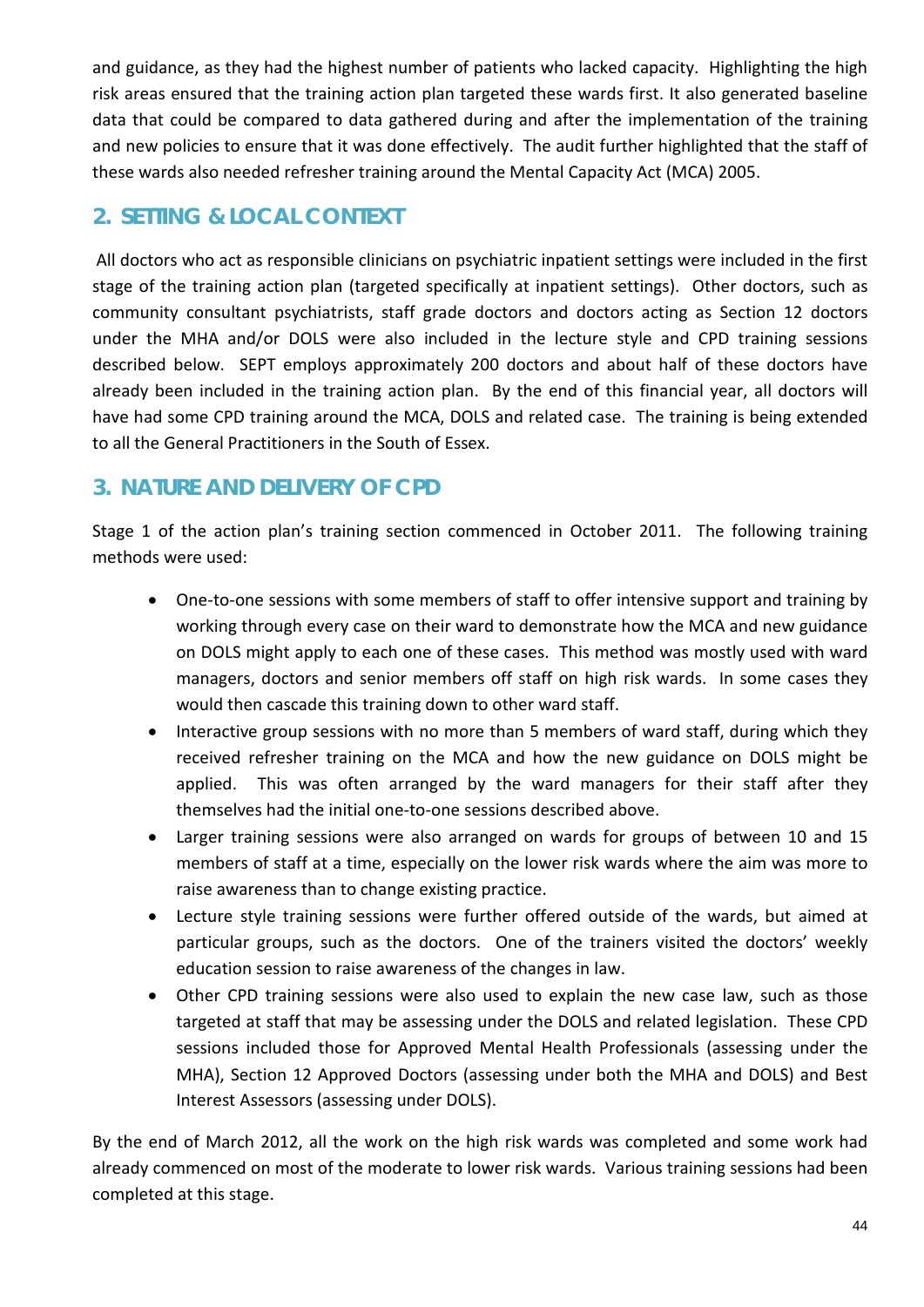and guidance, as they had the highest number of patients who lacked capacity. Highlighting the high risk areas ensured that the training action plan targeted these wards first. It also generated baseline data that could be compared to data gathered during and after the implementation of the training and new policies to ensure that it was done effectively. The audit further highlighted that the staff of these wards also needed refresher training around the Mental Capacity Act (MCA) 2005.

## 2. SETTING & LOCAL CONTEXT

All doctors who act as responsible clinicians on psychiatric inpatient settings were included in the first stage of the training action plan (targeted specifically at inpatient settings). Other doctors, such as community consultant psychiatrists, staff grade doctors and doctors acting as Section 12 doctors under the MHA and/or DOLS were also included in the lecture style and CPD training sessions described below. SEPT employs approximately 200 doctors and about half of these doctors have already been included in the training action plan. By the end of this financial year, all doctors will have had some CPD training around the MCA, DOLS and related case. The training is being extended to all the General Practitioners in the South of Essex.

## 3. NATURE AND DELIVERY OF CPD

Stage 1 of the action plan's training section commenced in October 2011. The following training methods were used:

- One-to-one sessions with some members of staff to offer intensive support and training by working through every case on their ward to demonstrate how the MCA and new guidance on DOLS might apply to each one of these cases. This method was mostly used with ward managers, doctors and senior members off staff on high risk wards. In some cases they would then cascade this training down to other ward staff.
- Interactive group sessions with no more than 5 members of ward staff, during which they received refresher training on the MCA and how the new guidance on DOLS might be applied. This was often arranged by the ward managers for their staff after they themselves had the initial one-to-one sessions described above.
- Larger training sessions were also arranged on wards for groups of between 10 and 15 members of staff at a time, especially on the lower risk wards where the aim was more to raise awareness than to change existing practice.
- Lecture style training sessions were further offered outside of the wards, but aimed at particular groups, such as the doctors. One of the trainers visited the doctors' weekly education session to raise awareness of the changes in law.
- Other CPD training sessions were also used to explain the new case law, such as those targeted at staff that may be assessing under the DOLS and related legislation. These CPD sessions included those for Approved Mental Health Professionals (assessing under the MHA), Section 12 Approved Doctors (assessing under both the MHA and DOLS) and Best Interest Assessors (assessing under DOLS).

By the end of March 2012, all the work on the high risk wards was completed and some work had already commenced on most of the moderate to lower risk wards. Various training sessions had been completed at this stage.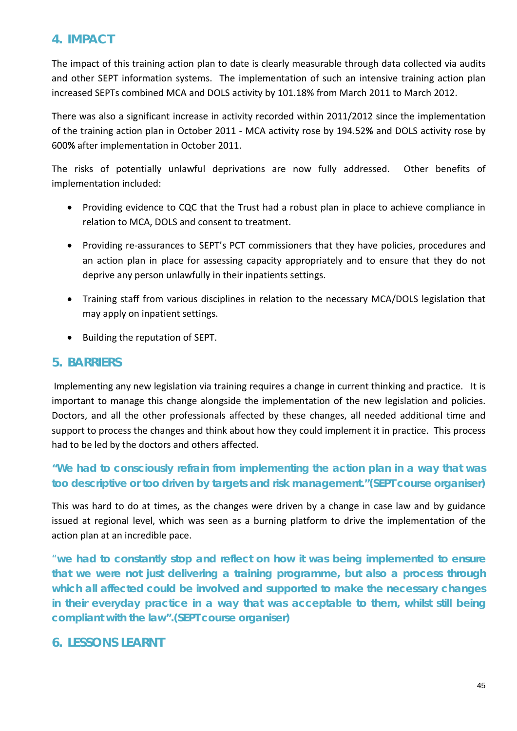## 4. IMPACT

The impact of this training action plan to date is clearly measurable through data collected via audits and other SEPT information systems. The implementation of such an intensive training action plan increased SEPTs combined MCA and DOLS activity by 101.18% from March 2011 to March 2012.

There was also a significant increase in activity recorded within 2011/2012 since the implementation of the training action plan in October 2011 - MCA activity rose by 194.52**%** and DOLS activity rose by 600**%** after implementation in October 2011.

The risks of potentially unlawful deprivations are now fully addressed. Other benefits of implementation included:

- Providing evidence to CQC that the Trust had a robust plan in place to achieve compliance in relation to MCA, DOLS and consent to treatment.
- Providing re-assurances to SEPT's PCT commissioners that they have policies, procedures and an action plan in place for assessing capacity appropriately and to ensure that they do not deprive any person unlawfully in their inpatients settings.
- Training staff from various disciplines in relation to the necessary MCA/DOLS legislation that may apply on inpatient settings.
- Building the reputation of SEPT.

## 5. BARRIERS

Implementing any new legislation via training requires a change in current thinking and practice. It is important to manage this change alongside the implementation of the new legislation and policies. Doctors, and all the other professionals affected by these changes, all needed additional time and support to process the changes and think about how they could implement it in practice. This process had to be led by the doctors and others affected.

**"We had to consciously refrain from implementing the action plan in a way that was too descriptive or too driven by targets and risk management."(SEPT course organiser)**

This was hard to do at times, as the changes were driven by a change in case law and by guidance issued at regional level, which was seen as a burning platform to drive the implementation of the action plan at an incredible pace.

**"we had to constantly stop and reflect on how it was being implemented to ensure that we were not just delivering a training programme, but also a process through which all affected could be involved and supported to make the necessary changes in their everyday practice in a way that was acceptable to them, whilst still being compliant with the law".(SEPT course organiser)**

## 6. LESSONS LEARNT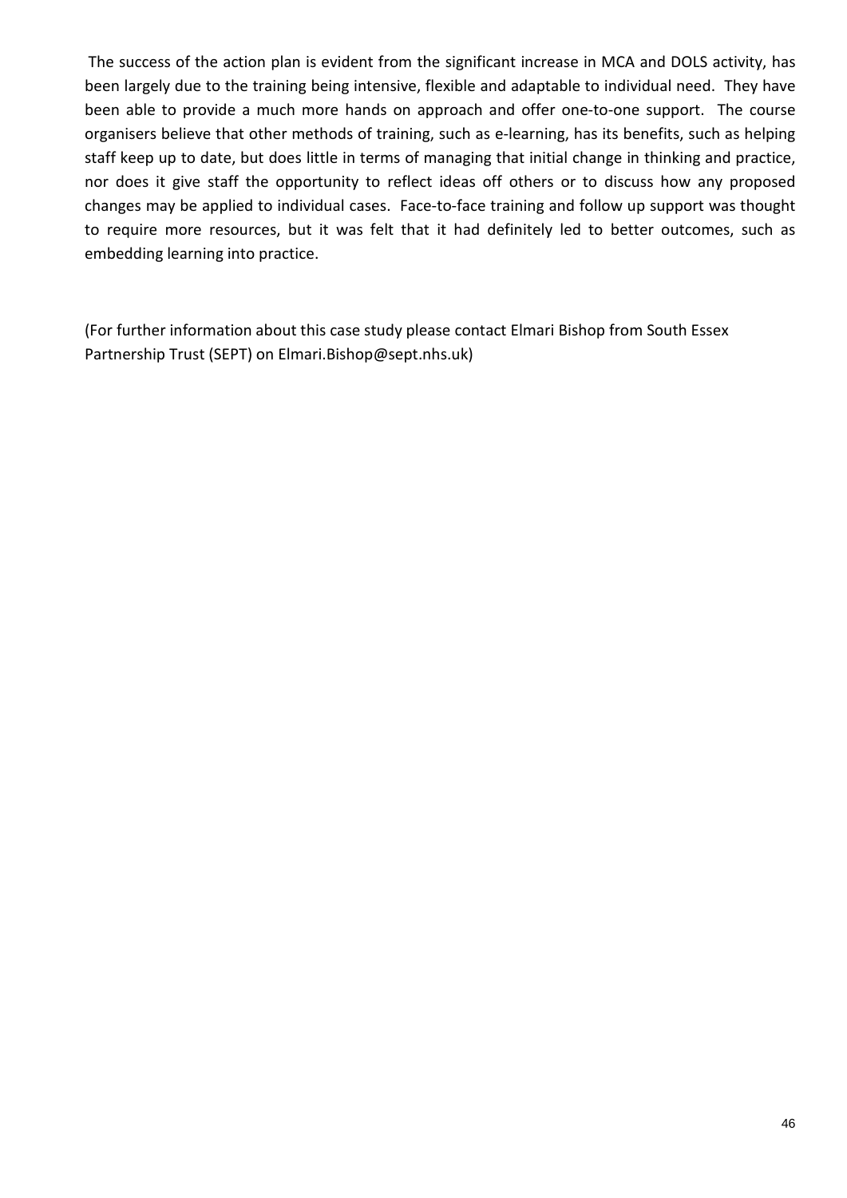The success of the action plan is evident from the significant increase in MCA and DOLS activity, has been largely due to the training being intensive, flexible and adaptable to individual need. They have been able to provide a much more hands on approach and offer one-to-one support. The course organisers believe that other methods of training, such as e-learning, has its benefits, such as helping staff keep up to date, but does little in terms of managing that initial change in thinking and practice, nor does it give staff the opportunity to reflect ideas off others or to discuss how any proposed changes may be applied to individual cases. Face-to-face training and follow up support was thought to require more resources, but it was felt that it had definitely led to better outcomes, such as embedding learning into practice.

(For further information about this case study please contact Elmari Bishop from South Essex Partnership Trust (SEPT) on Elmari.Bishop@sept.nhs.uk)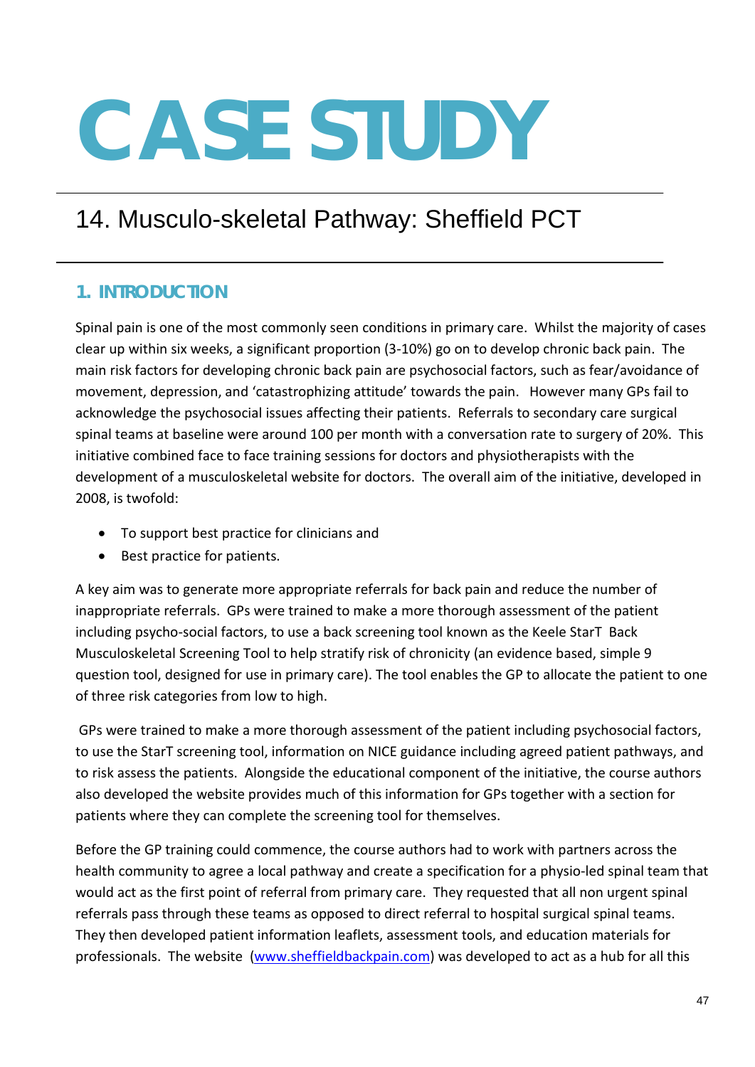# CASE STUDY

## 14. Musculo-skeletal Pathway: Sheffield PCT

### 1. INTRODUCTION

Spinal pain is one of the most commonly seen conditions in primary care. Whilst the majority of cases clear up within six weeks, a significant proportion (3-10%) go on to develop chronic back pain. The main risk factors for developing chronic back pain are psychosocial factors, such as fear/avoidance of movement, depression, and 'catastrophizing attitude' towards the pain. However many GPs fail to acknowledge the psychosocial issues affecting their patients. Referrals to secondary care surgical spinal teams at baseline were around 100 per month with a conversation rate to surgery of 20%. This initiative combined face to face training sessions for doctors and physiotherapists with the development of a musculoskeletal website for doctors. The overall aim of the initiative, developed in 2008, is twofold:

- To support best practice for clinicians and
- Best practice for patients.

A key aim was to generate more appropriate referrals for back pain and reduce the number of inappropriate referrals. GPs were trained to make a more thorough assessment of the patient including psycho-social factors, to use a back screening tool known as the Keele StarT Back Musculoskeletal Screening Tool to help stratify risk of chronicity (an evidence based, simple 9 question tool, designed for use in primary care). The tool enables the GP to allocate the patient to one of three risk categories from low to high.

GPs were trained to make a more thorough assessment of the patient including psychosocial factors, to use the StarT screening tool, information on NICE guidance including agreed patient pathways, and to risk assess the patients. Alongside the educational component of the initiative, the course authors also developed the website provides much of this information for GPs together with a section for patients where they can complete the screening tool for themselves.

Before the GP training could commence, the course authors had to work with partners across the health community to agree a local pathway and create a specification for a physio-led spinal team that would act as the first point of referral from primary care. They requested that all non urgent spinal referrals pass through these teams as opposed to direct referral to hospital surgical spinal teams. They then developed patient information leaflets, assessment tools, and education materials for professionals. The website ([www.sheffieldbackpain.com](www.sheffieldbackpain.com)) was developed to act as a hub for all this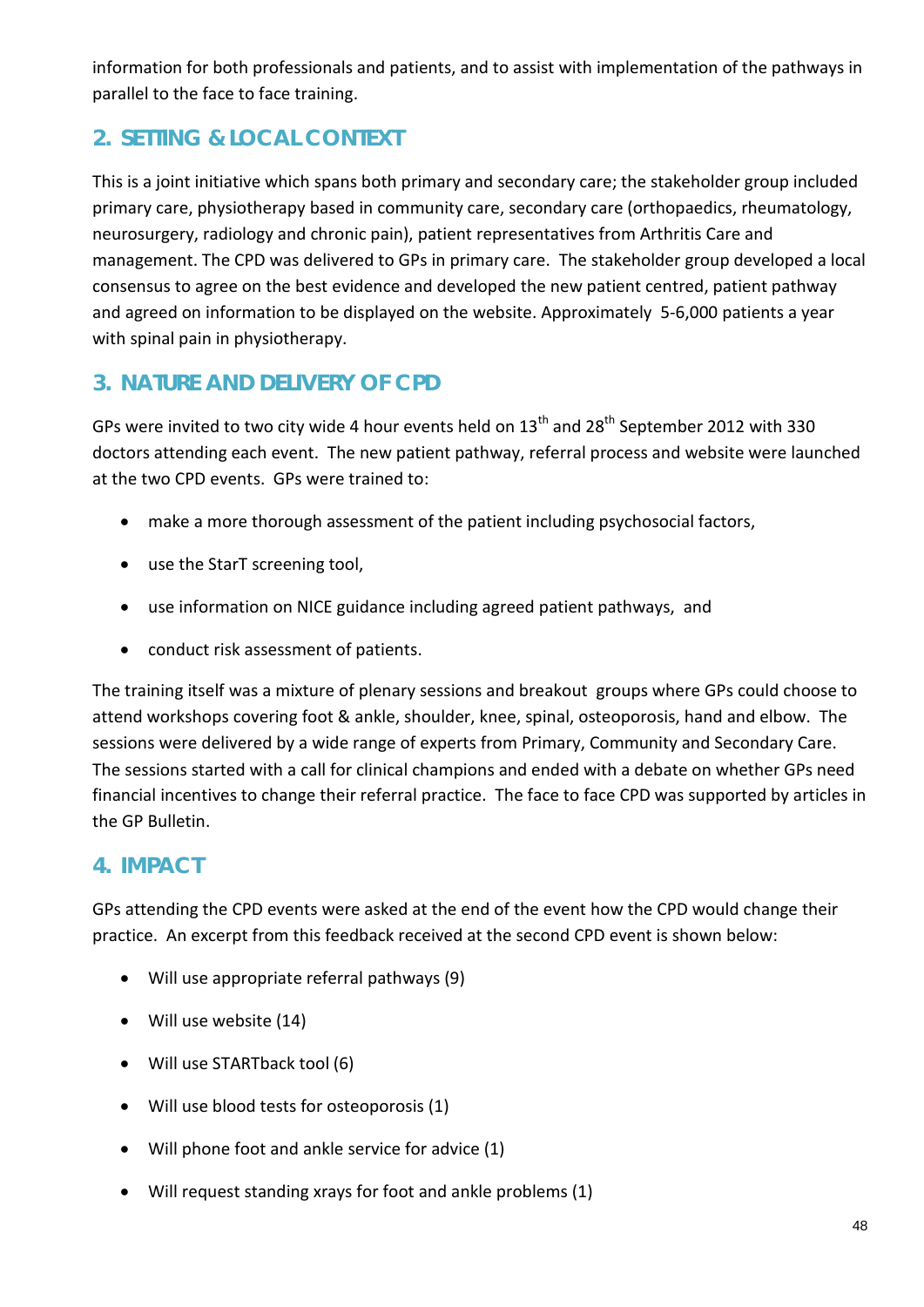information for both professionals and patients, and to assist with implementation of the pathways in parallel to the face to face training.

## 2. SETTING & LOCAL CONTEXT

This is a joint initiative which spans both primary and secondary care; the stakeholder group included primary care, physiotherapy based in community care, secondary care (orthopaedics, rheumatology, neurosurgery, radiology and chronic pain), patient representatives from Arthritis Care and management. The CPD was delivered to GPs in primary care. The stakeholder group developed a local consensus to agree on the best evidence and developed the new patient centred, patient pathway and agreed on information to be displayed on the website. Approximately 5-6,000 patients a year with spinal pain in physiotherapy.

## 3. NATURE AND DELIVERY OF CPD

GPs were invited to two city wide 4 hour events held on 13th and 28th September 2012 with 330 doctors attending each event. The new patient pathway, referral process and website were launched at the two CPD events. GPs were trained to:

- make a more thorough assessment of the patient including psychosocial factors,
- use the StarT screening tool,
- use information on NICE guidance including agreed patient pathways, and
- conduct risk assessment of patients.

The training itself was a mixture of plenary sessions and breakout groups where GPs could choose to attend workshops covering foot & ankle, shoulder, knee, spinal, osteoporosis, hand and elbow. The sessions were delivered by a wide range of experts from Primary, Community and Secondary Care. The sessions started with a call for clinical champions and ended with a debate on whether GPs need financial incentives to change their referral practice. The face to face CPD was supported by articles in the GP Bulletin.

## 4. IMPACT

GPs attending the CPD events were asked at the end of the event how the CPD would change their practice. An excerpt from this feedback received at the second CPD event is shown below:

- Will use appropriate referral pathways (9)
- Will use website (14)
- Will use STARTback tool (6)
- Will use blood tests for osteoporosis (1)
- Will phone foot and ankle service for advice (1)
- Will request standing xrays for foot and ankle problems (1)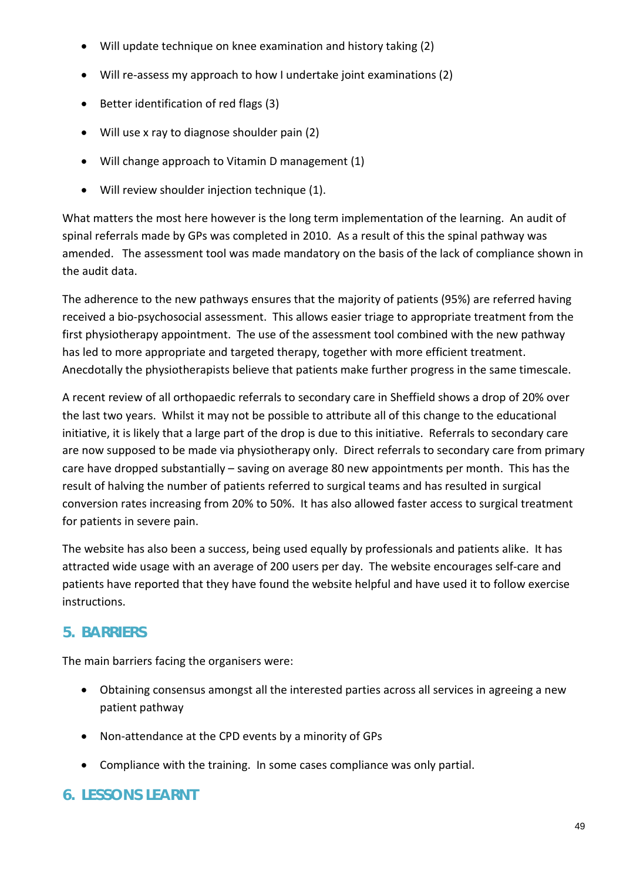- Will update technique on knee examination and history taking (2)
- Will re-assess my approach to how I undertake joint examinations (2)
- Better identification of red flags (3)
- Will use x ray to diagnose shoulder pain (2)
- Will change approach to Vitamin D management (1)
- Will review shoulder injection technique (1).

What matters the most here however is the long term implementation of the learning. An audit of spinal referrals made by GPs was completed in 2010. As a result of this the spinal pathway was amended. The assessment tool was made mandatory on the basis of the lack of compliance shown in the audit data.

The adherence to the new pathways ensures that the majority of patients (95%) are referred having received a bio-psychosocial assessment. This allows easier triage to appropriate treatment from the first physiotherapy appointment. The use of the assessment tool combined with the new pathway has led to more appropriate and targeted therapy, together with more efficient treatment. Anecdotally the physiotherapists believe that patients make further progress in the same timescale.

A recent review of all orthopaedic referrals to secondary care in Sheffield shows a drop of 20% over the last two years. Whilst it may not be possible to attribute all of this change to the educational initiative, it is likely that a large part of the drop is due to this initiative. Referrals to secondary care are now supposed to be made via physiotherapy only. Direct referrals to secondary care from primary care have dropped substantially – saving on average 80 new appointments per month. This has the result of halving the number of patients referred to surgical teams and has resulted in surgical conversion rates increasing from 20% to 50%. It has also allowed faster access to surgical treatment for patients in severe pain.

The website has also been a success, being used equally by professionals and patients alike. It has attracted wide usage with an average of 200 users per day. The website encourages self-care and patients have reported that they have found the website helpful and have used it to follow exercise instructions.

## 5. BARRIERS

The main barriers facing the organisers were:

- Obtaining consensus amongst all the interested parties across all services in agreeing a new patient pathway
- Non-attendance at the CPD events by a minority of GPs
- Compliance with the training. In some cases compliance was only partial.

## 6. LESSONS LEARNT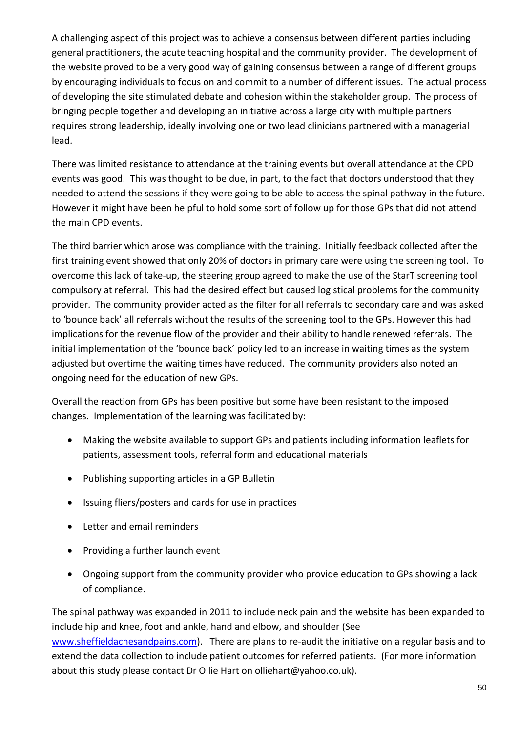A challenging aspect of this project was to achieve a consensus between different parties including general practitioners, the acute teaching hospital and the community provider. The development of the website proved to be a very good way of gaining consensus between a range of different groups by encouraging individuals to focus on and commit to a number of different issues. The actual process of developing the site stimulated debate and cohesion within the stakeholder group. The process of bringing people together and developing an initiative across a large city with multiple partners requires strong leadership, ideally involving one or two lead clinicians partnered with a managerial lead.

There was limited resistance to attendance at the training events but overall attendance at the CPD events was good. This was thought to be due, in part, to the fact that doctors understood that they needed to attend the sessions if they were going to be able to access the spinal pathway in the future. However it might have been helpful to hold some sort of follow up for those GPs that did not attend the main CPD events.

The third barrier which arose was compliance with the training. Initially feedback collected after the first training event showed that only 20% of doctors in primary care were using the screening tool. To overcome this lack of take-up, the steering group agreed to make the use of the StarT screening tool compulsory at referral. This had the desired effect but caused logistical problems for the community provider. The community provider acted as the filter for all referrals to secondary care and was asked to 'bounce back' all referrals without the results of the screening tool to the GPs. However this had implications for the revenue flow of the provider and their ability to handle renewed referrals. The initial implementation of the 'bounce back' policy led to an increase in waiting times as the system adjusted but overtime the waiting times have reduced. The community providers also noted an ongoing need for the education of new GPs.

Overall the reaction from GPs has been positive but some have been resistant to the imposed changes. Implementation of the learning was facilitated by:

- Making the website available to support GPs and patients including information leaflets for patients, assessment tools, referral form and educational materials
- Publishing supporting articles in a GP Bulletin
- Issuing fliers/posters and cards for use in practices
- Letter and email reminders
- Providing a further launch event
- Ongoing support from the community provider who provide education to GPs showing a lack of compliance.

The spinal pathway was expanded in 2011 to include neck pain and the website has been expanded to include hip and knee, foot and ankle, hand and elbow, and shoulder (See www.sheffieldachesandpains.com). There are plans to re-audit the initiative on a regular basis and to extend the data collection to include patient outcomes for referred patients. (For more information about this study please contact Dr Ollie Hart on olliehart@yahoo.co.uk).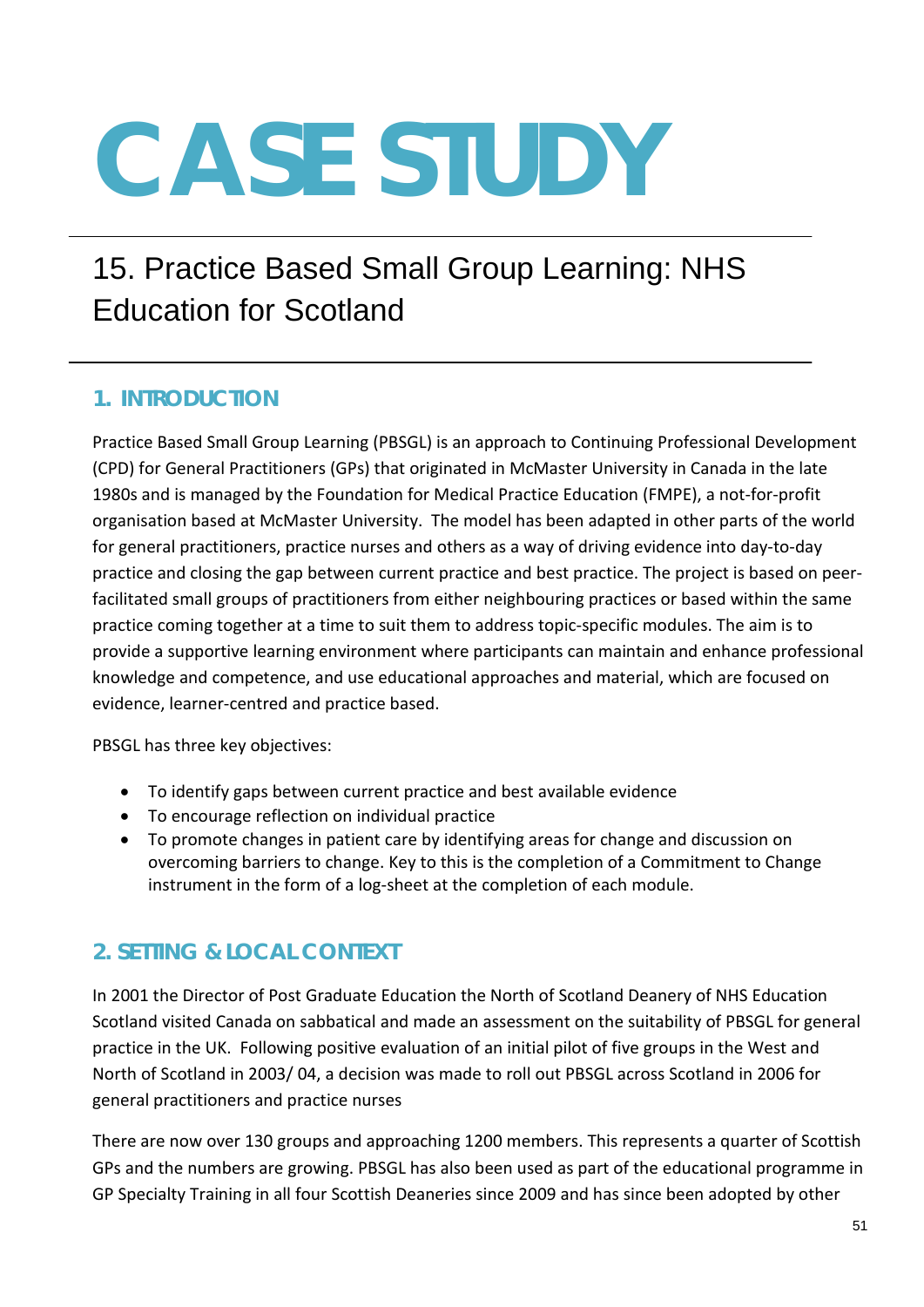# CASE STUDY

## 15. Practice Based Small Group Learning: NHS Education for Scotland

### 1. INTRODUCTION

Practice Based Small Group Learning (PBSGL) is an approach to Continuing Professional Development (CPD) for General Practitioners (GPs) that originated in McMaster University in Canada in the late 1980s and is managed by the Foundation for Medical Practice Education (FMPE), a not-for-profit organisation based at McMaster University. The model has been adapted in other parts of the world for general practitioners, practice nurses and others as a way of driving evidence into day-to-day practice and closing the gap between current practice and best practice. The project is based on peer-facilitated small groups of practitioners from either neighbouring practices or based within the same practice coming together at a time to suit them to address topic-specific modules. The aim is to provide a supportive learning environment where participants can maintain and enhance professional knowledge and competence, and use educational approaches and material, which are focused on evidence, learner-centred and practice based.

PBSGL has three key objectives:

- To identify gaps between current practice and best available evidence
- To encourage reflection on individual practice
- To promote changes in patient care by identifying areas for change and discussion on overcoming barriers to change. Key to this is the completion of a Commitment to Change instrument in the form of a log-sheet at the completion of each module.

### 2. SETTING & LOCAL CONTEXT

In 2001 the Director of Post Graduate Education the North of Scotland Deanery of NHS Education Scotland visited Canada on sabbatical and made an assessment on the suitability of PBSGL for general practice in the UK. Following positive evaluation of an initial pilot of five groups in the West and North of Scotland in 2003/ 04, a decision was made to roll out PBSGL across Scotland in 2006 for general practitioners and practice nurses

There are now over 130 groups and approaching 1200 members. This represents a quarter of Scottish GPs and the numbers are growing. PBSGL has also been used as part of the educational programme in GP Specialty Training in all four Scottish Deaneries since 2009 and has since been adopted by other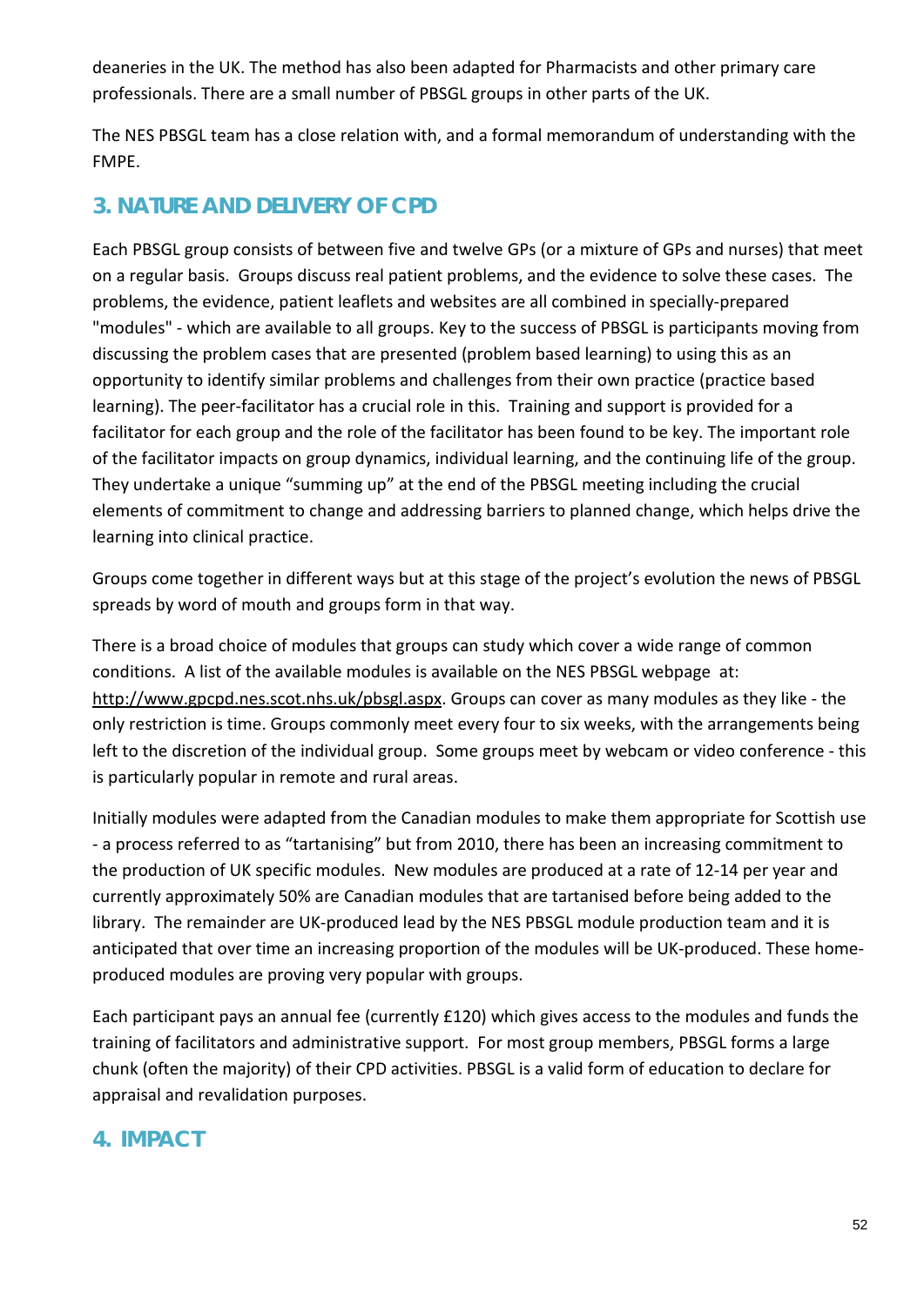deaneries in the UK. The method has also been adapted for Pharmacists and other primary care professionals. There are a small number of PBSGL groups in other parts of the UK.

The NES PBSGL team has a close relation with, and a formal memorandum of understanding with the FMPE.

## 3. NATURE AND DELIVERY OF CPD

Each PBSGL group consists of between five and twelve GPs (or a mixture of GPs and nurses) that meet on a regular basis. Groups discuss real patient problems, and the evidence to solve these cases. The problems, the evidence, patient leaflets and websites are all combined in specially-prepared "modules" - which are available to all groups. Key to the success of PBSGL is participants moving from discussing the problem cases that are presented (problem based learning) to using this as an opportunity to identify similar problems and challenges from their own practice (practice based learning). The peer-facilitator has a crucial role in this. Training and support is provided for a facilitator for each group and the role of the facilitator has been found to be key. The important role of the facilitator impacts on group dynamics, individual learning, and the continuing life of the group. They undertake a unique "summing up" at the end of the PBSGL meeting including the crucial elements of commitment to change and addressing barriers to planned change, which helps drive the learning into clinical practice.

Groups come together in different ways but at this stage of the project's evolution the news of PBSGL spreads by word of mouth and groups form in that way.

There is a broad choice of modules that groups can study which cover a wide range of common conditions. A list of the available modules is available on the NES PBSGL webpage at: http://www.gpcpd.nes.scot.nhs.uk/pbsgl.aspx. Groups can cover as many modules as they like - the only restriction is time. Groups commonly meet every four to six weeks, with the arrangements being left to the discretion of the individual group. Some groups meet by webcam or video conference - this is particularly popular in remote and rural areas.

Initially modules were adapted from the Canadian modules to make them appropriate for Scottish use - a process referred to as "tartanising" but from 2010, there has been an increasing commitment to the production of UK specific modules. New modules are produced at a rate of 12-14 per year and currently approximately 50% are Canadian modules that are tartanised before being added to the library. The remainder are UK-produced lead by the NES PBSGL module production team and it is anticipated that over time an increasing proportion of the modules will be UK-produced. These home-produced modules are proving very popular with groups.

Each participant pays an annual fee (currently £120) which gives access to the modules and funds the training of facilitators and administrative support. For most group members, PBSGL forms a large chunk (often the majority) of their CPD activities. PBSGL is a valid form of education to declare for appraisal and revalidation purposes.

## 4. IMPACT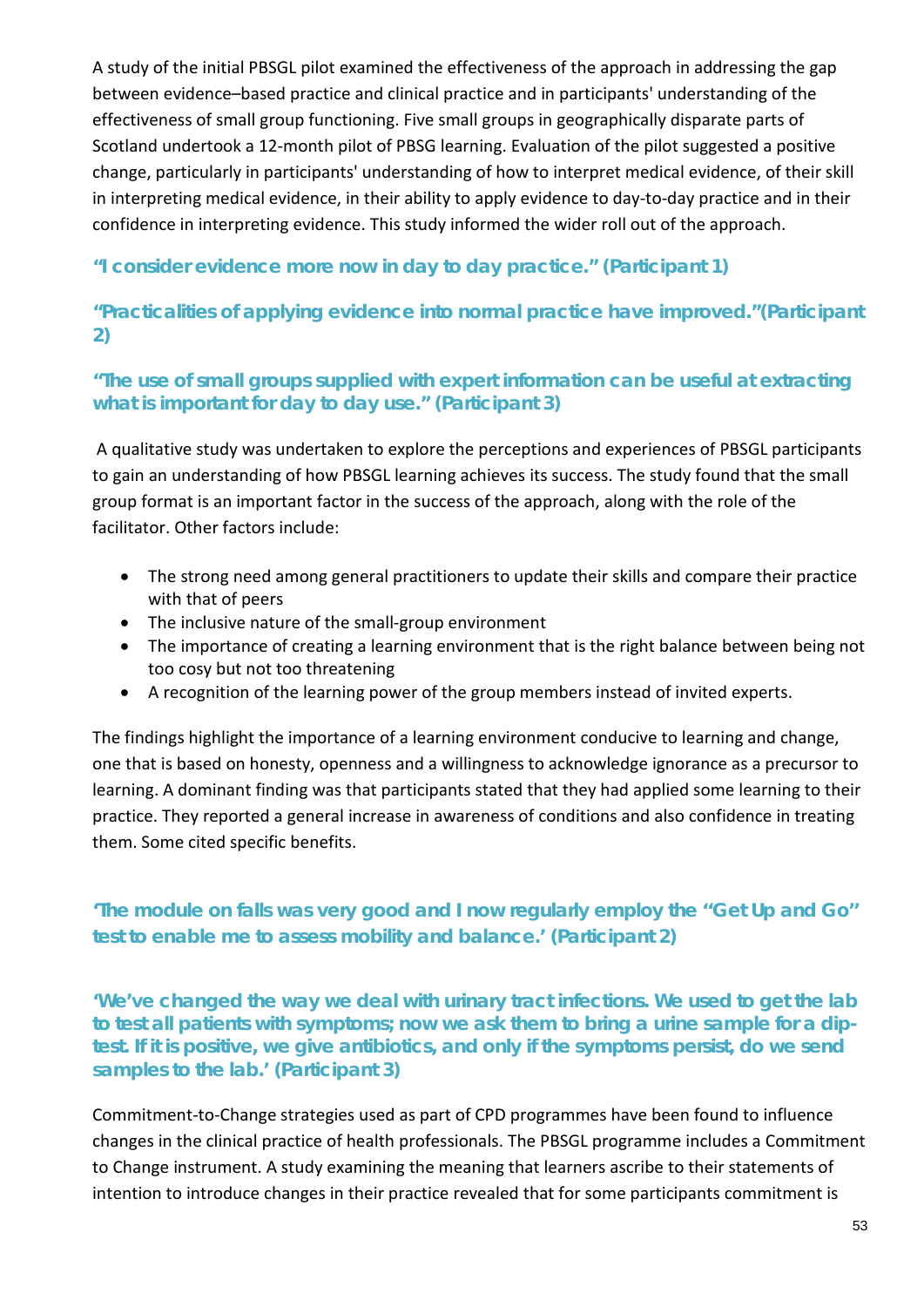A study of the initial PBSGL pilot examined the effectiveness of the approach in addressing the gap between evidence–based practice and clinical practice and in participants' understanding of the effectiveness of small group functioning. Five small groups in geographically disparate parts of Scotland undertook a 12-month pilot of PBSG learning. Evaluation of the pilot suggested a positive change, particularly in participants' understanding of how to interpret medical evidence, of their skill in interpreting medical evidence, in their ability to apply evidence to day-to-day practice and in their confidence in interpreting evidence. This study informed the wider roll out of the approach.

**"I consider evidence more now in day to day practice." (Participant 1)**

**"Practicalities of applying evidence into normal practice have improved."(Participant 2)**

**"The use of small groups supplied with expert information can be useful at extracting what is important for day to day use." (Participant 3)**

A qualitative study was undertaken to explore the perceptions and experiences of PBSGL participants to gain an understanding of how PBSGL learning achieves its success. The study found that the small group format is an important factor in the success of the approach, along with the role of the facilitator. Other factors include:

- The strong need among general practitioners to update their skills and compare their practice with that of peers
- The inclusive nature of the small-group environment
- The importance of creating a learning environment that is the right balance between being not too cosy but not too threatening
- A recognition of the learning power of the group members instead of invited experts.

The findings highlight the importance of a learning environment conducive to learning and change, one that is based on honesty, openness and a willingness to acknowledge ignorance as a precursor to learning. A dominant finding was that participants stated that they had applied some learning to their practice. They reported a general increase in awareness of conditions and also confidence in treating them. Some cited specific benefits.

**'The module on falls was very good and I now regularly employ the "Get Up and Go" test to enable me to assess mobility and balance.' (Participant 2)**

**'We've changed the way we deal with urinary tract infections. We used to get the lab to test all patients with symptoms; now we ask them to bring a urine sample for a dip-test. If it is positive, we give antibiotics, and only if the symptoms persist, do we send samples to the lab.' (Participant 3)**

Commitment-to-Change strategies used as part of CPD programmes have been found to influence changes in the clinical practice of health professionals. The PBSGL programme includes a Commitment to Change instrument. A study examining the meaning that learners ascribe to their statements of intention to introduce changes in their practice revealed that for some participants commitment is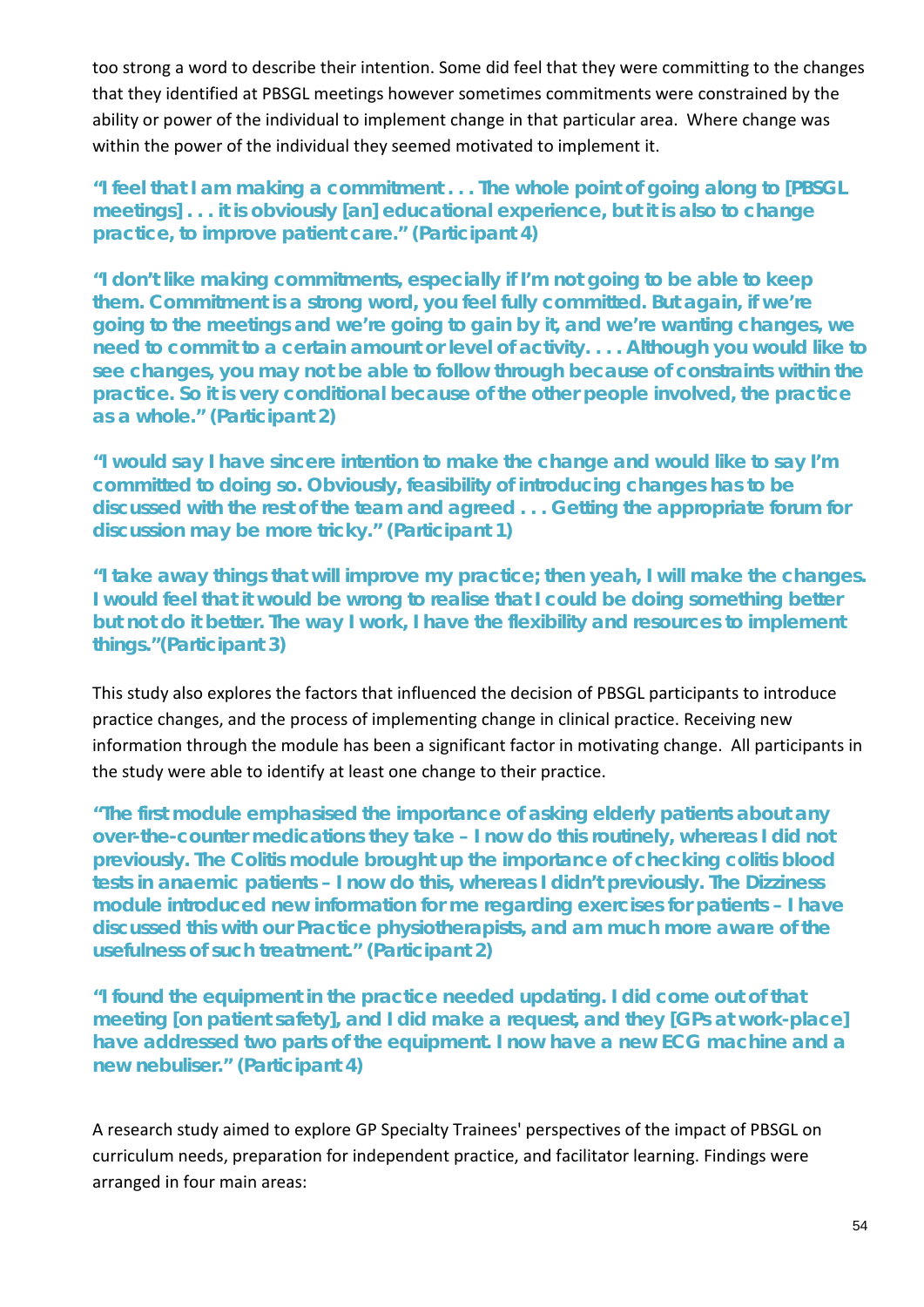too strong a word to describe their intention. Some did feel that they were committing to the changes that they identified at PBSGL meetings however sometimes commitments were constrained by the ability or power of the individual to implement change in that particular area. Where change was within the power of the individual they seemed motivated to implement it.

**"I feel that I am making a commitment . . . The whole point of going along to [PBSGL meetings] . . . it is obviously [an] educational experience, but it is also to change practice, to improve patient care." (Participant 4)**

**"I don't like making commitments, especially if I'm not going to be able to keep them. Commitment is a strong word, you feel fully committed. But again, if we're going to the meetings and we're going to gain by it, and we're wanting changes, we need to commit to a certain amount or level of activity. . . . Although you would like to see changes, you may not be able to follow through because of constraints within the practice. So it is very conditional because of the other people involved, the practice as a whole." (Participant 2)**

**"I would say I have sincere intention to make the change and would like to say I'm committed to doing so. Obviously, feasibility of introducing changes has to be discussed with the rest of the team and agreed . . . Getting the appropriate forum for discussion may be more tricky." (Participant 1)**

**"I take away things that will improve my practice; then yeah, I will make the changes. I would feel that it would be wrong to realise that I could be doing something better but not do it better. The way I work, I have the flexibility and resources to implement things."(Participant 3)**

This study also explores the factors that influenced the decision of PBSGL participants to introduce practice changes, and the process of implementing change in clinical practice. Receiving new information through the module has been a significant factor in motivating change. All participants in the study were able to identify at least one change to their practice.

**"The first module emphasised the importance of asking elderly patients about any over-the-counter medications they take – I now do this routinely, whereas I did not previously. The Colitis module brought up the importance of checking colitis blood tests in anaemic patients – I now do this, whereas I didn't previously. The Dizziness module introduced new information for me regarding exercises for patients – I have discussed this with our Practice physiotherapists, and am much more aware of the usefulness of such treatment." (Participant 2)**

**"I found the equipment in the practice needed updating. I did come out of that meeting [on patient safety], and I did make a request, and they [GPs at work-place] have addressed two parts of the equipment. I now have a new ECG machine and a new nebuliser." (Participant 4)**

A research study aimed to explore GP Specialty Trainees' perspectives of the impact of PBSGL on curriculum needs, preparation for independent practice, and facilitator learning. Findings were arranged in four main areas: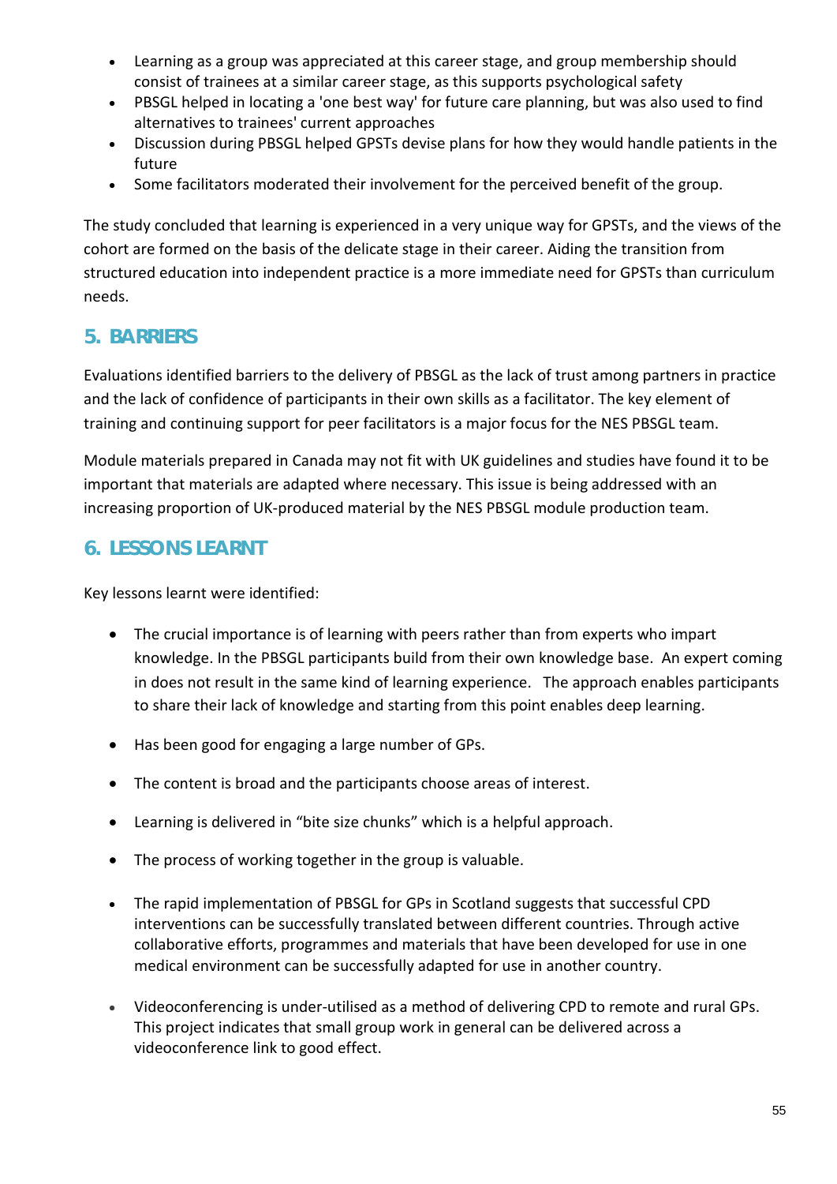- Learning as a group was appreciated at this career stage, and group membership should consist of trainees at a similar career stage, as this supports psychological safety
- PBSGL helped in locating a 'one best way' for future care planning, but was also used to find alternatives to trainees' current approaches
- Discussion during PBSGL helped GPSTs devise plans for how they would handle patients in the future
- Some facilitators moderated their involvement for the perceived benefit of the group.

The study concluded that learning is experienced in a very unique way for GPSTs, and the views of the cohort are formed on the basis of the delicate stage in their career. Aiding the transition from structured education into independent practice is a more immediate need for GPSTs than curriculum needs.

## 5. BARRIERS

Evaluations identified barriers to the delivery of PBSGL as the lack of trust among partners in practice and the lack of confidence of participants in their own skills as a facilitator. The key element of training and continuing support for peer facilitators is a major focus for the NES PBSGL team.

Module materials prepared in Canada may not fit with UK guidelines and studies have found it to be important that materials are adapted where necessary. This issue is being addressed with an increasing proportion of UK-produced material by the NES PBSGL module production team.

## 6. LESSONS LEARNT

Key lessons learnt were identified:

- The crucial importance is of learning with peers rather than from experts who impart knowledge. In the PBSGL participants build from their own knowledge base. An expert coming in does not result in the same kind of learning experience. The approach enables participants to share their lack of knowledge and starting from this point enables deep learning.
- Has been good for engaging a large number of GPs.
- The content is broad and the participants choose areas of interest.
- Learning is delivered in "bite size chunks" which is a helpful approach.
- The process of working together in the group is valuable.
- The rapid implementation of PBSGL for GPs in Scotland suggests that successful CPD interventions can be successfully translated between different countries. Through active collaborative efforts, programmes and materials that have been developed for use in one medical environment can be successfully adapted for use in another country.
- Videoconferencing is under-utilised as a method of delivering CPD to remote and rural GPs. This project indicates that small group work in general can be delivered across a videoconference link to good effect.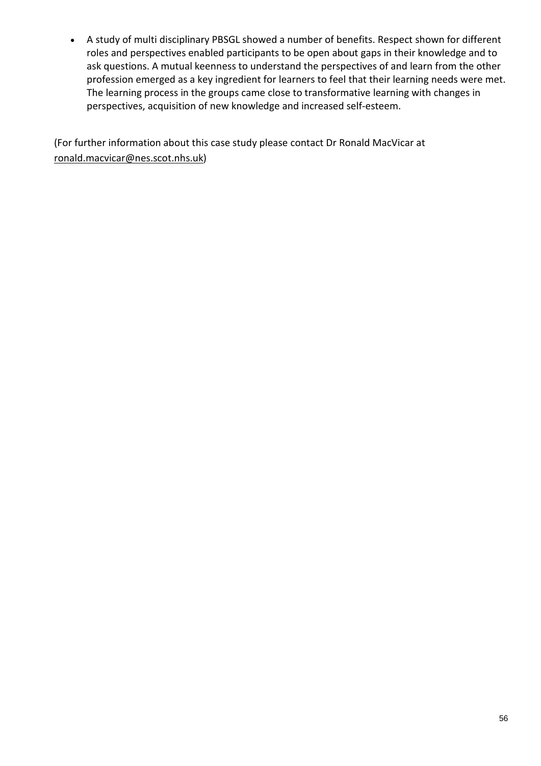- A study of multi disciplinary PBSGL showed a number of benefits. Respect shown for different roles and perspectives enabled participants to be open about gaps in their knowledge and to ask questions. A mutual keenness to understand the perspectives of and learn from the other profession emerged as a key ingredient for learners to feel that their learning needs were met. The learning process in the groups came close to transformative learning with changes in perspectives, acquisition of new knowledge and increased self-esteem.

(For further information about this case study please contact Dr Ronald MacVicar at ronald.macvicar@nes.scot.nhs.uk)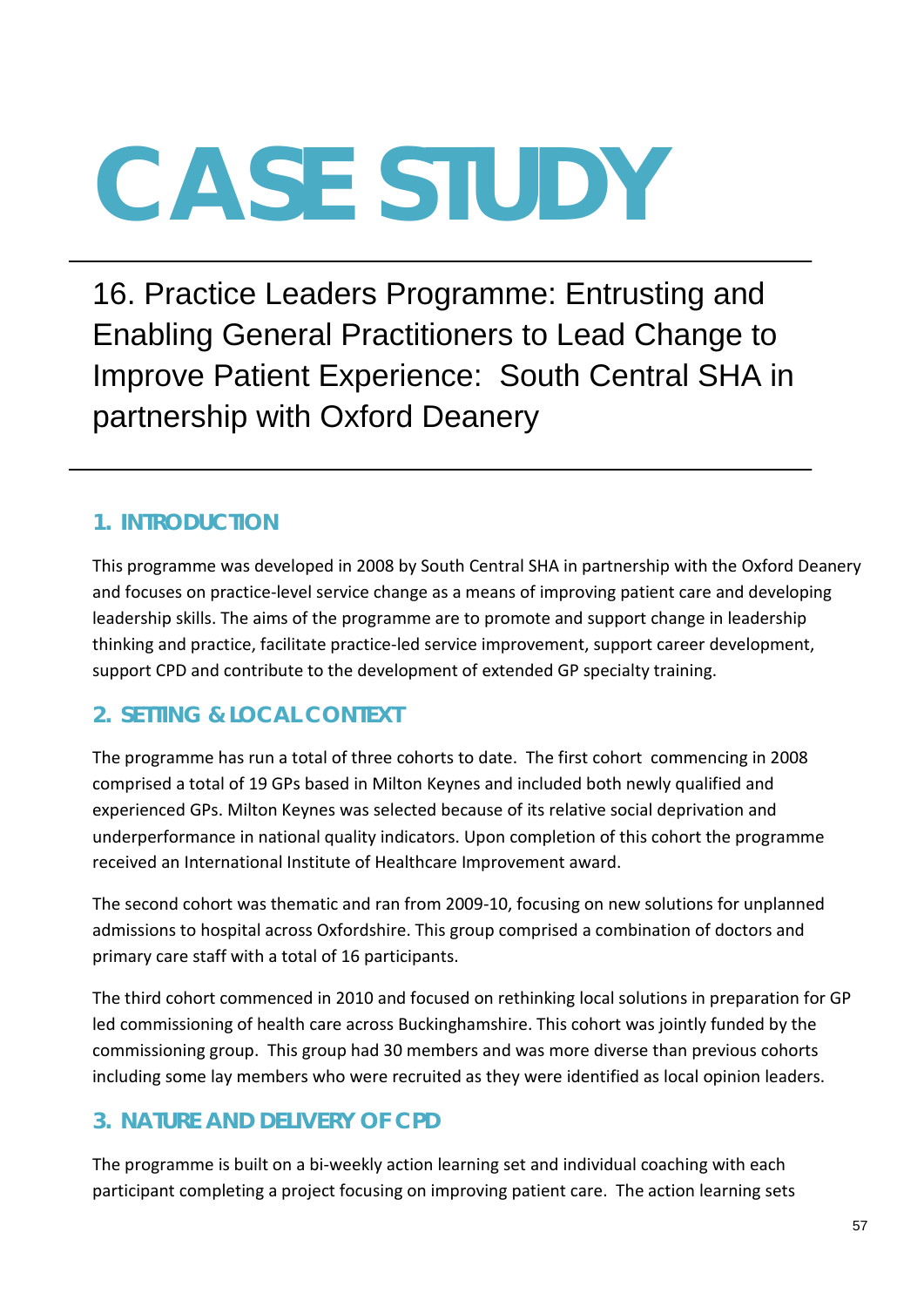# CASE STUDY

## 16. Practice Leaders Programme: Entrusting and Enabling General Practitioners to Lead Change to Improve Patient Experience: South Central SHA in partnership with Oxford Deanery

### 1. INTRODUCTION

This programme was developed in 2008 by South Central SHA in partnership with the Oxford Deanery and focuses on practice-level service change as a means of improving patient care and developing leadership skills. The aims of the programme are to promote and support change in leadership thinking and practice, facilitate practice-led service improvement, support career development, support CPD and contribute to the development of extended GP specialty training.

### 2. SETTING & LOCAL CONTEXT

The programme has run a total of three cohorts to date. The first cohort commencing in 2008 comprised a total of 19 GPs based in Milton Keynes and included both newly qualified and experienced GPs. Milton Keynes was selected because of its relative social deprivation and underperformance in national quality indicators. Upon completion of this cohort the programme received an International Institute of Healthcare Improvement award.

The second cohort was thematic and ran from 2009-10, focusing on new solutions for unplanned admissions to hospital across Oxfordshire. This group comprised a combination of doctors and primary care staff with a total of 16 participants.

The third cohort commenced in 2010 and focused on rethinking local solutions in preparation for GP led commissioning of health care across Buckinghamshire. This cohort was jointly funded by the commissioning group. This group had 30 members and was more diverse than previous cohorts including some lay members who were recruited as they were identified as local opinion leaders.

### 3. NATURE AND DELIVERY OF CPD

The programme is built on a bi-weekly action learning set and individual coaching with each participant completing a project focusing on improving patient care. The action learning sets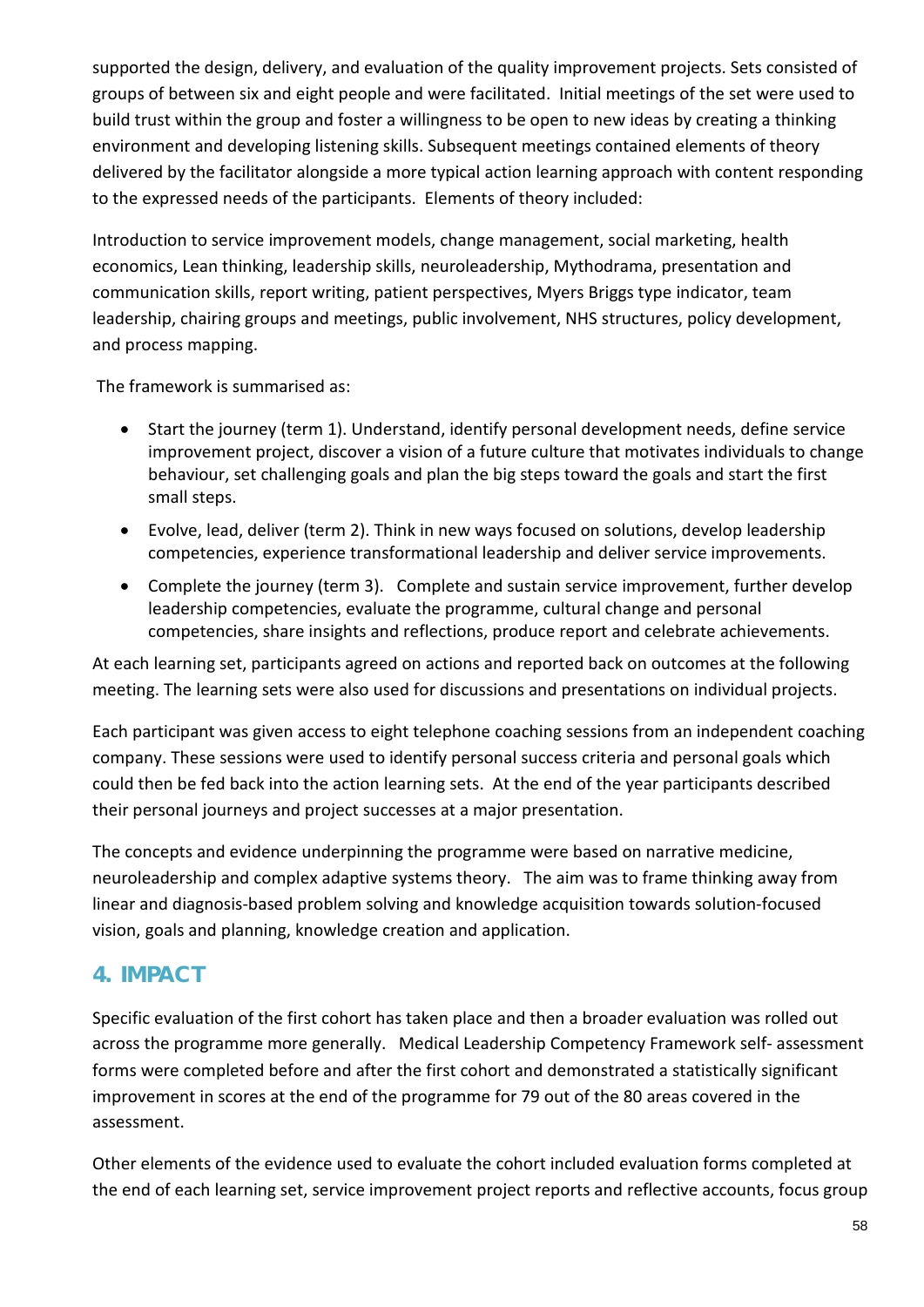supported the design, delivery, and evaluation of the quality improvement projects. Sets consisted of groups of between six and eight people and were facilitated. Initial meetings of the set were used to build trust within the group and foster a willingness to be open to new ideas by creating a thinking environment and developing listening skills. Subsequent meetings contained elements of theory delivered by the facilitator alongside a more typical action learning approach with content responding to the expressed needs of the participants. Elements of theory included:

Introduction to service improvement models, change management, social marketing, health economics, Lean thinking, leadership skills, neuroleadership, Mythodrama, presentation and communication skills, report writing, patient perspectives, Myers Briggs type indicator, team leadership, chairing groups and meetings, public involvement, NHS structures, policy development, and process mapping.

The framework is summarised as:

- Start the journey (term 1). Understand, identify personal development needs, define service improvement project, discover a vision of a future culture that motivates individuals to change behaviour, set challenging goals and plan the big steps toward the goals and start the first small steps.
- Evolve, lead, deliver (term 2). Think in new ways focused on solutions, develop leadership competencies, experience transformational leadership and deliver service improvements.
- Complete the journey (term 3). Complete and sustain service improvement, further develop leadership competencies, evaluate the programme, cultural change and personal competencies, share insights and reflections, produce report and celebrate achievements.

At each learning set, participants agreed on actions and reported back on outcomes at the following meeting. The learning sets were also used for discussions and presentations on individual projects.

Each participant was given access to eight telephone coaching sessions from an independent coaching company. These sessions were used to identify personal success criteria and personal goals which could then be fed back into the action learning sets. At the end of the year participants described their personal journeys and project successes at a major presentation.

The concepts and evidence underpinning the programme were based on narrative medicine, neuroleadership and complex adaptive systems theory. The aim was to frame thinking away from linear and diagnosis-based problem solving and knowledge acquisition towards solution-focused vision, goals and planning, knowledge creation and application.

## 4. IMPACT

Specific evaluation of the first cohort has taken place and then a broader evaluation was rolled out across the programme more generally. Medical Leadership Competency Framework self- assessment forms were completed before and after the first cohort and demonstrated a statistically significant improvement in scores at the end of the programme for 79 out of the 80 areas covered in the assessment.

Other elements of the evidence used to evaluate the cohort included evaluation forms completed at the end of each learning set, service improvement project reports and reflective accounts, focus group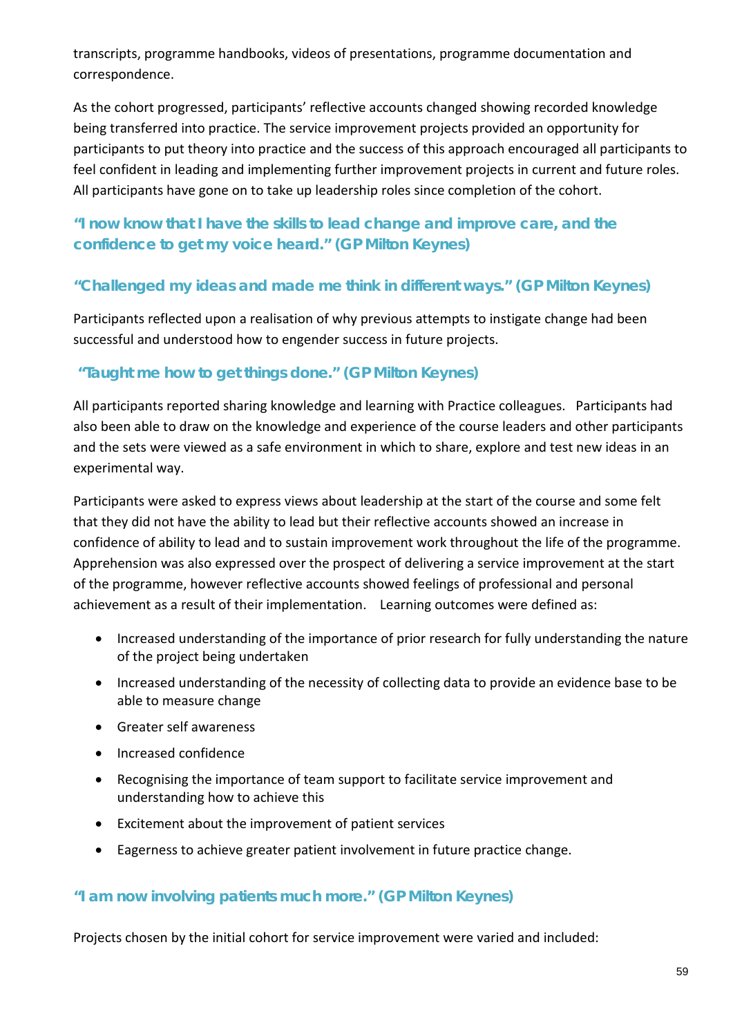transcripts, programme handbooks, videos of presentations, programme documentation and correspondence.

As the cohort progressed, participants' reflective accounts changed showing recorded knowledge being transferred into practice. The service improvement projects provided an opportunity for participants to put theory into practice and the success of this approach encouraged all participants to feel confident in leading and implementing further improvement projects in current and future roles. All participants have gone on to take up leadership roles since completion of the cohort.

**"I now know that I have the skills to lead change and improve care, and the confidence to get my voice heard." (GP Milton Keynes)**

**"Challenged my ideas and made me think in different ways." (GP Milton Keynes)**

Participants reflected upon a realisation of why previous attempts to instigate change had been successful and understood how to engender success in future projects.

**"Taught me how to get things done." (GP Milton Keynes)**

All participants reported sharing knowledge and learning with Practice colleagues. Participants had also been able to draw on the knowledge and experience of the course leaders and other participants and the sets were viewed as a safe environment in which to share, explore and test new ideas in an experimental way.

Participants were asked to express views about leadership at the start of the course and some felt that they did not have the ability to lead but their reflective accounts showed an increase in confidence of ability to lead and to sustain improvement work throughout the life of the programme. Apprehension was also expressed over the prospect of delivering a service improvement at the start of the programme, however reflective accounts showed feelings of professional and personal achievement as a result of their implementation. Learning outcomes were defined as:

- Increased understanding of the importance of prior research for fully understanding the nature of the project being undertaken
- Increased understanding of the necessity of collecting data to provide an evidence base to be able to measure change
- Greater self awareness
- Increased confidence
- Recognising the importance of team support to facilitate service improvement and understanding how to achieve this
- Excitement about the improvement of patient services
- Eagerness to achieve greater patient involvement in future practice change.

**"I am now involving patients much more." (GP Milton Keynes)**

Projects chosen by the initial cohort for service improvement were varied and included: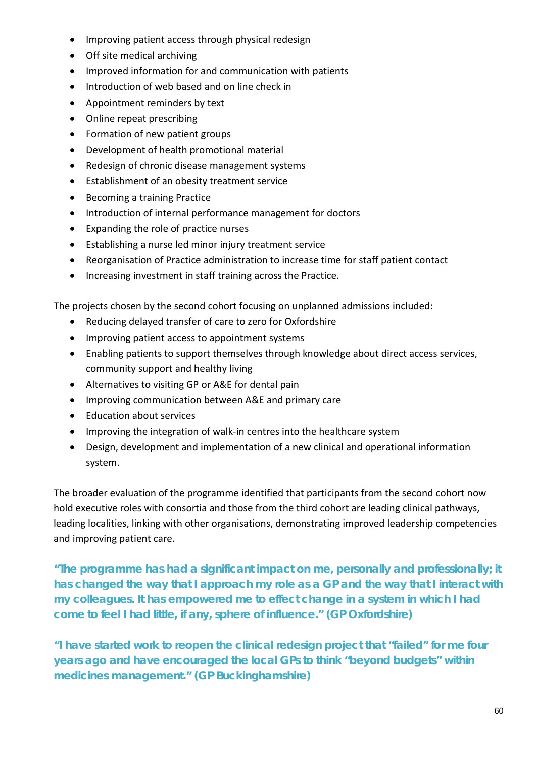- Improving patient access through physical redesign
- Off site medical archiving
- Improved information for and communication with patients
- Introduction of web based and on line check in
- Appointment reminders by text
- Online repeat prescribing
- Formation of new patient groups
- Development of health promotional material
- Redesign of chronic disease management systems
- Establishment of an obesity treatment service
- Becoming a training Practice
- Introduction of internal performance management for doctors
- Expanding the role of practice nurses
- Establishing a nurse led minor injury treatment service
- Reorganisation of Practice administration to increase time for staff patient contact
- Increasing investment in staff training across the Practice.

The projects chosen by the second cohort focusing on unplanned admissions included:

- Reducing delayed transfer of care to zero for Oxfordshire
- Improving patient access to appointment systems
- Enabling patients to support themselves through knowledge about direct access services, community support and healthy living
- Alternatives to visiting GP or A&E for dental pain
- Improving communication between A&E and primary care
- Education about services
- Improving the integration of walk-in centres into the healthcare system
- Design, development and implementation of a new clinical and operational information system.

The broader evaluation of the programme identified that participants from the second cohort now hold executive roles with consortia and those from the third cohort are leading clinical pathways, leading localities, linking with other organisations, demonstrating improved leadership competencies and improving patient care.

**"The programme has had a significant impact on me, personally and professionally; it has changed the way that I approach my role as a GP and the way that I interact with my colleagues. It has empowered me to effect change in a system in which I had come to feel I had little, if any, sphere of influence." (GP Oxfordshire)**

**"I have started work to reopen the clinical redesign project that "failed" for me four years ago and have encouraged the local GPs to think "beyond budgets" within medicines management." (GP Buckinghamshire)**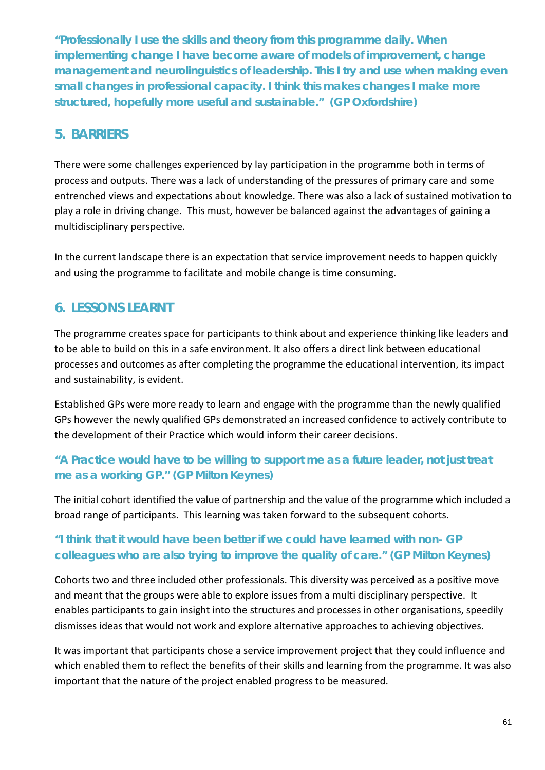**"Professionally I use the skills and theory from this programme daily. When implementing change I have become aware of models of improvement, change management and neurolinguistics of leadership. This I try and use when making even small changes in professional capacity. I think this makes changes I make more structured, hopefully more useful and sustainable." (GP Oxfordshire)**

## 5. BARRIERS

There were some challenges experienced by lay participation in the programme both in terms of process and outputs. There was a lack of understanding of the pressures of primary care and some entrenched views and expectations about knowledge. There was also a lack of sustained motivation to play a role in driving change. This must, however be balanced against the advantages of gaining a multidisciplinary perspective.

In the current landscape there is an expectation that service improvement needs to happen quickly and using the programme to facilitate and mobile change is time consuming.

## 6. LESSONS LEARNT

The programme creates space for participants to think about and experience thinking like leaders and to be able to build on this in a safe environment. It also offers a direct link between educational processes and outcomes as after completing the programme the educational intervention, its impact and sustainability, is evident.

Established GPs were more ready to learn and engage with the programme than the newly qualified GPs however the newly qualified GPs demonstrated an increased confidence to actively contribute to the development of their Practice which would inform their career decisions.

**"A Practice would have to be willing to support me as a future leader, not just treat me as a working GP." (GP Milton Keynes)**

The initial cohort identified the value of partnership and the value of the programme which included a broad range of participants. This learning was taken forward to the subsequent cohorts.

**"I think that it would have been better if we could have learned with non- GP colleagues who are also trying to improve the quality of care." (GP Milton Keynes)**

Cohorts two and three included other professionals. This diversity was perceived as a positive move and meant that the groups were able to explore issues from a multi disciplinary perspective. It enables participants to gain insight into the structures and processes in other organisations, speedily dismisses ideas that would not work and explore alternative approaches to achieving objectives.

It was important that participants chose a service improvement project that they could influence and which enabled them to reflect the benefits of their skills and learning from the programme. It was also important that the nature of the project enabled progress to be measured.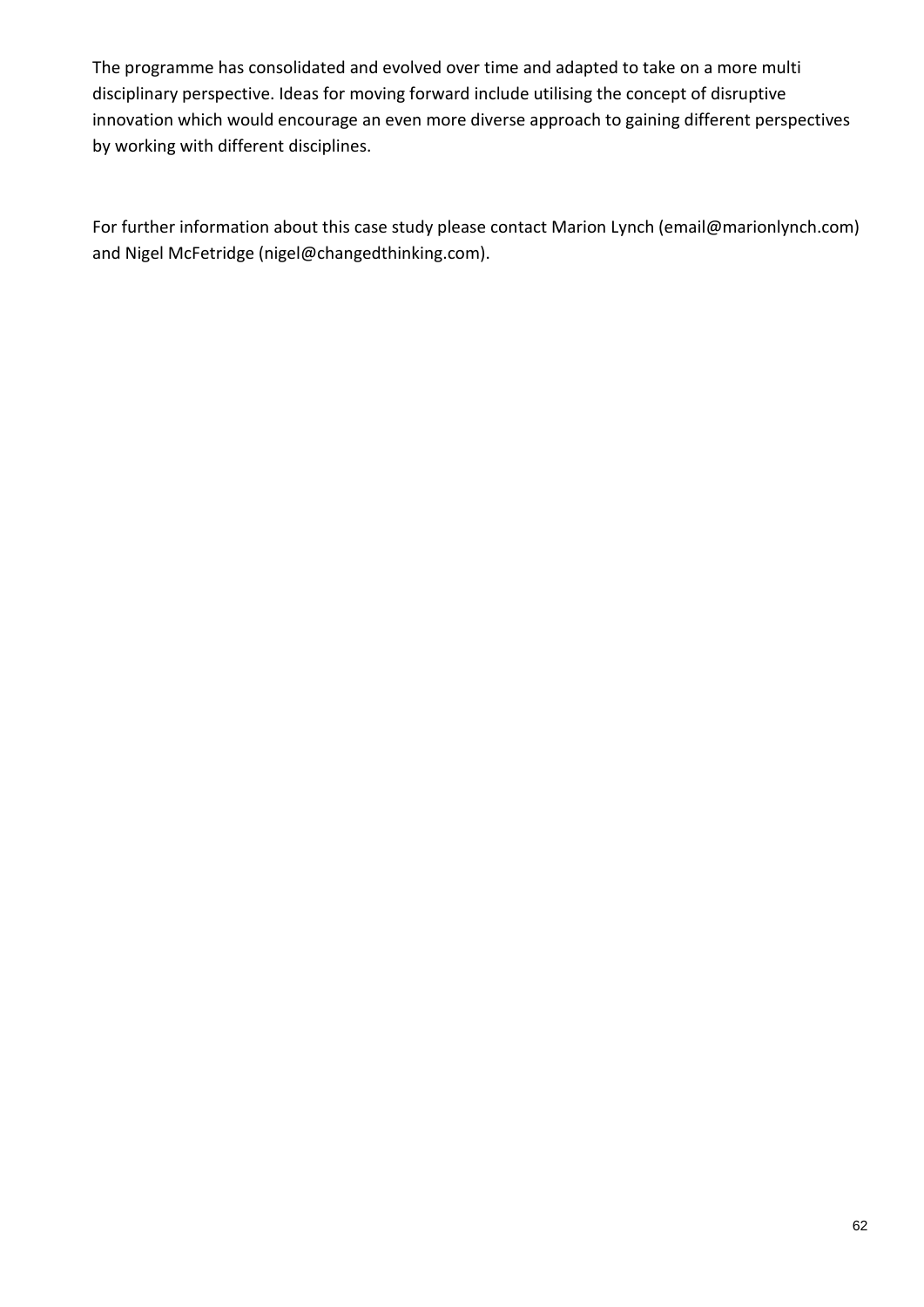The programme has consolidated and evolved over time and adapted to take on a more multi disciplinary perspective. Ideas for moving forward include utilising the concept of disruptive innovation which would encourage an even more diverse approach to gaining different perspectives by working with different disciplines.

For further information about this case study please contact Marion Lynch (email@marionlynch.com) and Nigel McFetridge (nigel@changedthinking.com).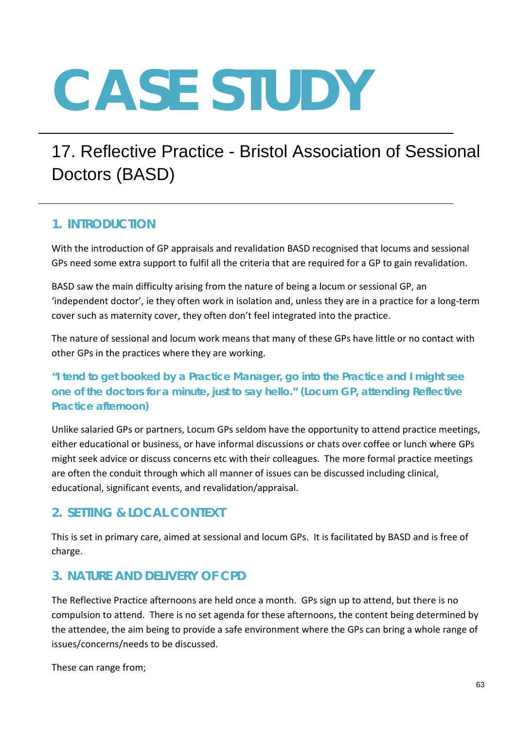# CASE STUDY

## 17. Reflective Practice - Bristol Association of Sessional Doctors (BASD)

### 1. INTRODUCTION

With the introduction of GP appraisals and revalidation BASD recognised that locums and sessional GPs need some extra support to fulfil all the criteria that are required for a GP to gain revalidation.

BASD saw the main difficulty arising from the nature of being a locum or sessional GP, an 'independent doctor', ie they often work in isolation and, unless they are in a practice for a long-term cover such as maternity cover, they often don't feel integrated into the practice.

The nature of sessional and locum work means that many of these GPs have little or no contact with other GPs in the practices where they are working.

**"I tend to get booked by a Practice Manager, go into the Practice and I might see one of the doctors for a minute, just to say hello." (Locum GP, attending Reflective Practice afternoon)**

Unlike salaried GPs or partners, Locum GPs seldom have the opportunity to attend practice meetings, either educational or business, or have informal discussions or chats over coffee or lunch where GPs might seek advice or discuss concerns etc with their colleagues. The more formal practice meetings are often the conduit through which all manner of issues can be discussed including clinical, educational, significant events, and revalidation/appraisal.

### 2. SETTING & LOCAL CONTEXT

This is set in primary care, aimed at sessional and locum GPs. It is facilitated by BASD and is free of charge.

### 3. NATURE AND DELIVERY OF CPD

The Reflective Practice afternoons are held once a month. GPs sign up to attend, but there is no compulsion to attend. There is no set agenda for these afternoons, the content being determined by the attendee, the aim being to provide a safe environment where the GPs can bring a whole range of issues/concerns/needs to be discussed.

These can range from;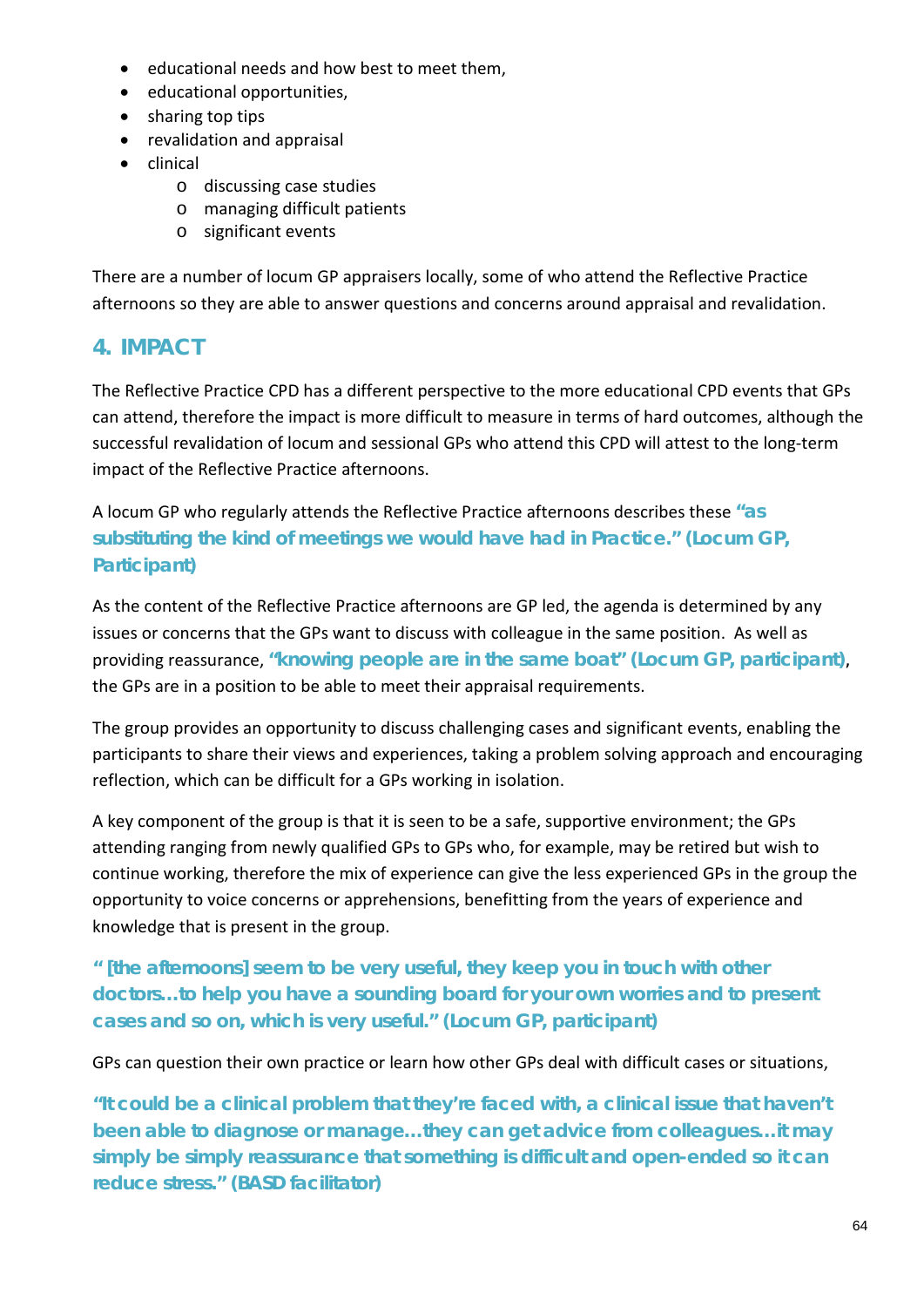- educational needs and how best to meet them,
- educational opportunities,
- sharing top tips
- revalidation and appraisal
- clinical
  - discussing case studies
  - managing difficult patients
  - significant events

There are a number of locum GP appraisers locally, some of who attend the Reflective Practice afternoons so they are able to answer questions and concerns around appraisal and revalidation.

## 4. IMPACT

The Reflective Practice CPD has a different perspective to the more educational CPD events that GPs can attend, therefore the impact is more difficult to measure in terms of hard outcomes, although the successful revalidation of locum and sessional GPs who attend this CPD will attest to the long-term impact of the Reflective Practice afternoons.

A locum GP who regularly attends the Reflective Practice afternoons describes these **"as substituting the kind of meetings we would have had in Practice." (Locum GP, Participant)**

As the content of the Reflective Practice afternoons are GP led, the agenda is determined by any issues or concerns that the GPs want to discuss with colleague in the same position. As well as providing reassurance, **"knowing people are in the same boat" (Locum GP, participant)**, the GPs are in a position to be able to meet their appraisal requirements.

The group provides an opportunity to discuss challenging cases and significant events, enabling the participants to share their views and experiences, taking a problem solving approach and encouraging reflection, which can be difficult for a GPs working in isolation.

A key component of the group is that it is seen to be a safe, supportive environment; the GPs attending ranging from newly qualified GPs to GPs who, for example, may be retired but wish to continue working, therefore the mix of experience can give the less experienced GPs in the group the opportunity to voice concerns or apprehensions, benefitting from the years of experience and knowledge that is present in the group.

**" [the afternoons] seem to be very useful, they keep you in touch with other doctors…to help you have a sounding board for your own worries and to present cases and so on, which is very useful." (Locum GP, participant)**

GPs can question their own practice or learn how other GPs deal with difficult cases or situations,

**"It could be a clinical problem that they're faced with, a clinical issue that haven't been able to diagnose or manage…they can get advice from colleagues…it may simply be simply reassurance that something is difficult and open-ended so it can reduce stress." (BASD facilitator)**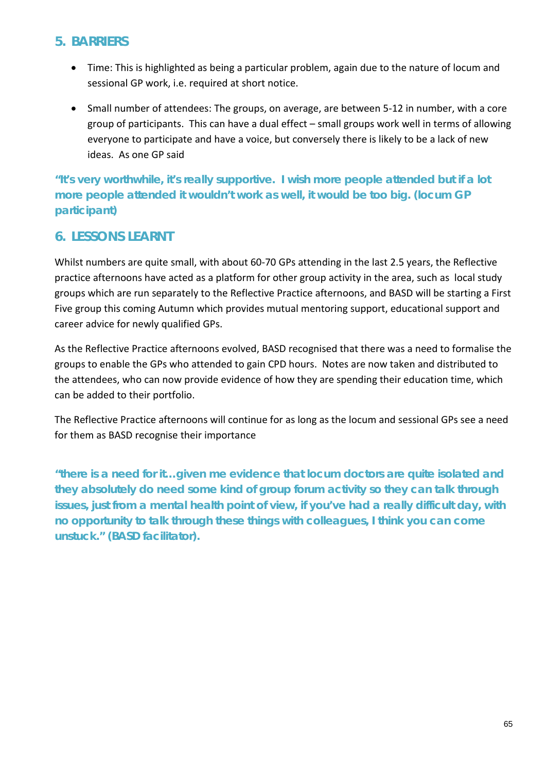## 5. BARRIERS

- Time: This is highlighted as being a particular problem, again due to the nature of locum and sessional GP work, i.e. required at short notice.
- Small number of attendees: The groups, on average, are between 5-12 in number, with a core group of participants. This can have a dual effect – small groups work well in terms of allowing everyone to participate and have a voice, but conversely there is likely to be a lack of new ideas. As one GP said

**"It's very worthwhile, it's really supportive. I wish more people attended but if a lot more people attended it wouldn't work as well, it would be too big. (locum GP participant)**

## 6. LESSONS LEARNT

Whilst numbers are quite small, with about 60-70 GPs attending in the last 2.5 years, the Reflective practice afternoons have acted as a platform for other group activity in the area, such as local study groups which are run separately to the Reflective Practice afternoons, and BASD will be starting a First Five group this coming Autumn which provides mutual mentoring support, educational support and career advice for newly qualified GPs.

As the Reflective Practice afternoons evolved, BASD recognised that there was a need to formalise the groups to enable the GPs who attended to gain CPD hours. Notes are now taken and distributed to the attendees, who can now provide evidence of how they are spending their education time, which can be added to their portfolio.

The Reflective Practice afternoons will continue for as long as the locum and sessional GPs see a need for them as BASD recognise their importance

**"there is a need for it…given me evidence that locum doctors are quite isolated and they absolutely do need some kind of group forum activity so they can talk through issues, just from a mental health point of view, if you've had a really difficult day, with no opportunity to talk through these things with colleagues, I think you can come unstuck." (BASD facilitator).**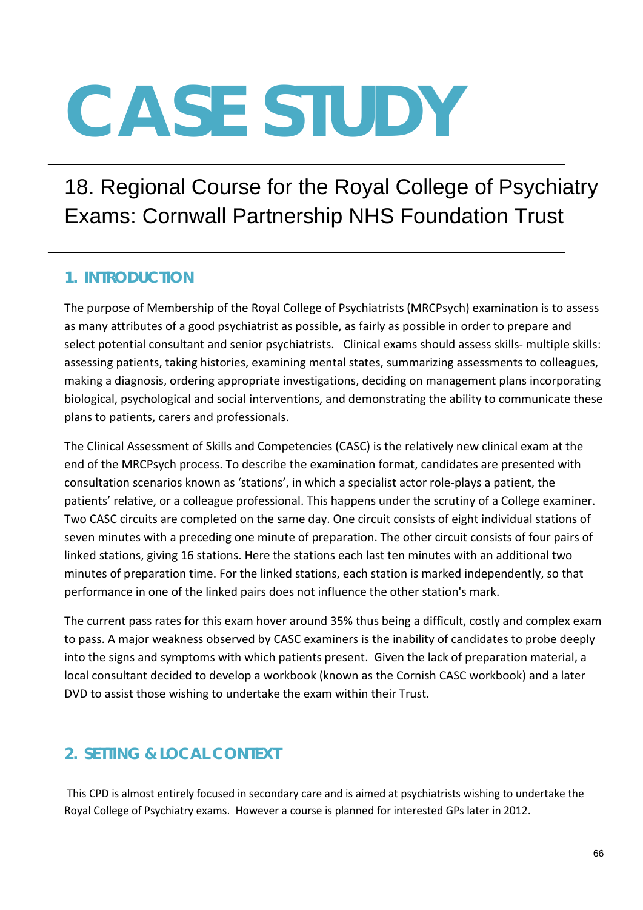# CASE STUDY

## 18. Regional Course for the Royal College of Psychiatry Exams: Cornwall Partnership NHS Foundation Trust

### 1. INTRODUCTION

The purpose of Membership of the Royal College of Psychiatrists (MRCPsych) examination is to assess as many attributes of a good psychiatrist as possible, as fairly as possible in order to prepare and select potential consultant and senior psychiatrists. Clinical exams should assess skills- multiple skills: assessing patients, taking histories, examining mental states, summarizing assessments to colleagues, making a diagnosis, ordering appropriate investigations, deciding on management plans incorporating biological, psychological and social interventions, and demonstrating the ability to communicate these plans to patients, carers and professionals.

The Clinical Assessment of Skills and Competencies (CASC) is the relatively new clinical exam at the end of the MRCPsych process. To describe the examination format, candidates are presented with consultation scenarios known as 'stations', in which a specialist actor role-plays a patient, the patients' relative, or a colleague professional. This happens under the scrutiny of a College examiner. Two CASC circuits are completed on the same day. One circuit consists of eight individual stations of seven minutes with a preceding one minute of preparation. The other circuit consists of four pairs of linked stations, giving 16 stations. Here the stations each last ten minutes with an additional two minutes of preparation time. For the linked stations, each station is marked independently, so that performance in one of the linked pairs does not influence the other station's mark.

The current pass rates for this exam hover around 35% thus being a difficult, costly and complex exam to pass. A major weakness observed by CASC examiners is the inability of candidates to probe deeply into the signs and symptoms with which patients present. Given the lack of preparation material, a local consultant decided to develop a workbook (known as the Cornish CASC workbook) and a later DVD to assist those wishing to undertake the exam within their Trust.

### 2. SETTING & LOCAL CONTEXT

This CPD is almost entirely focused in secondary care and is aimed at psychiatrists wishing to undertake the Royal College of Psychiatry exams. However a course is planned for interested GPs later in 2012.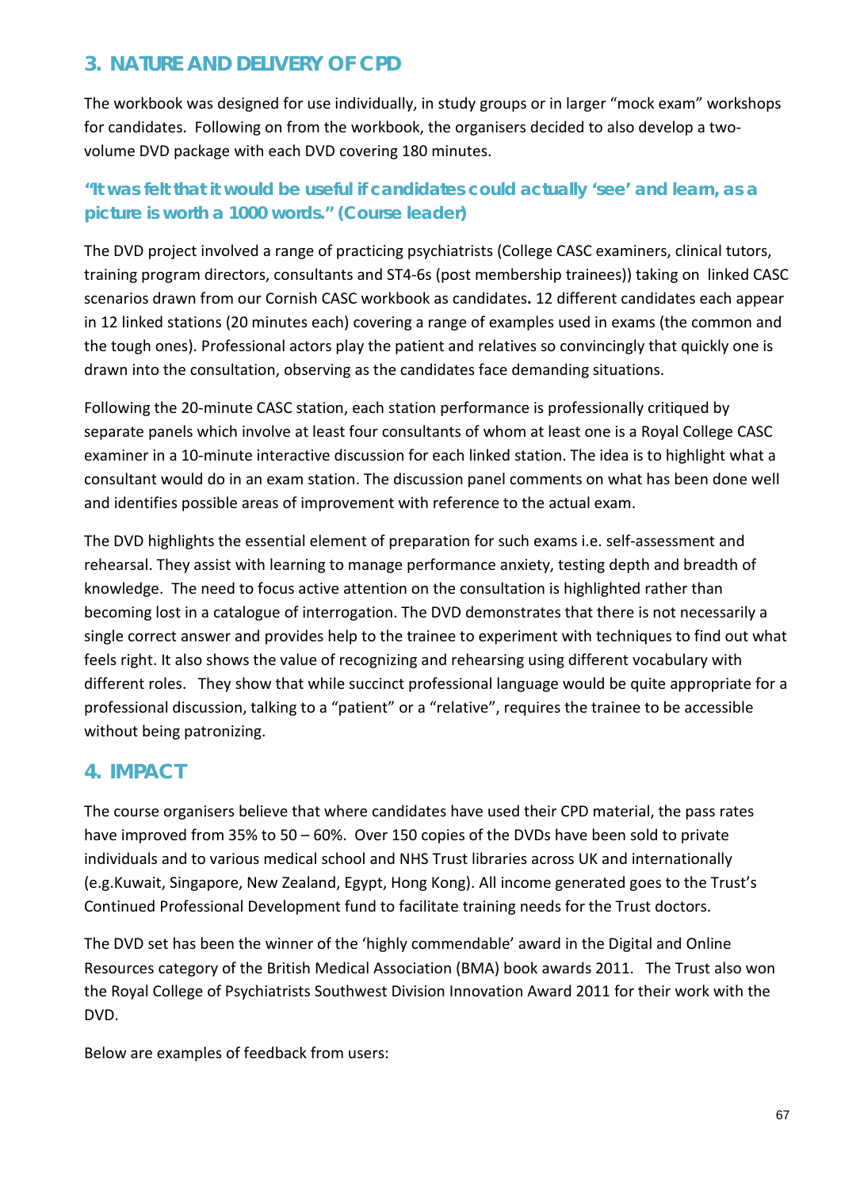## 3. NATURE AND DELIVERY OF CPD

The workbook was designed for use individually, in study groups or in larger "mock exam" workshops for candidates. Following on from the workbook, the organisers decided to also develop a two-volume DVD package with each DVD covering 180 minutes.

### "It was felt that it would be useful if candidates could actually 'see' and learn, as a picture is worth a 1000 words." (Course leader)

The DVD project involved a range of practicing psychiatrists (College CASC examiners, clinical tutors, training program directors, consultants and ST4-6s (post membership trainees)) taking on linked CASC scenarios drawn from our Cornish CASC workbook as candidates**.** 12 different candidates each appear in 12 linked stations (20 minutes each) covering a range of examples used in exams (the common and the tough ones). Professional actors play the patient and relatives so convincingly that quickly one is drawn into the consultation, observing as the candidates face demanding situations.

Following the 20-minute CASC station, each station performance is professionally critiqued by separate panels which involve at least four consultants of whom at least one is a Royal College CASC examiner in a 10-minute interactive discussion for each linked station. The idea is to highlight what a consultant would do in an exam station. The discussion panel comments on what has been done well and identifies possible areas of improvement with reference to the actual exam.

The DVD highlights the essential element of preparation for such exams i.e. self-assessment and rehearsal. They assist with learning to manage performance anxiety, testing depth and breadth of knowledge. The need to focus active attention on the consultation is highlighted rather than becoming lost in a catalogue of interrogation. The DVD demonstrates that there is not necessarily a single correct answer and provides help to the trainee to experiment with techniques to find out what feels right. It also shows the value of recognizing and rehearsing using different vocabulary with different roles. They show that while succinct professional language would be quite appropriate for a professional discussion, talking to a "patient" or a "relative", requires the trainee to be accessible without being patronizing.

## 4. IMPACT

The course organisers believe that where candidates have used their CPD material, the pass rates have improved from 35% to 50 – 60%. Over 150 copies of the DVDs have been sold to private individuals and to various medical school and NHS Trust libraries across UK and internationally (e.g.Kuwait, Singapore, New Zealand, Egypt, Hong Kong). All income generated goes to the Trust's Continued Professional Development fund to facilitate training needs for the Trust doctors.

The DVD set has been the winner of the 'highly commendable' award in the Digital and Online Resources category of the British Medical Association (BMA) book awards 2011. The Trust also won the Royal College of Psychiatrists Southwest Division Innovation Award 2011 for their work with the DVD.

Below are examples of feedback from users: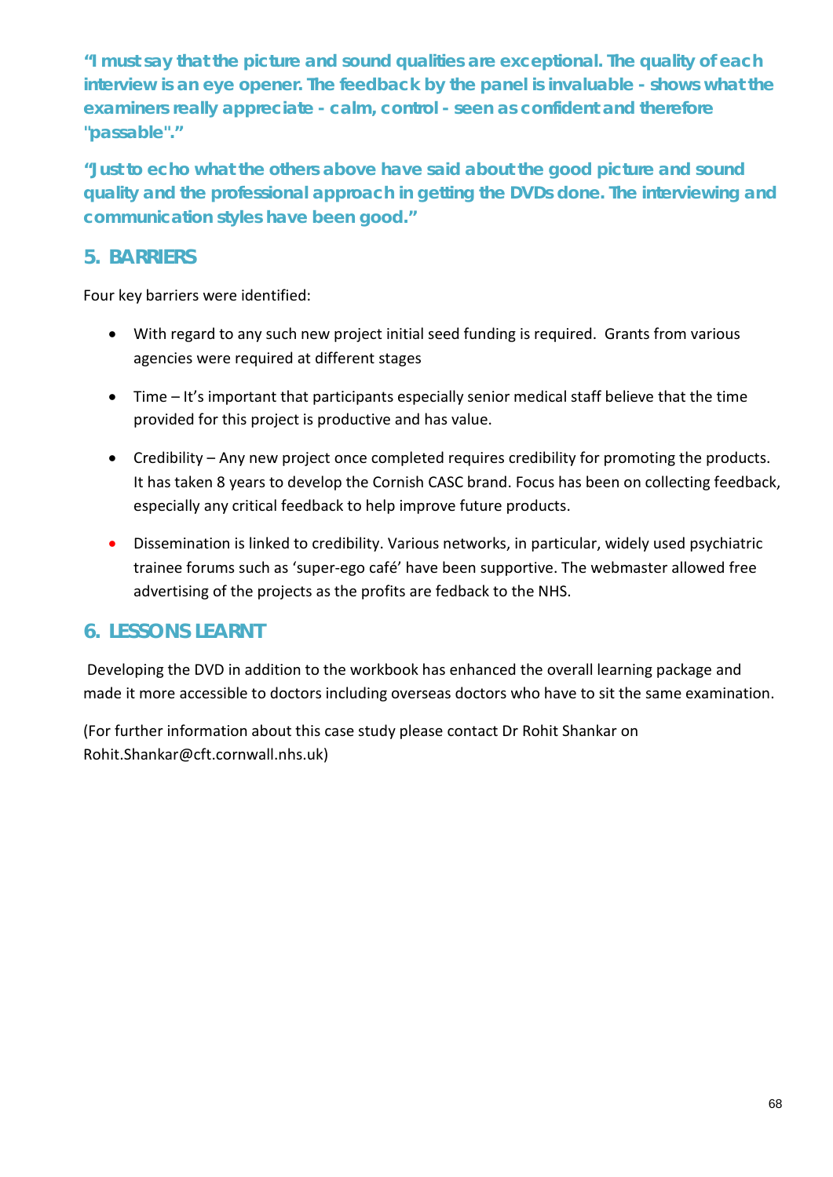**"I must say that the picture and sound qualities are exceptional. The quality of each interview is an eye opener. The feedback by the panel is invaluable - shows what the examiners really appreciate - calm, control - seen as confident and therefore "passable"."**

**"Just to echo what the others above have said about the good picture and sound quality and the professional approach in getting the DVDs done. The interviewing and communication styles have been good."**

## 5. BARRIERS

Four key barriers were identified:

- With regard to any such new project initial seed funding is required. Grants from various agencies were required at different stages
- Time – It's important that participants especially senior medical staff believe that the time provided for this project is productive and has value.
- Credibility – Any new project once completed requires credibility for promoting the products. It has taken 8 years to develop the Cornish CASC brand. Focus has been on collecting feedback, especially any critical feedback to help improve future products.
- Dissemination is linked to credibility. Various networks, in particular, widely used psychiatric trainee forums such as 'super-ego café' have been supportive. The webmaster allowed free advertising of the projects as the profits are fedback to the NHS.

## 6. LESSONS LEARNT

Developing the DVD in addition to the workbook has enhanced the overall learning package and made it more accessible to doctors including overseas doctors who have to sit the same examination.

(For further information about this case study please contact Dr Rohit Shankar on Rohit.Shankar@cft.cornwall.nhs.uk)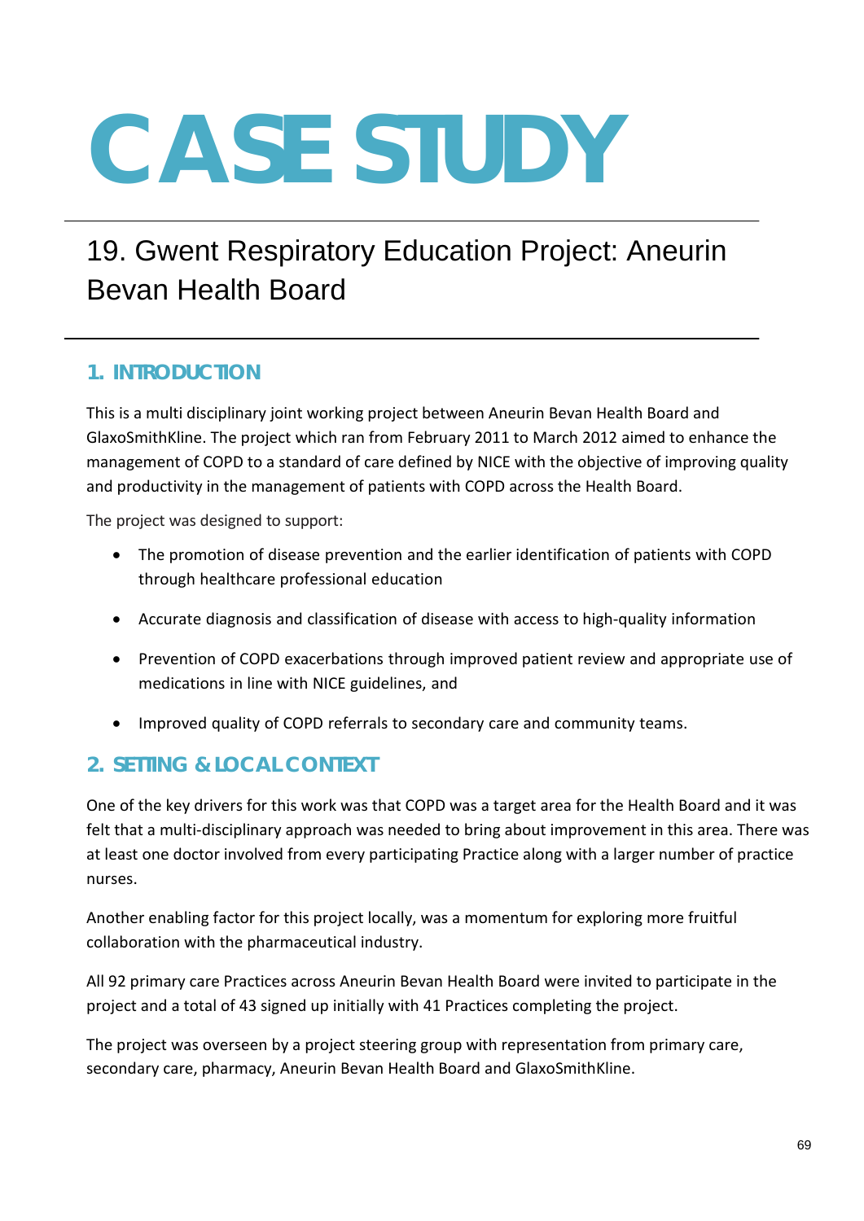# CASE STUDY

## 19. Gwent Respiratory Education Project: Aneurin Bevan Health Board

### 1. INTRODUCTION

This is a multi disciplinary joint working project between Aneurin Bevan Health Board and GlaxoSmithKline. The project which ran from February 2011 to March 2012 aimed to enhance the management of COPD to a standard of care defined by NICE with the objective of improving quality and productivity in the management of patients with COPD across the Health Board.

The project was designed to support:

- The promotion of disease prevention and the earlier identification of patients with COPD through healthcare professional education
- Accurate diagnosis and classification of disease with access to high-quality information
- Prevention of COPD exacerbations through improved patient review and appropriate use of medications in line with NICE guidelines, and
- Improved quality of COPD referrals to secondary care and community teams.

### 2. SETTING & LOCAL CONTEXT

One of the key drivers for this work was that COPD was a target area for the Health Board and it was felt that a multi-disciplinary approach was needed to bring about improvement in this area. There was at least one doctor involved from every participating Practice along with a larger number of practice nurses.

Another enabling factor for this project locally, was a momentum for exploring more fruitful collaboration with the pharmaceutical industry.

All 92 primary care Practices across Aneurin Bevan Health Board were invited to participate in the project and a total of 43 signed up initially with 41 Practices completing the project.

The project was overseen by a project steering group with representation from primary care, secondary care, pharmacy, Aneurin Bevan Health Board and GlaxoSmithKline.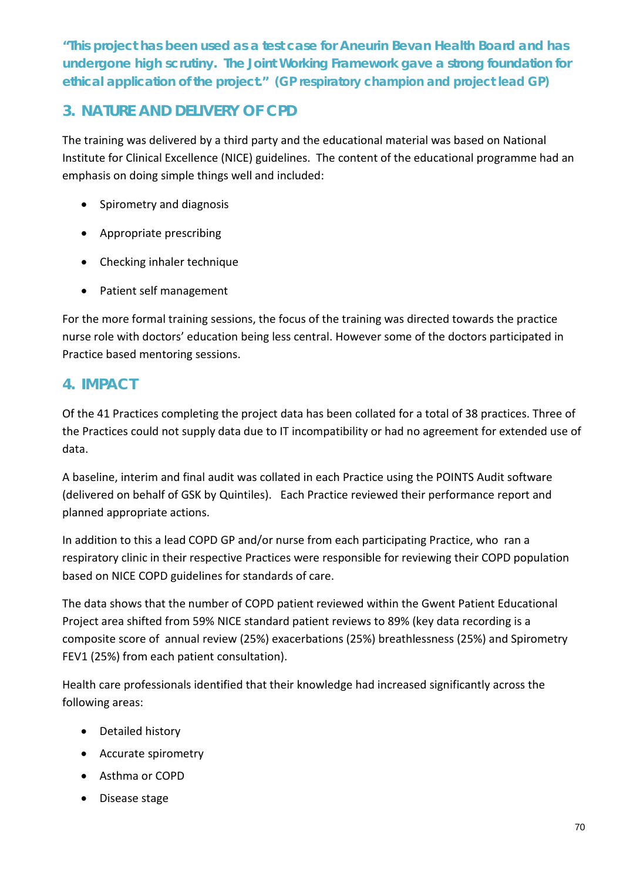**"This project has been used as a test case for Aneurin Bevan Health Board and has undergone high scrutiny. The Joint Working Framework gave a strong foundation for ethical application of the project." (GP respiratory champion and project lead GP)**

## 3. NATURE AND DELIVERY OF CPD

The training was delivered by a third party and the educational material was based on National Institute for Clinical Excellence (NICE) guidelines. The content of the educational programme had an emphasis on doing simple things well and included:

- Spirometry and diagnosis
- Appropriate prescribing
- Checking inhaler technique
- Patient self management

For the more formal training sessions, the focus of the training was directed towards the practice nurse role with doctors' education being less central. However some of the doctors participated in Practice based mentoring sessions.

## 4. IMPACT

Of the 41 Practices completing the project data has been collated for a total of 38 practices. Three of the Practices could not supply data due to IT incompatibility or had no agreement for extended use of data.

A baseline, interim and final audit was collated in each Practice using the POINTS Audit software (delivered on behalf of GSK by Quintiles). Each Practice reviewed their performance report and planned appropriate actions.

In addition to this a lead COPD GP and/or nurse from each participating Practice, who ran a respiratory clinic in their respective Practices were responsible for reviewing their COPD population based on NICE COPD guidelines for standards of care.

The data shows that the number of COPD patient reviewed within the Gwent Patient Educational Project area shifted from 59% NICE standard patient reviews to 89% (key data recording is a composite score of annual review (25%) exacerbations (25%) breathlessness (25%) and Spirometry FEV1 (25%) from each patient consultation).

Health care professionals identified that their knowledge had increased significantly across the following areas:

- Detailed history
- Accurate spirometry
- Asthma or COPD
- Disease stage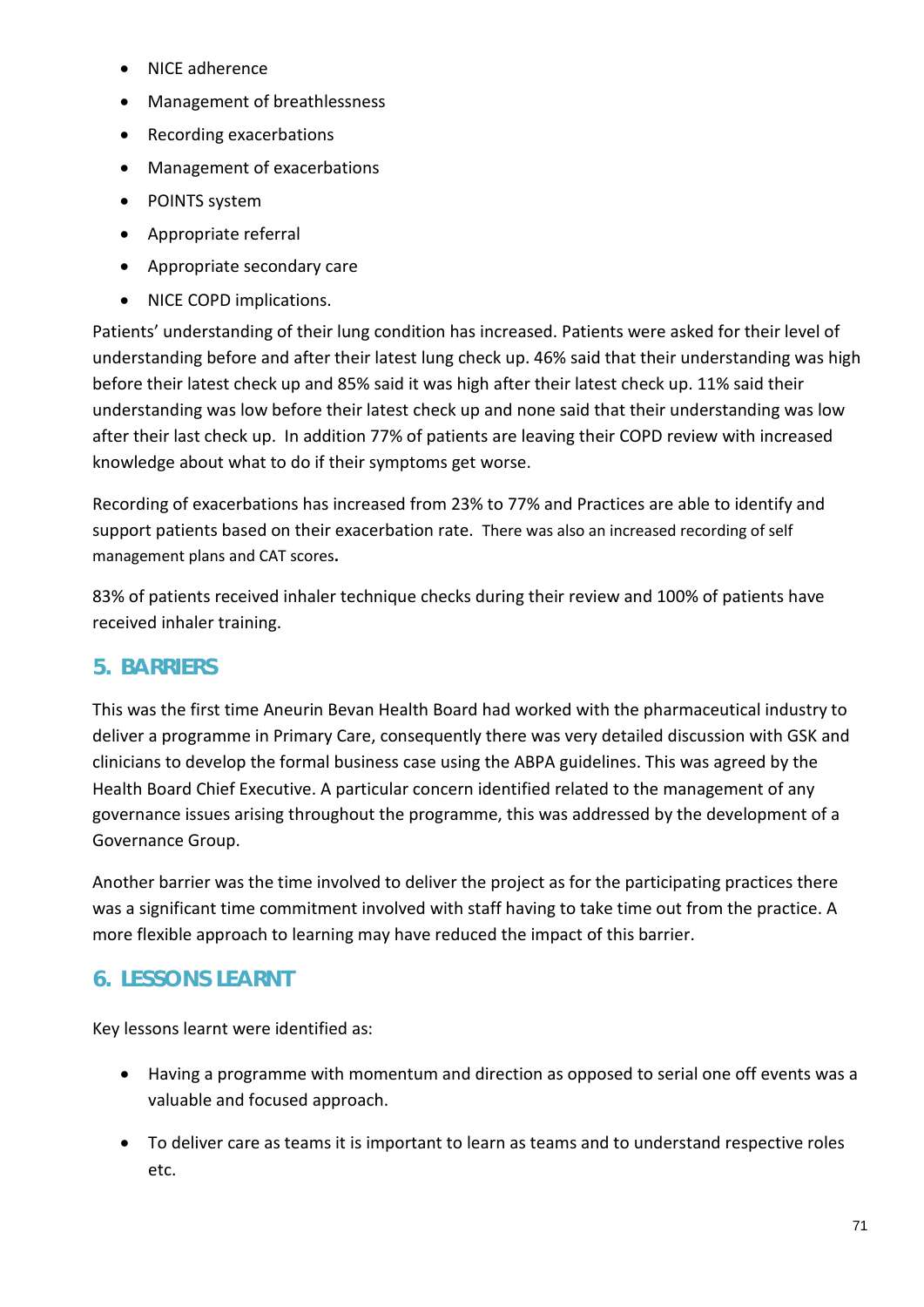- NICE adherence
- Management of breathlessness
- Recording exacerbations
- Management of exacerbations
- POINTS system
- Appropriate referral
- Appropriate secondary care
- NICE COPD implications.

Patients' understanding of their lung condition has increased. Patients were asked for their level of understanding before and after their latest lung check up. 46% said that their understanding was high before their latest check up and 85% said it was high after their latest check up. 11% said their understanding was low before their latest check up and none said that their understanding was low after their last check up. In addition 77% of patients are leaving their COPD review with increased knowledge about what to do if their symptoms get worse.

Recording of exacerbations has increased from 23% to 77% and Practices are able to identify and support patients based on their exacerbation rate. There was also an increased recording of self management plans and CAT scores**.**

83% of patients received inhaler technique checks during their review and 100% of patients have received inhaler training.

## 5. BARRIERS

This was the first time Aneurin Bevan Health Board had worked with the pharmaceutical industry to deliver a programme in Primary Care, consequently there was very detailed discussion with GSK and clinicians to develop the formal business case using the ABPA guidelines. This was agreed by the Health Board Chief Executive. A particular concern identified related to the management of any governance issues arising throughout the programme, this was addressed by the development of a Governance Group.

Another barrier was the time involved to deliver the project as for the participating practices there was a significant time commitment involved with staff having to take time out from the practice. A more flexible approach to learning may have reduced the impact of this barrier.

## 6. LESSONS LEARNT

Key lessons learnt were identified as:

- Having a programme with momentum and direction as opposed to serial one off events was a valuable and focused approach.
- To deliver care as teams it is important to learn as teams and to understand respective roles etc.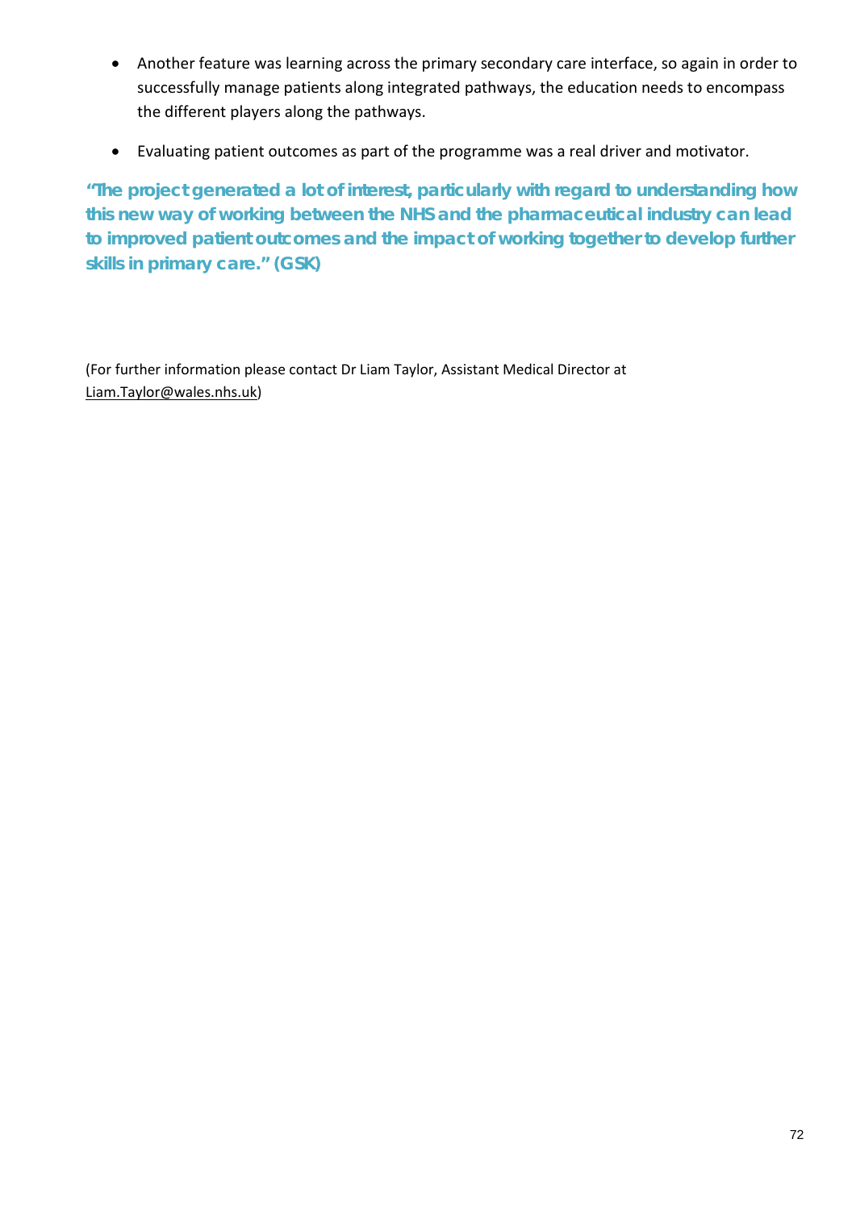- Another feature was learning across the primary secondary care interface, so again in order to successfully manage patients along integrated pathways, the education needs to encompass the different players along the pathways.
- Evaluating patient outcomes as part of the programme was a real driver and motivator.

**"The project generated a lot of interest, particularly with regard to understanding how this new way of working between the NHS and the pharmaceutical industry can lead to improved patient outcomes and the impact of working together to develop further skills in primary care." (GSK)**

(For further information please contact Dr Liam Taylor, Assistant Medical Director at Liam.Taylor@wales.nhs.uk)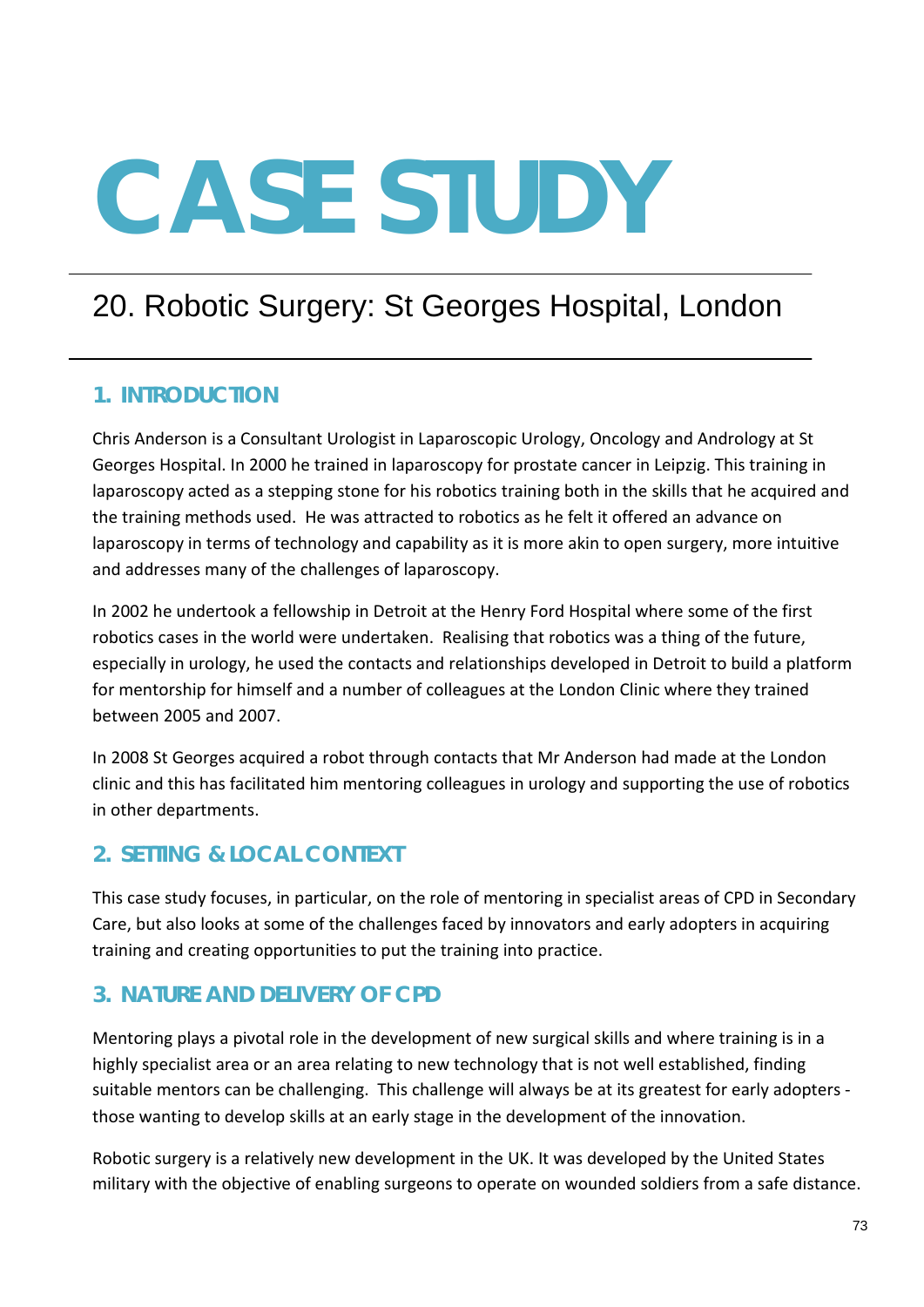# CASE STUDY

## 20. Robotic Surgery: St Georges Hospital, London

### 1. INTRODUCTION

Chris Anderson is a Consultant Urologist in Laparoscopic Urology, Oncology and Andrology at St Georges Hospital. In 2000 he trained in laparoscopy for prostate cancer in Leipzig. This training in laparoscopy acted as a stepping stone for his robotics training both in the skills that he acquired and the training methods used. He was attracted to robotics as he felt it offered an advance on laparoscopy in terms of technology and capability as it is more akin to open surgery, more intuitive and addresses many of the challenges of laparoscopy.

In 2002 he undertook a fellowship in Detroit at the Henry Ford Hospital where some of the first robotics cases in the world were undertaken. Realising that robotics was a thing of the future, especially in urology, he used the contacts and relationships developed in Detroit to build a platform for mentorship for himself and a number of colleagues at the London Clinic where they trained between 2005 and 2007.

In 2008 St Georges acquired a robot through contacts that Mr Anderson had made at the London clinic and this has facilitated him mentoring colleagues in urology and supporting the use of robotics in other departments.

### 2. SETTING & LOCAL CONTEXT

This case study focuses, in particular, on the role of mentoring in specialist areas of CPD in Secondary Care, but also looks at some of the challenges faced by innovators and early adopters in acquiring training and creating opportunities to put the training into practice.

### 3. NATURE AND DELIVERY OF CPD

Mentoring plays a pivotal role in the development of new surgical skills and where training is in a highly specialist area or an area relating to new technology that is not well established, finding suitable mentors can be challenging. This challenge will always be at its greatest for early adopters - those wanting to develop skills at an early stage in the development of the innovation.

Robotic surgery is a relatively new development in the UK. It was developed by the United States military with the objective of enabling surgeons to operate on wounded soldiers from a safe distance.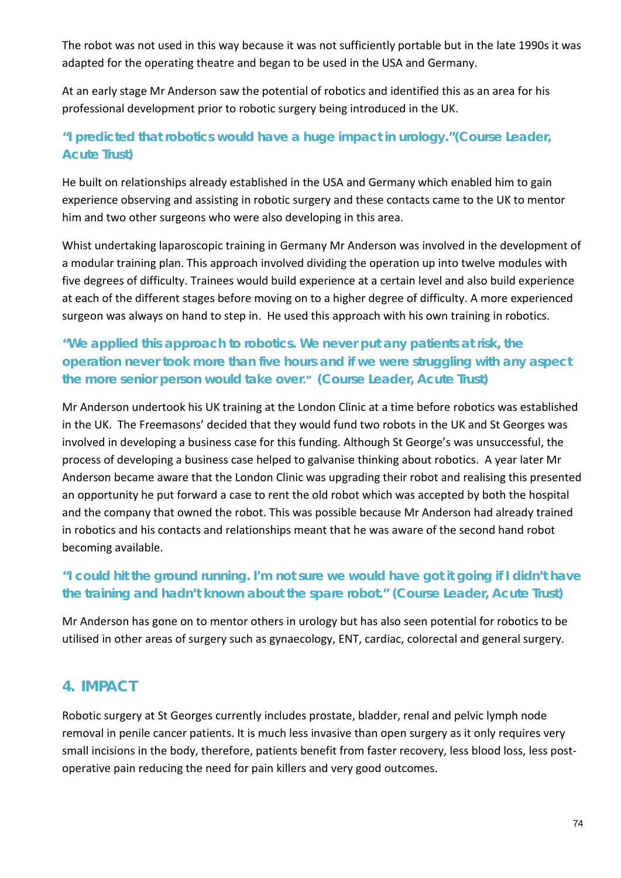The robot was not used in this way because it was not sufficiently portable but in the late 1990s it was adapted for the operating theatre and began to be used in the USA and Germany.

At an early stage Mr Anderson saw the potential of robotics and identified this as an area for his professional development prior to robotic surgery being introduced in the UK.

**"I predicted that robotics would have a huge impact in urology."(Course Leader, Acute Trust)**

He built on relationships already established in the USA and Germany which enabled him to gain experience observing and assisting in robotic surgery and these contacts came to the UK to mentor him and two other surgeons who were also developing in this area.

Whist undertaking laparoscopic training in Germany Mr Anderson was involved in the development of a modular training plan. This approach involved dividing the operation up into twelve modules with five degrees of difficulty. Trainees would build experience at a certain level and also build experience at each of the different stages before moving on to a higher degree of difficulty. A more experienced surgeon was always on hand to step in. He used this approach with his own training in robotics.

**"We applied this approach to robotics. We never put any patients at risk, the operation never took more than five hours and if we were struggling with any aspect the more senior person would take over." (Course Leader, Acute Trust)**

Mr Anderson undertook his UK training at the London Clinic at a time before robotics was established in the UK. The Freemasons' decided that they would fund two robots in the UK and St Georges was involved in developing a business case for this funding. Although St George's was unsuccessful, the process of developing a business case helped to galvanise thinking about robotics. A year later Mr Anderson became aware that the London Clinic was upgrading their robot and realising this presented an opportunity he put forward a case to rent the old robot which was accepted by both the hospital and the company that owned the robot. This was possible because Mr Anderson had already trained in robotics and his contacts and relationships meant that he was aware of the second hand robot becoming available.

**"I could hit the ground running. I'm not sure we would have got it going if I didn't have the training and hadn't known about the spare robot." (Course Leader, Acute Trust)**

Mr Anderson has gone on to mentor others in urology but has also seen potential for robotics to be utilised in other areas of surgery such as gynaecology, ENT, cardiac, colorectal and general surgery.

## 4. IMPACT

Robotic surgery at St Georges currently includes prostate, bladder, renal and pelvic lymph node removal in penile cancer patients. It is much less invasive than open surgery as it only requires very small incisions in the body, therefore, patients benefit from faster recovery, less blood loss, less post-operative pain reducing the need for pain killers and very good outcomes.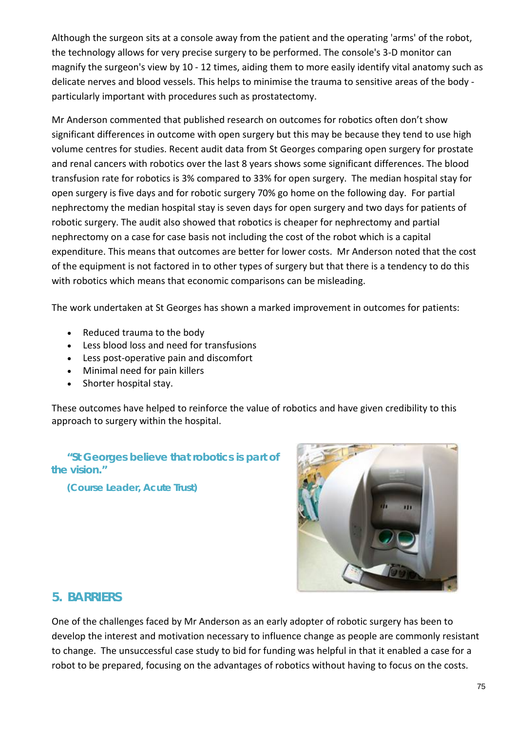Although the surgeon sits at a console away from the patient and the operating 'arms' of the robot, the technology allows for very precise surgery to be performed. The console's 3-D monitor can magnify the surgeon's view by 10 - 12 times, aiding them to more easily identify vital anatomy such as delicate nerves and blood vessels. This helps to minimise the trauma to sensitive areas of the body - particularly important with procedures such as prostatectomy.

Mr Anderson commented that published research on outcomes for robotics often don't show significant differences in outcome with open surgery but this may be because they tend to use high volume centres for studies. Recent audit data from St Georges comparing open surgery for prostate and renal cancers with robotics over the last 8 years shows some significant differences. The blood transfusion rate for robotics is 3% compared to 33% for open surgery. The median hospital stay for open surgery is five days and for robotic surgery 70% go home on the following day. For partial nephrectomy the median hospital stay is seven days for open surgery and two days for patients of robotic surgery. The audit also showed that robotics is cheaper for nephrectomy and partial nephrectomy on a case for case basis not including the cost of the robot which is a capital expenditure. This means that outcomes are better for lower costs. Mr Anderson noted that the cost of the equipment is not factored in to other types of surgery but that there is a tendency to do this with robotics which means that economic comparisons can be misleading.

The work undertaken at St Georges has shown a marked improvement in outcomes for patients:

- Reduced trauma to the body
- Less blood loss and need for transfusions
- Less post-operative pain and discomfort
- Minimal need for pain killers
- Shorter hospital stay.

These outcomes have helped to reinforce the value of robotics and have given credibility to this approach to surgery within the hospital.

**"St Georges believe that robotics is part of the vision."**

**(Course Leader, Acute Trust)**

## 5. BARRIERS

One of the challenges faced by Mr Anderson as an early adopter of robotic surgery has been to develop the interest and motivation necessary to influence change as people are commonly resistant to change. The unsuccessful case study to bid for funding was helpful in that it enabled a case for a robot to be prepared, focusing on the advantages of robotics without having to focus on the costs.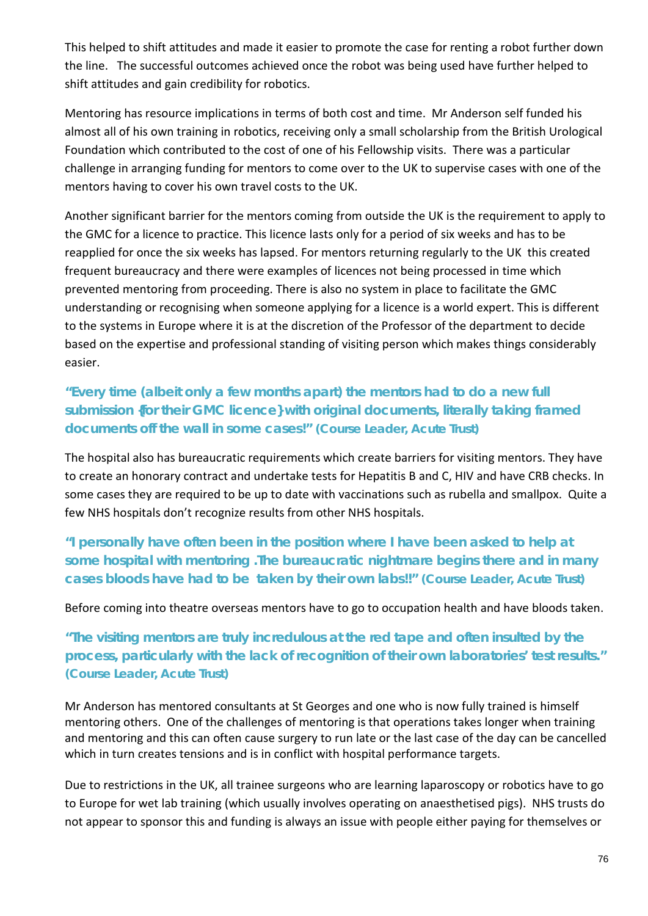This helped to shift attitudes and made it easier to promote the case for renting a robot further down the line. The successful outcomes achieved once the robot was being used have further helped to shift attitudes and gain credibility for robotics.

Mentoring has resource implications in terms of both cost and time. Mr Anderson self funded his almost all of his own training in robotics, receiving only a small scholarship from the British Urological Foundation which contributed to the cost of one of his Fellowship visits. There was a particular challenge in arranging funding for mentors to come over to the UK to supervise cases with one of the mentors having to cover his own travel costs to the UK.

Another significant barrier for the mentors coming from outside the UK is the requirement to apply to the GMC for a licence to practice. This licence lasts only for a period of six weeks and has to be reapplied for once the six weeks has lapsed. For mentors returning regularly to the UK this created frequent bureaucracy and there were examples of licences not being processed in time which prevented mentoring from proceeding. There is also no system in place to facilitate the GMC understanding or recognising when someone applying for a licence is a world expert. This is different to the systems in Europe where it is at the discretion of the Professor of the department to decide based on the expertise and professional standing of visiting person which makes things considerably easier.

**"Every time (albeit only a few months apart) the mentors had to do a new full submission {for their GMC licence} with original documents, literally taking framed documents off the wall in some cases!" (Course Leader, Acute Trust)**

The hospital also has bureaucratic requirements which create barriers for visiting mentors. They have to create an honorary contract and undertake tests for Hepatitis B and C, HIV and have CRB checks. In some cases they are required to be up to date with vaccinations such as rubella and smallpox. Quite a few NHS hospitals don't recognize results from other NHS hospitals.

**"I personally have often been in the position where I have been asked to help at some hospital with mentoring .The bureaucratic nightmare begins there and in many cases bloods have had to be taken by their own labs!!" (Course Leader, Acute Trust)**

Before coming into theatre overseas mentors have to go to occupation health and have bloods taken.

**"The visiting mentors are truly incredulous at the red tape and often insulted by the process, particularly with the lack of recognition of their own laboratories' test results." (Course Leader, Acute Trust)**

Mr Anderson has mentored consultants at St Georges and one who is now fully trained is himself mentoring others. One of the challenges of mentoring is that operations takes longer when training and mentoring and this can often cause surgery to run late or the last case of the day can be cancelled which in turn creates tensions and is in conflict with hospital performance targets.

Due to restrictions in the UK, all trainee surgeons who are learning laparoscopy or robotics have to go to Europe for wet lab training (which usually involves operating on anaesthetised pigs). NHS trusts do not appear to sponsor this and funding is always an issue with people either paying for themselves or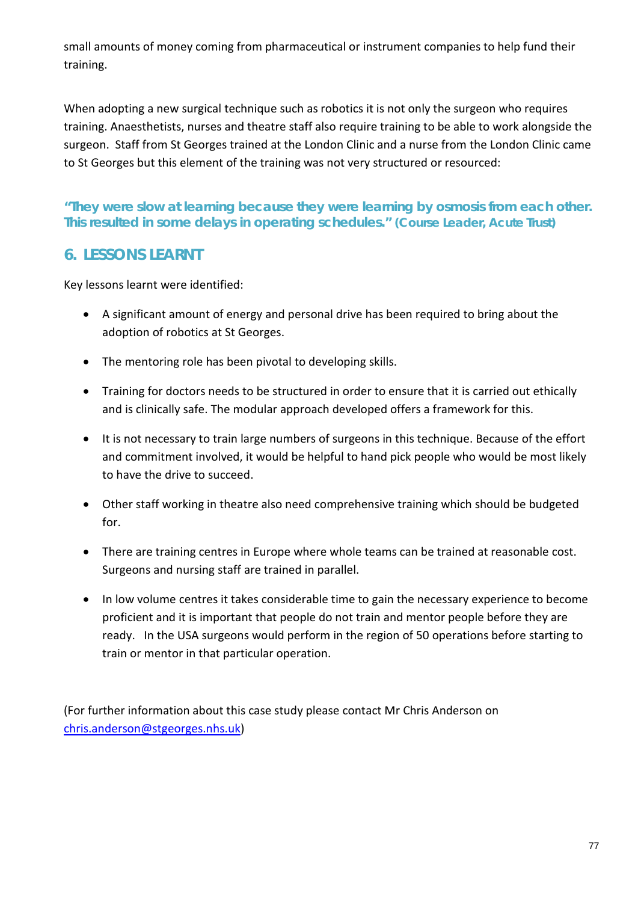small amounts of money coming from pharmaceutical or instrument companies to help fund their training.

When adopting a new surgical technique such as robotics it is not only the surgeon who requires training. Anaesthetists, nurses and theatre staff also require training to be able to work alongside the surgeon. Staff from St Georges trained at the London Clinic and a nurse from the London Clinic came to St Georges but this element of the training was not very structured or resourced:

**"They were slow at learning because they were learning by osmosis from each other. This resulted in some delays in operating schedules." (Course Leader, Acute Trust)**

## 6. LESSONS LEARNT

Key lessons learnt were identified:

- A significant amount of energy and personal drive has been required to bring about the adoption of robotics at St Georges.
- The mentoring role has been pivotal to developing skills.
- Training for doctors needs to be structured in order to ensure that it is carried out ethically and is clinically safe. The modular approach developed offers a framework for this.
- It is not necessary to train large numbers of surgeons in this technique. Because of the effort and commitment involved, it would be helpful to hand pick people who would be most likely to have the drive to succeed.
- Other staff working in theatre also need comprehensive training which should be budgeted for.
- There are training centres in Europe where whole teams can be trained at reasonable cost. Surgeons and nursing staff are trained in parallel.
- In low volume centres it takes considerable time to gain the necessary experience to become proficient and it is important that people do not train and mentor people before they are ready. In the USA surgeons would perform in the region of 50 operations before starting to train or mentor in that particular operation.

(For further information about this case study please contact Mr Chris Anderson on chris.anderson@stgeorges.nhs.uk)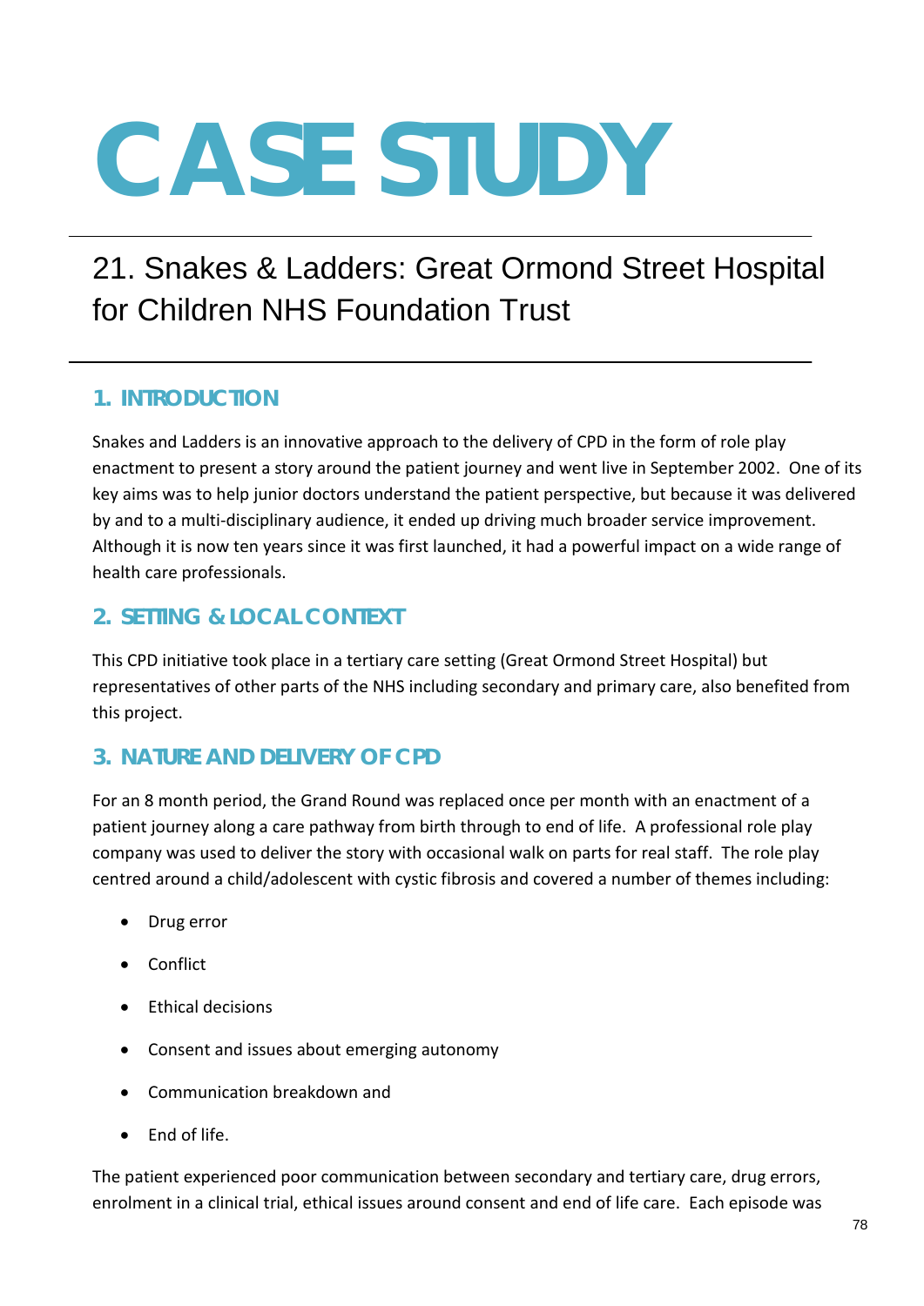# CASE STUDY

## 21. Snakes & Ladders: Great Ormond Street Hospital for Children NHS Foundation Trust

### 1. INTRODUCTION

Snakes and Ladders is an innovative approach to the delivery of CPD in the form of role play enactment to present a story around the patient journey and went live in September 2002. One of its key aims was to help junior doctors understand the patient perspective, but because it was delivered by and to a multi-disciplinary audience, it ended up driving much broader service improvement. Although it is now ten years since it was first launched, it had a powerful impact on a wide range of health care professionals.

### 2. SETTING & LOCAL CONTEXT

This CPD initiative took place in a tertiary care setting (Great Ormond Street Hospital) but representatives of other parts of the NHS including secondary and primary care, also benefited from this project.

### 3. NATURE AND DELIVERY OF CPD

For an 8 month period, the Grand Round was replaced once per month with an enactment of a patient journey along a care pathway from birth through to end of life. A professional role play company was used to deliver the story with occasional walk on parts for real staff. The role play centred around a child/adolescent with cystic fibrosis and covered a number of themes including:

- Drug error
- Conflict
- Ethical decisions
- Consent and issues about emerging autonomy
- Communication breakdown and
- End of life.

The patient experienced poor communication between secondary and tertiary care, drug errors, enrolment in a clinical trial, ethical issues around consent and end of life care. Each episode was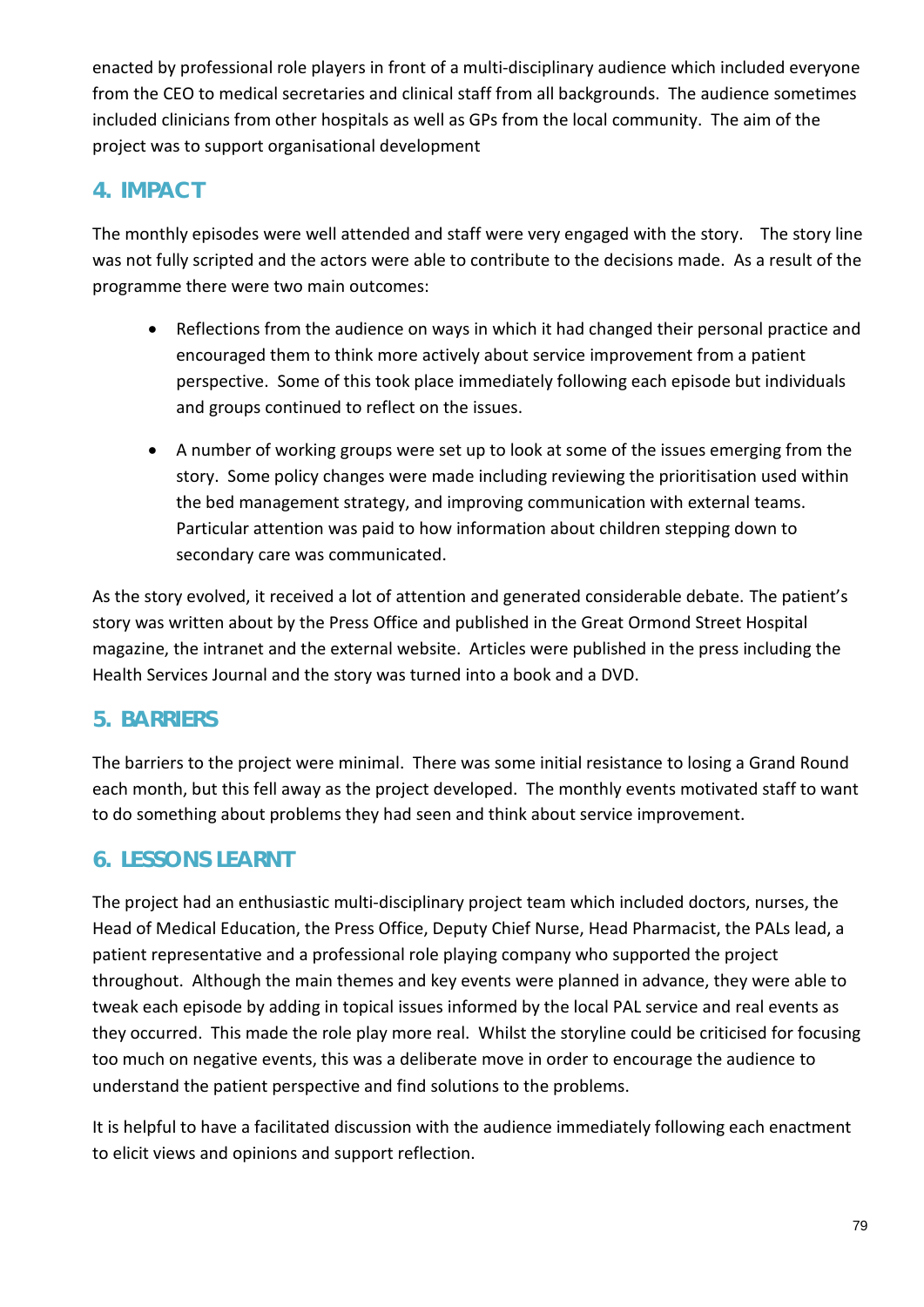enacted by professional role players in front of a multi-disciplinary audience which included everyone from the CEO to medical secretaries and clinical staff from all backgrounds. The audience sometimes included clinicians from other hospitals as well as GPs from the local community. The aim of the project was to support organisational development

## 4. IMPACT

The monthly episodes were well attended and staff were very engaged with the story. The story line was not fully scripted and the actors were able to contribute to the decisions made. As a result of the programme there were two main outcomes:

- Reflections from the audience on ways in which it had changed their personal practice and encouraged them to think more actively about service improvement from a patient perspective. Some of this took place immediately following each episode but individuals and groups continued to reflect on the issues.
- A number of working groups were set up to look at some of the issues emerging from the story. Some policy changes were made including reviewing the prioritisation used within the bed management strategy, and improving communication with external teams. Particular attention was paid to how information about children stepping down to secondary care was communicated.

As the story evolved, it received a lot of attention and generated considerable debate. The patient's story was written about by the Press Office and published in the Great Ormond Street Hospital magazine, the intranet and the external website. Articles were published in the press including the Health Services Journal and the story was turned into a book and a DVD.

## 5. BARRIERS

The barriers to the project were minimal. There was some initial resistance to losing a Grand Round each month, but this fell away as the project developed. The monthly events motivated staff to want to do something about problems they had seen and think about service improvement.

## 6. LESSONS LEARNT

The project had an enthusiastic multi-disciplinary project team which included doctors, nurses, the Head of Medical Education, the Press Office, Deputy Chief Nurse, Head Pharmacist, the PALs lead, a patient representative and a professional role playing company who supported the project throughout. Although the main themes and key events were planned in advance, they were able to tweak each episode by adding in topical issues informed by the local PAL service and real events as they occurred. This made the role play more real. Whilst the storyline could be criticised for focusing too much on negative events, this was a deliberate move in order to encourage the audience to understand the patient perspective and find solutions to the problems.

It is helpful to have a facilitated discussion with the audience immediately following each enactment to elicit views and opinions and support reflection.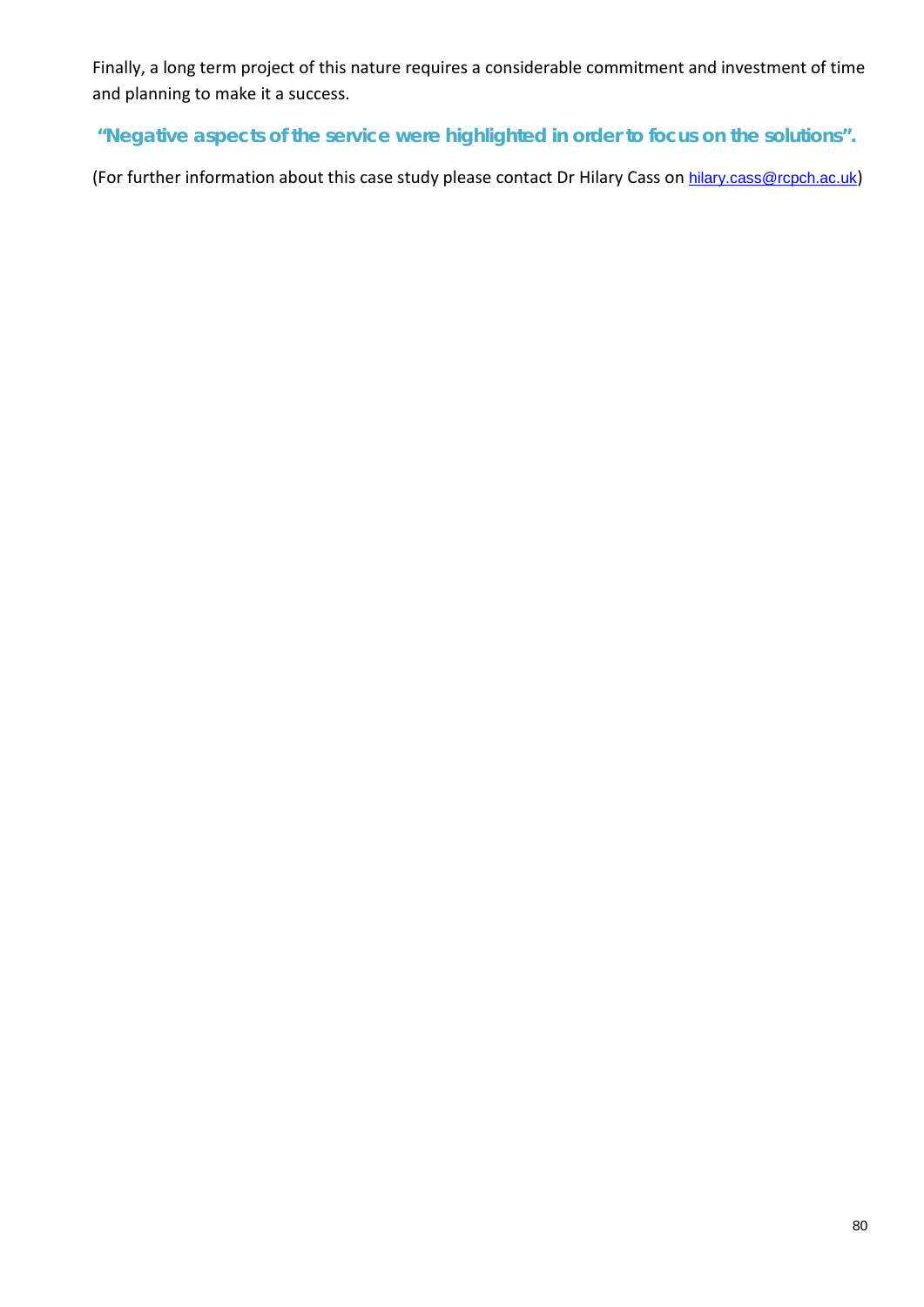Finally, a long term project of this nature requires a considerable commitment and investment of time and planning to make it a success.

**"Negative aspects of the service were highlighted in order to focus on the solutions".**

(For further information about this case study please contact Dr Hilary Cass on hilary.cass@rcpch.ac.uk)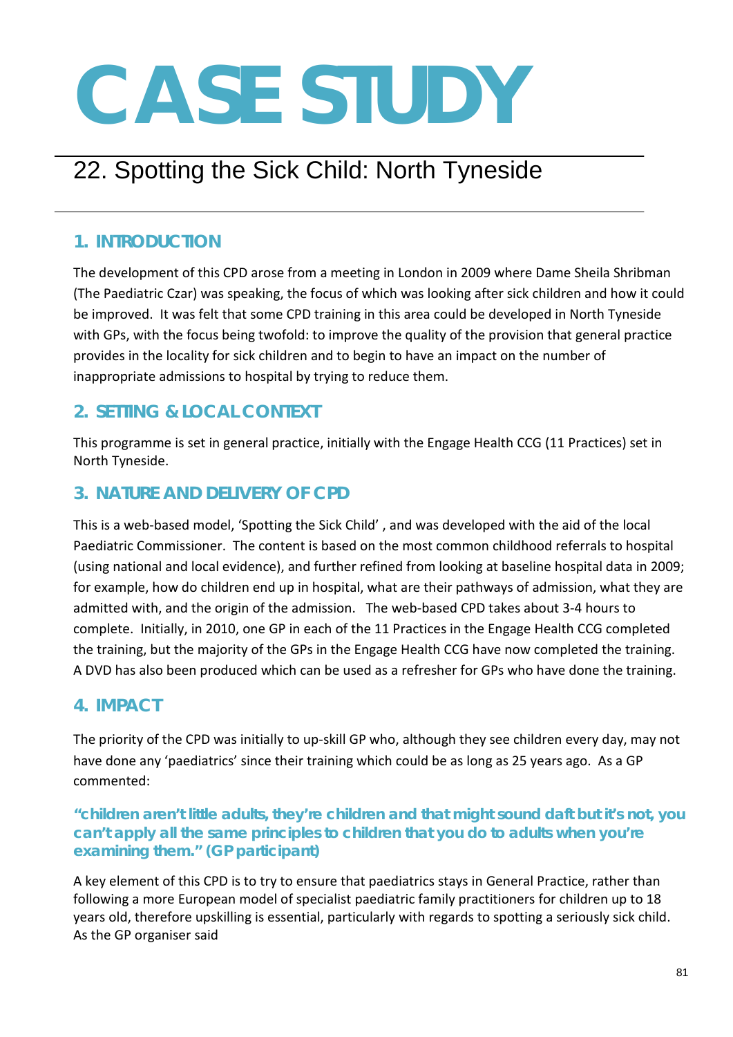# CASE STUDY

## 22. Spotting the Sick Child: North Tyneside

### 1. INTRODUCTION

The development of this CPD arose from a meeting in London in 2009 where Dame Sheila Shribman (The Paediatric Czar) was speaking, the focus of which was looking after sick children and how it could be improved. It was felt that some CPD training in this area could be developed in North Tyneside with GPs, with the focus being twofold: to improve the quality of the provision that general practice provides in the locality for sick children and to begin to have an impact on the number of inappropriate admissions to hospital by trying to reduce them.

### 2. SETTING & LOCAL CONTEXT

This programme is set in general practice, initially with the Engage Health CCG (11 Practices) set in North Tyneside.

### 3. NATURE AND DELIVERY OF CPD

This is a web-based model, 'Spotting the Sick Child' , and was developed with the aid of the local Paediatric Commissioner. The content is based on the most common childhood referrals to hospital (using national and local evidence), and further refined from looking at baseline hospital data in 2009; for example, how do children end up in hospital, what are their pathways of admission, what they are admitted with, and the origin of the admission. The web-based CPD takes about 3-4 hours to complete. Initially, in 2010, one GP in each of the 11 Practices in the Engage Health CCG completed the training, but the majority of the GPs in the Engage Health CCG have now completed the training. A DVD has also been produced which can be used as a refresher for GPs who have done the training.

### 4. IMPACT

The priority of the CPD was initially to up-skill GP who, although they see children every day, may not have done any 'paediatrics' since their training which could be as long as 25 years ago. As a GP commented:

**"children aren't little adults, they're children and that might sound daft but it's not, you can't apply all the same principles to children that you do to adults when you're examining them." (GP participant)**

A key element of this CPD is to try to ensure that paediatrics stays in General Practice, rather than following a more European model of specialist paediatric family practitioners for children up to 18 years old, therefore upskilling is essential, particularly with regards to spotting a seriously sick child. As the GP organiser said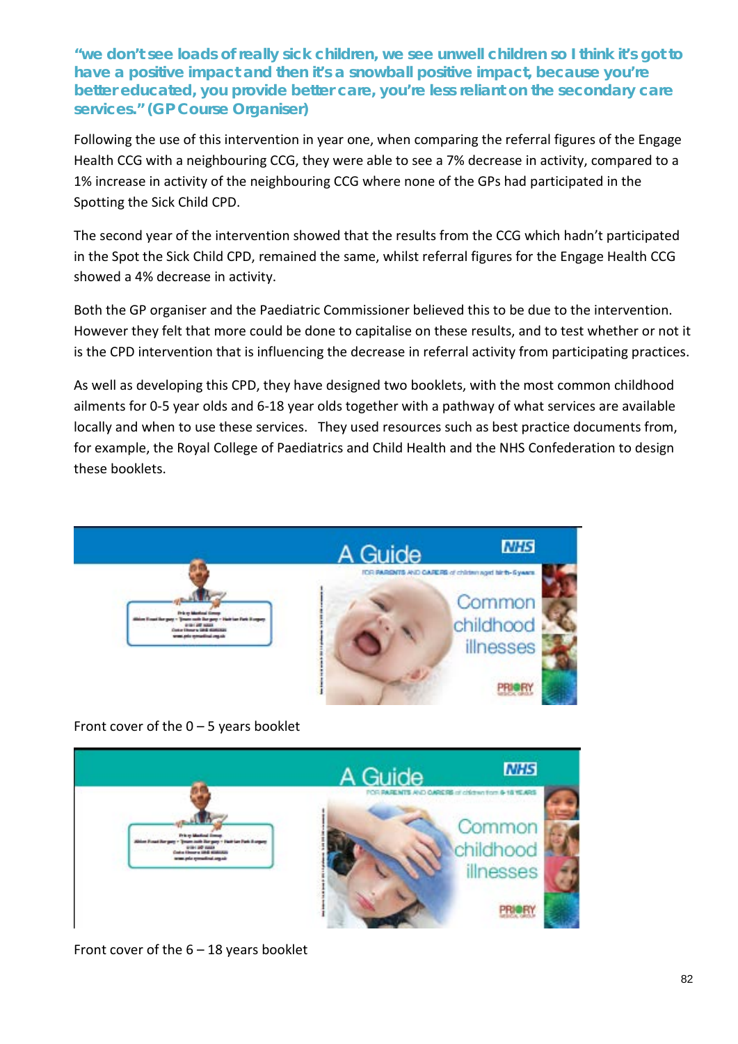**"we don't see loads of really sick children, we see unwell children so I think it's got to have a positive impact and then it's a snowball positive impact, because you're better educated, you provide better care, you're less reliant on the secondary care services." (GP Course Organiser)**

Following the use of this intervention in year one, when comparing the referral figures of the Engage Health CCG with a neighbouring CCG, they were able to see a 7% decrease in activity, compared to a 1% increase in activity of the neighbouring CCG where none of the GPs had participated in the Spotting the Sick Child CPD.

The second year of the intervention showed that the results from the CCG which hadn't participated in the Spot the Sick Child CPD, remained the same, whilst referral figures for the Engage Health CCG showed a 4% decrease in activity.

Both the GP organiser and the Paediatric Commissioner believed this to be due to the intervention. However they felt that more could be done to capitalise on these results, and to test whether or not it is the CPD intervention that is influencing the decrease in referral activity from participating practices.

As well as developing this CPD, they have designed two booklets, with the most common childhood ailments for 0-5 year olds and 6-18 year olds together with a pathway of what services are available locally and when to use these services. They used resources such as best practice documents from, for example, the Royal College of Paediatrics and Child Health and the NHS Confederation to design these booklets.

Front cover of the 0 – 5 years booklet

Front cover of the 6 – 18 years booklet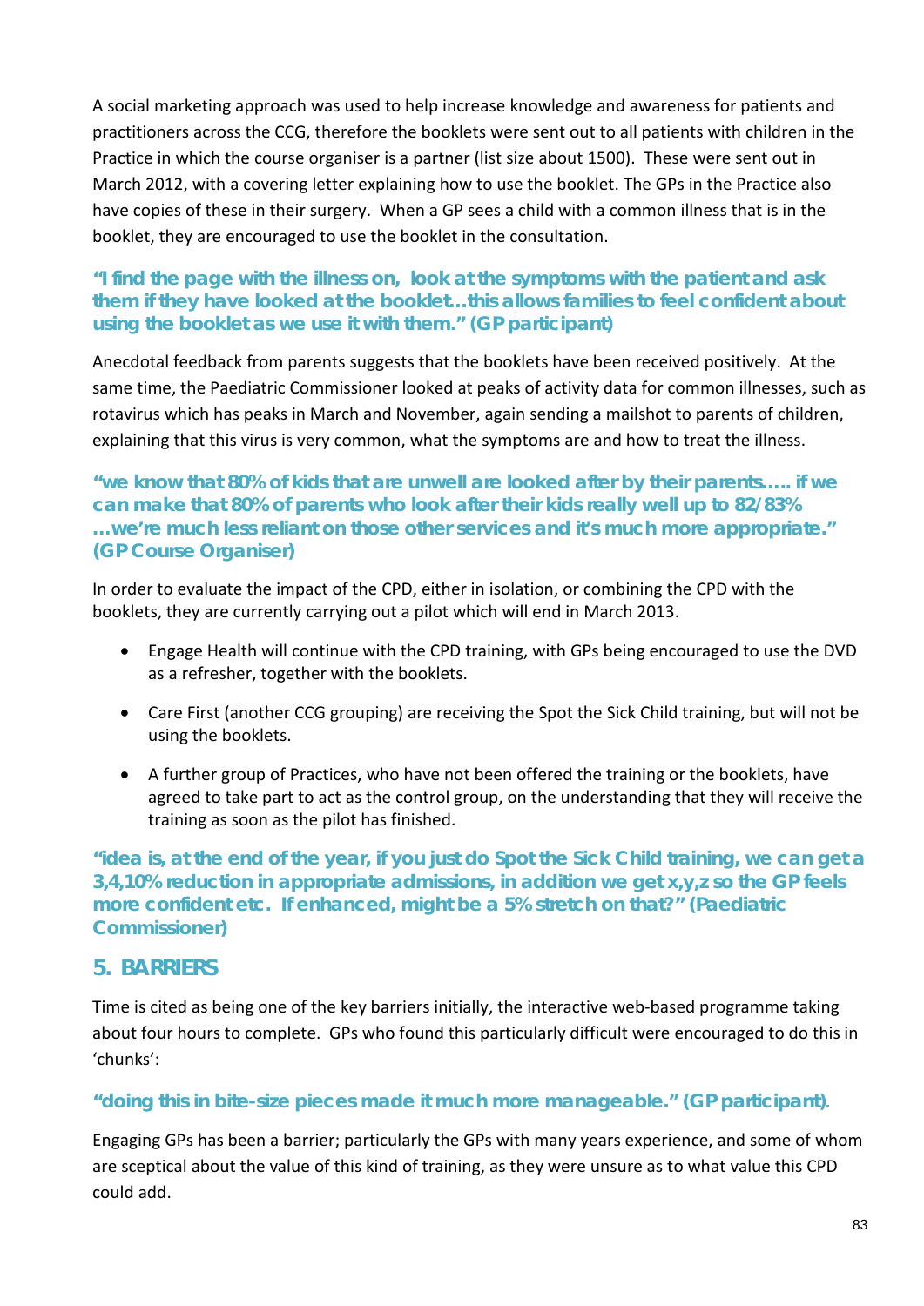A social marketing approach was used to help increase knowledge and awareness for patients and practitioners across the CCG, therefore the booklets were sent out to all patients with children in the Practice in which the course organiser is a partner (list size about 1500). These were sent out in March 2012, with a covering letter explaining how to use the booklet. The GPs in the Practice also have copies of these in their surgery. When a GP sees a child with a common illness that is in the booklet, they are encouraged to use the booklet in the consultation.

**"I find the page with the illness on, look at the symptoms with the patient and ask them if they have looked at the booklet…this allows families to feel confident about using the booklet as we use it with them." (GP participant)**

Anecdotal feedback from parents suggests that the booklets have been received positively. At the same time, the Paediatric Commissioner looked at peaks of activity data for common illnesses, such as rotavirus which has peaks in March and November, again sending a mailshot to parents of children, explaining that this virus is very common, what the symptoms are and how to treat the illness.

**"we know that 80% of kids that are unwell are looked after by their parents….. if we can make that 80% of parents who look after their kids really well up to 82/83% …we're much less reliant on those other services and it's much more appropriate." (GP Course Organiser)**

In order to evaluate the impact of the CPD, either in isolation, or combining the CPD with the booklets, they are currently carrying out a pilot which will end in March 2013.

- Engage Health will continue with the CPD training, with GPs being encouraged to use the DVD as a refresher, together with the booklets.
- Care First (another CCG grouping) are receiving the Spot the Sick Child training, but will not be using the booklets.
- A further group of Practices, who have not been offered the training or the booklets, have agreed to take part to act as the control group, on the understanding that they will receive the training as soon as the pilot has finished.

**"idea is, at the end of the year, if you just do Spot the Sick Child training, we can get a 3,4,10% reduction in appropriate admissions, in addition we get x,y,z so the GP feels more confident etc. If enhanced, might be a 5% stretch on that?" (Paediatric Commissioner)**

## 5. BARRIERS

Time is cited as being one of the key barriers initially, the interactive web-based programme taking about four hours to complete. GPs who found this particularly difficult were encouraged to do this in 'chunks':

**"doing this in bite-size pieces made it much more manageable." (GP participant).**

Engaging GPs has been a barrier; particularly the GPs with many years experience, and some of whom are sceptical about the value of this kind of training, as they were unsure as to what value this CPD could add.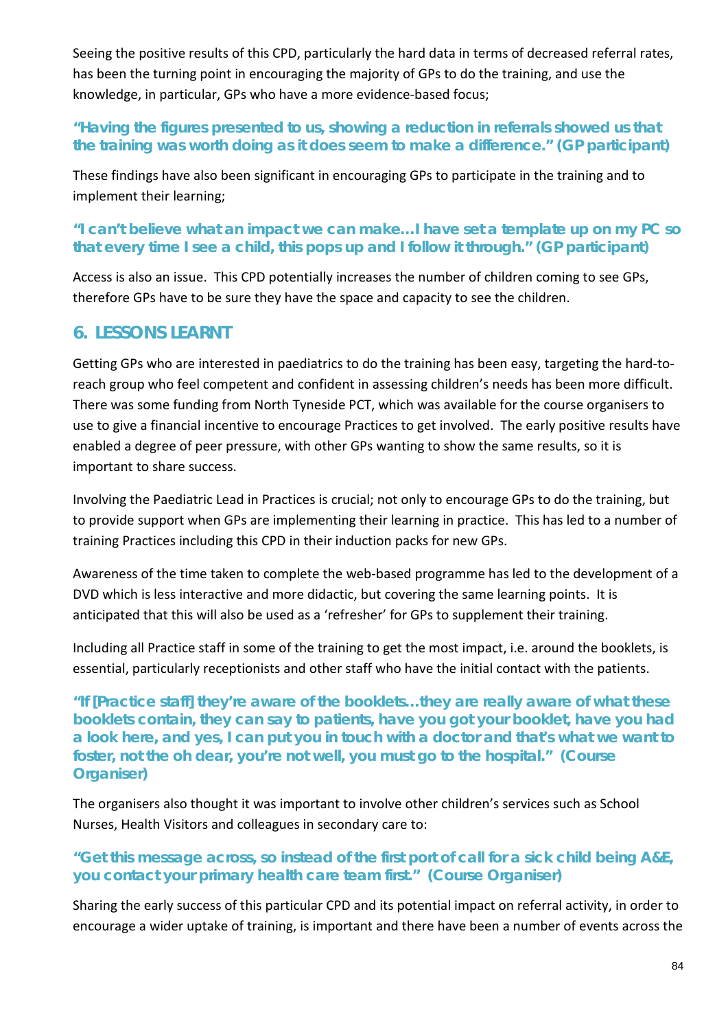Seeing the positive results of this CPD, particularly the hard data in terms of decreased referral rates, has been the turning point in encouraging the majority of GPs to do the training, and use the knowledge, in particular, GPs who have a more evidence-based focus;

**"Having the figures presented to us, showing a reduction in referrals showed us that the training was worth doing as it does seem to make a difference." (GP participant)**

These findings have also been significant in encouraging GPs to participate in the training and to implement their learning;

**"I can't believe what an impact we can make…I have set a template up on my PC so that every time I see a child, this pops up and I follow it through." (GP participant)**

Access is also an issue. This CPD potentially increases the number of children coming to see GPs, therefore GPs have to be sure they have the space and capacity to see the children.

## 6. LESSONS LEARNT

Getting GPs who are interested in paediatrics to do the training has been easy, targeting the hard-to-reach group who feel competent and confident in assessing children's needs has been more difficult. There was some funding from North Tyneside PCT, which was available for the course organisers to use to give a financial incentive to encourage Practices to get involved. The early positive results have enabled a degree of peer pressure, with other GPs wanting to show the same results, so it is important to share success.

Involving the Paediatric Lead in Practices is crucial; not only to encourage GPs to do the training, but to provide support when GPs are implementing their learning in practice. This has led to a number of training Practices including this CPD in their induction packs for new GPs.

Awareness of the time taken to complete the web-based programme has led to the development of a DVD which is less interactive and more didactic, but covering the same learning points. It is anticipated that this will also be used as a 'refresher' for GPs to supplement their training.

Including all Practice staff in some of the training to get the most impact, i.e. around the booklets, is essential, particularly receptionists and other staff who have the initial contact with the patients.

**"If [Practice staff] they're aware of the booklets…they are really aware of what these booklets contain, they can say to patients, have you got your booklet, have you had a look here, and yes, I can put you in touch with a doctor and that's what we want to foster, not the oh dear, you're not well, you must go to the hospital." (Course Organiser)**

The organisers also thought it was important to involve other children's services such as School Nurses, Health Visitors and colleagues in secondary care to:

**"Get this message across, so instead of the first port of call for a sick child being A&E, you contact your primary health care team first." (Course Organiser)**

Sharing the early success of this particular CPD and its potential impact on referral activity, in order to encourage a wider uptake of training, is important and there have been a number of events across the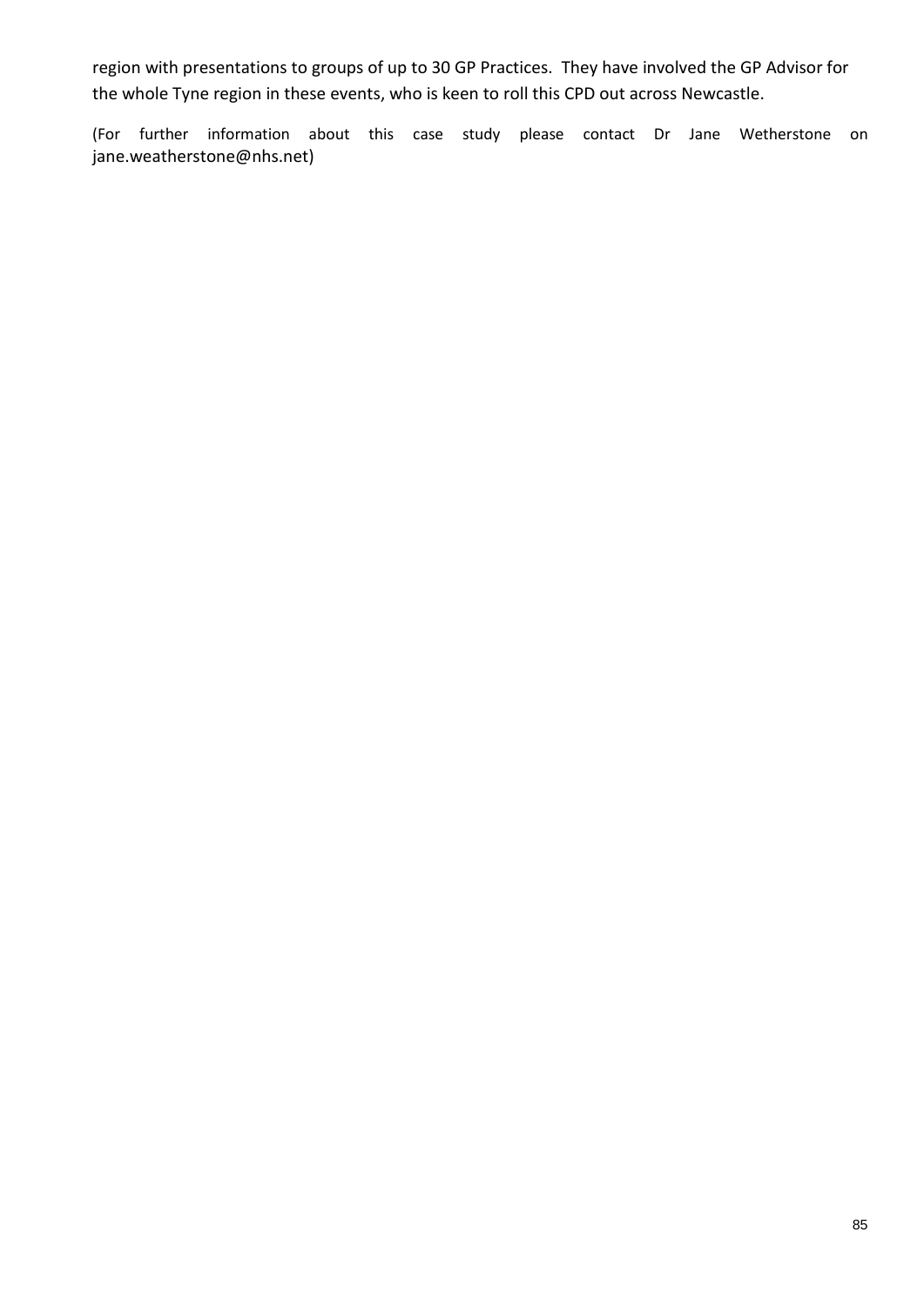region with presentations to groups of up to 30 GP Practices. They have involved the GP Advisor for the whole Tyne region in these events, who is keen to roll this CPD out across Newcastle.

(For further information about this case study please contact Dr Jane Wetherstone on jane.weatherstone@nhs.net)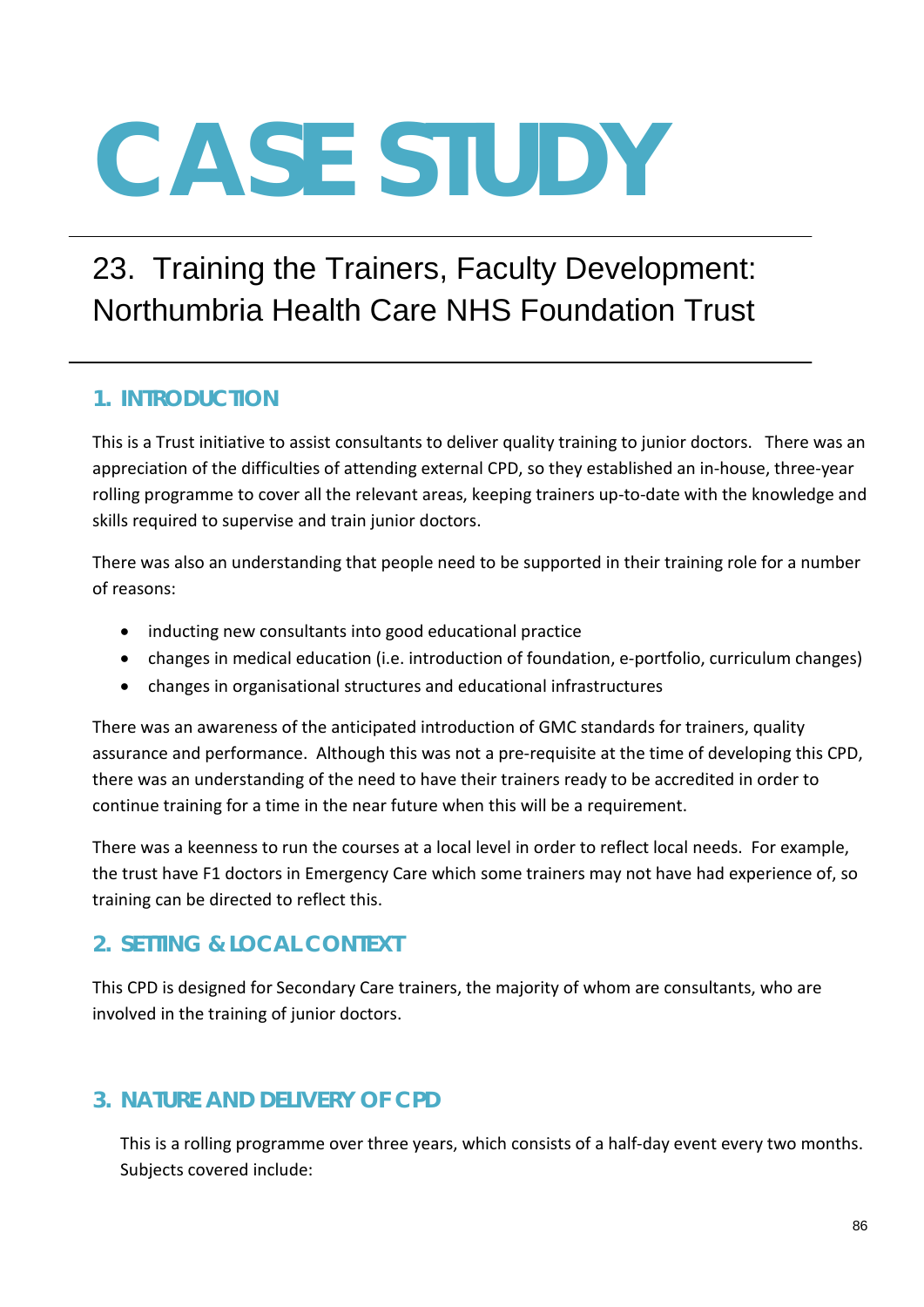# CASE STUDY

## 23. Training the Trainers, Faculty Development: Northumbria Health Care NHS Foundation Trust

### 1. INTRODUCTION

This is a Trust initiative to assist consultants to deliver quality training to junior doctors. There was an appreciation of the difficulties of attending external CPD, so they established an in-house, three-year rolling programme to cover all the relevant areas, keeping trainers up-to-date with the knowledge and skills required to supervise and train junior doctors.

There was also an understanding that people need to be supported in their training role for a number of reasons:

- inducting new consultants into good educational practice
- changes in medical education (i.e. introduction of foundation, e-portfolio, curriculum changes)
- changes in organisational structures and educational infrastructures

There was an awareness of the anticipated introduction of GMC standards for trainers, quality assurance and performance. Although this was not a pre-requisite at the time of developing this CPD, there was an understanding of the need to have their trainers ready to be accredited in order to continue training for a time in the near future when this will be a requirement.

There was a keenness to run the courses at a local level in order to reflect local needs. For example, the trust have F1 doctors in Emergency Care which some trainers may not have had experience of, so training can be directed to reflect this.

### 2. SETTING & LOCAL CONTEXT

This CPD is designed for Secondary Care trainers, the majority of whom are consultants, who are involved in the training of junior doctors.

### 3. NATURE AND DELIVERY OF CPD

This is a rolling programme over three years, which consists of a half-day event every two months. Subjects covered include: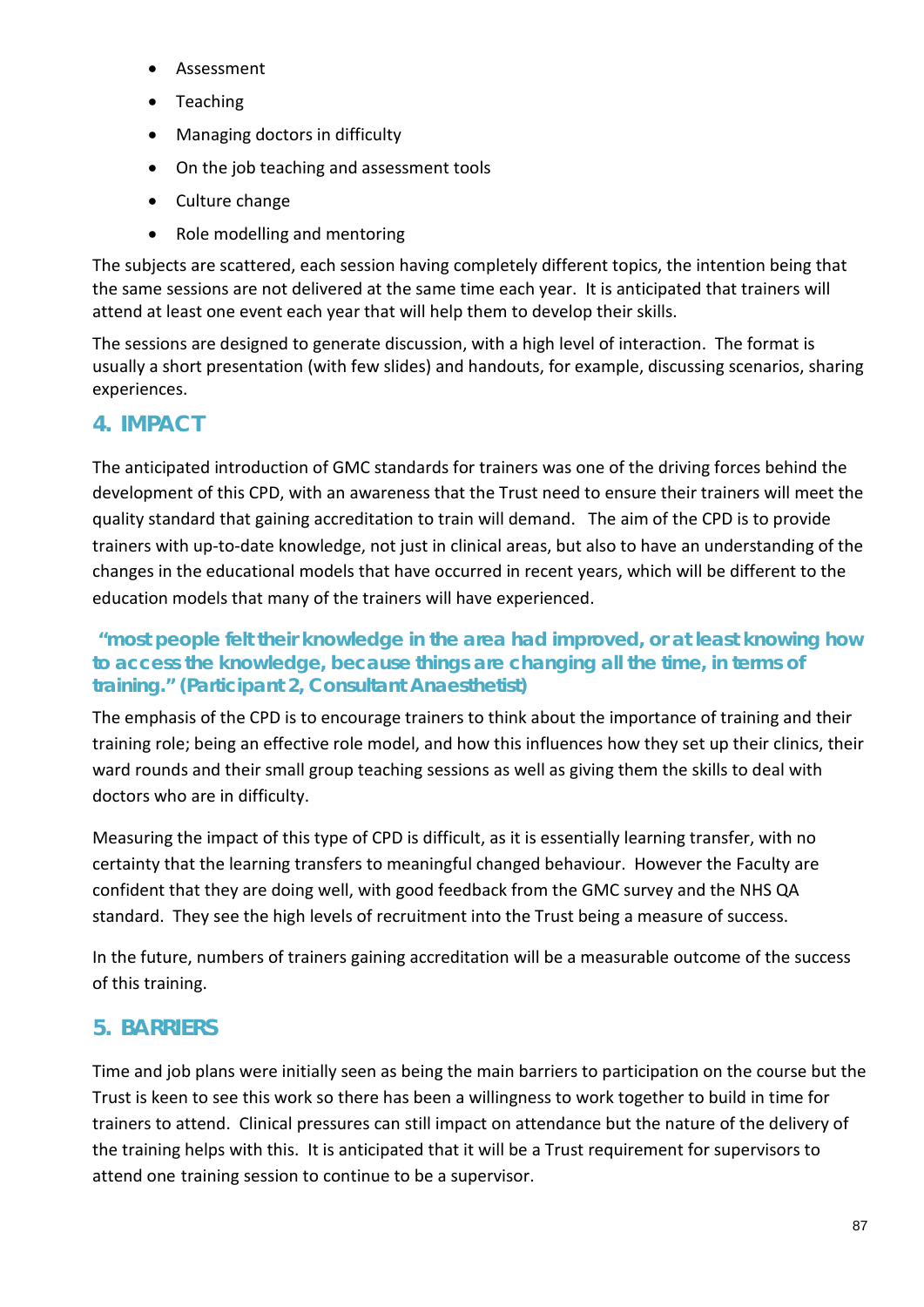- Assessment
- Teaching
- Managing doctors in difficulty
- On the job teaching and assessment tools
- Culture change
- Role modelling and mentoring

The subjects are scattered, each session having completely different topics, the intention being that the same sessions are not delivered at the same time each year. It is anticipated that trainers will attend at least one event each year that will help them to develop their skills.

The sessions are designed to generate discussion, with a high level of interaction. The format is usually a short presentation (with few slides) and handouts, for example, discussing scenarios, sharing experiences.

## 4. IMPACT

The anticipated introduction of GMC standards for trainers was one of the driving forces behind the development of this CPD, with an awareness that the Trust need to ensure their trainers will meet the quality standard that gaining accreditation to train will demand. The aim of the CPD is to provide trainers with up-to-date knowledge, not just in clinical areas, but also to have an understanding of the changes in the educational models that have occurred in recent years, which will be different to the education models that many of the trainers will have experienced.

**"most people felt their knowledge in the area had improved, or at least knowing how to access the knowledge, because things are changing all the time, in terms of training." (Participant 2, Consultant Anaesthetist)**

The emphasis of the CPD is to encourage trainers to think about the importance of training and their training role; being an effective role model, and how this influences how they set up their clinics, their ward rounds and their small group teaching sessions as well as giving them the skills to deal with doctors who are in difficulty.

Measuring the impact of this type of CPD is difficult, as it is essentially learning transfer, with no certainty that the learning transfers to meaningful changed behaviour. However the Faculty are confident that they are doing well, with good feedback from the GMC survey and the NHS QA standard. They see the high levels of recruitment into the Trust being a measure of success.

In the future, numbers of trainers gaining accreditation will be a measurable outcome of the success of this training.

## 5. BARRIERS

Time and job plans were initially seen as being the main barriers to participation on the course but the Trust is keen to see this work so there has been a willingness to work together to build in time for trainers to attend. Clinical pressures can still impact on attendance but the nature of the delivery of the training helps with this. It is anticipated that it will be a Trust requirement for supervisors to attend one training session to continue to be a supervisor.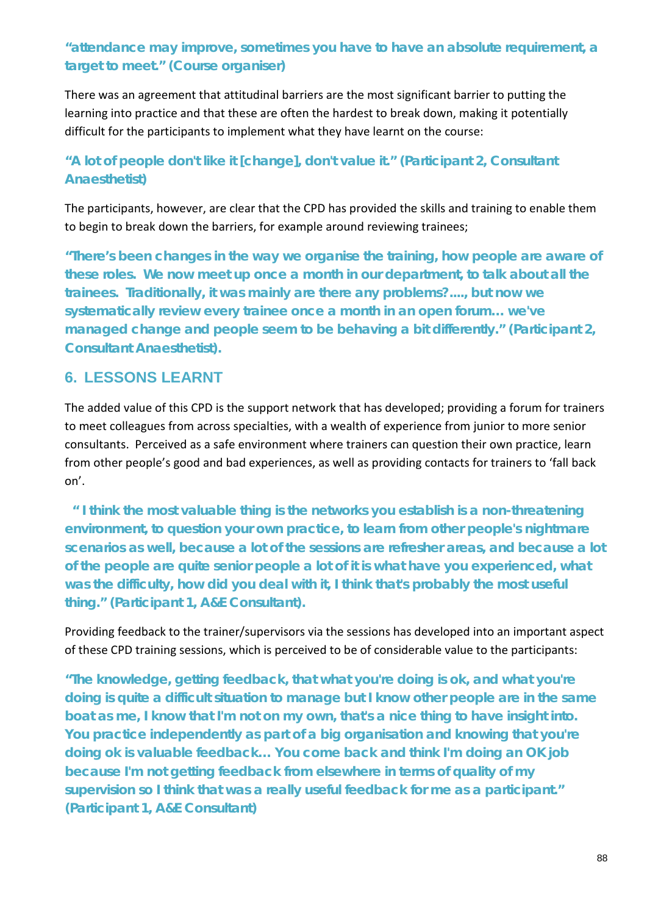**"attendance may improve, sometimes you have to have an absolute requirement, a target to meet." (Course organiser)**

There was an agreement that attitudinal barriers are the most significant barrier to putting the learning into practice and that these are often the hardest to break down, making it potentially difficult for the participants to implement what they have learnt on the course:

**"A lot of people don't like it [change], don't value it." (Participant 2, Consultant Anaesthetist)**

The participants, however, are clear that the CPD has provided the skills and training to enable them to begin to break down the barriers, for example around reviewing trainees;

**"There's been changes in the way we organise the training, how people are aware of these roles. We now meet up once a month in our department, to talk about all the trainees. Traditionally, it was mainly are there any problems?...., but now we systematically review every trainee once a month in an open forum… we've managed change and people seem to be behaving a bit differently." (Participant 2, Consultant Anaesthetist).**

## 6. LESSONS LEARNT

The added value of this CPD is the support network that has developed; providing a forum for trainers to meet colleagues from across specialties, with a wealth of experience from junior to more senior consultants. Perceived as a safe environment where trainers can question their own practice, learn from other people's good and bad experiences, as well as providing contacts for trainers to 'fall back on'.

**" I think the most valuable thing is the networks you establish is a non-threatening environment, to question your own practice, to learn from other people's nightmare scenarios as well, because a lot of the sessions are refresher areas, and because a lot of the people are quite senior people a lot of it is what have you experienced, what was the difficulty, how did you deal with it, I think that's probably the most useful thing." (Participant 1, A&E Consultant).**

Providing feedback to the trainer/supervisors via the sessions has developed into an important aspect of these CPD training sessions, which is perceived to be of considerable value to the participants:

**"The knowledge, getting feedback, that what you're doing is ok, and what you're doing is quite a difficult situation to manage but I know other people are in the same boat as me, I know that I'm not on my own, that's a nice thing to have insight into. You practice independently as part of a big organisation and knowing that you're doing ok is valuable feedback… You come back and think I'm doing an OK job because I'm not getting feedback from elsewhere in terms of quality of my supervision so I think that was a really useful feedback for me as a participant." (Participant 1, A&E Consultant)**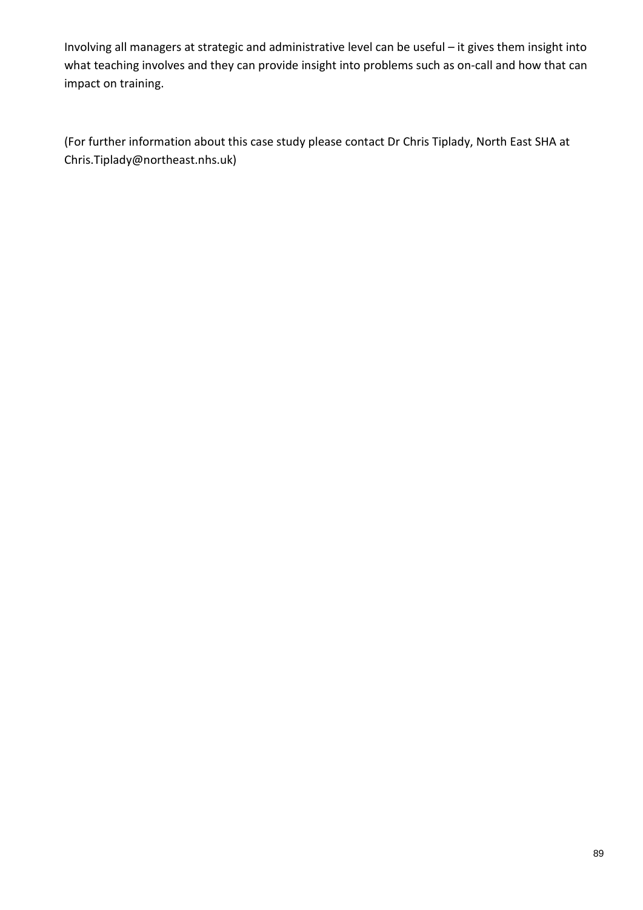Involving all managers at strategic and administrative level can be useful – it gives them insight into what teaching involves and they can provide insight into problems such as on-call and how that can impact on training.

(For further information about this case study please contact Dr Chris Tiplady, North East SHA at Chris.Tiplady@northeast.nhs.uk)